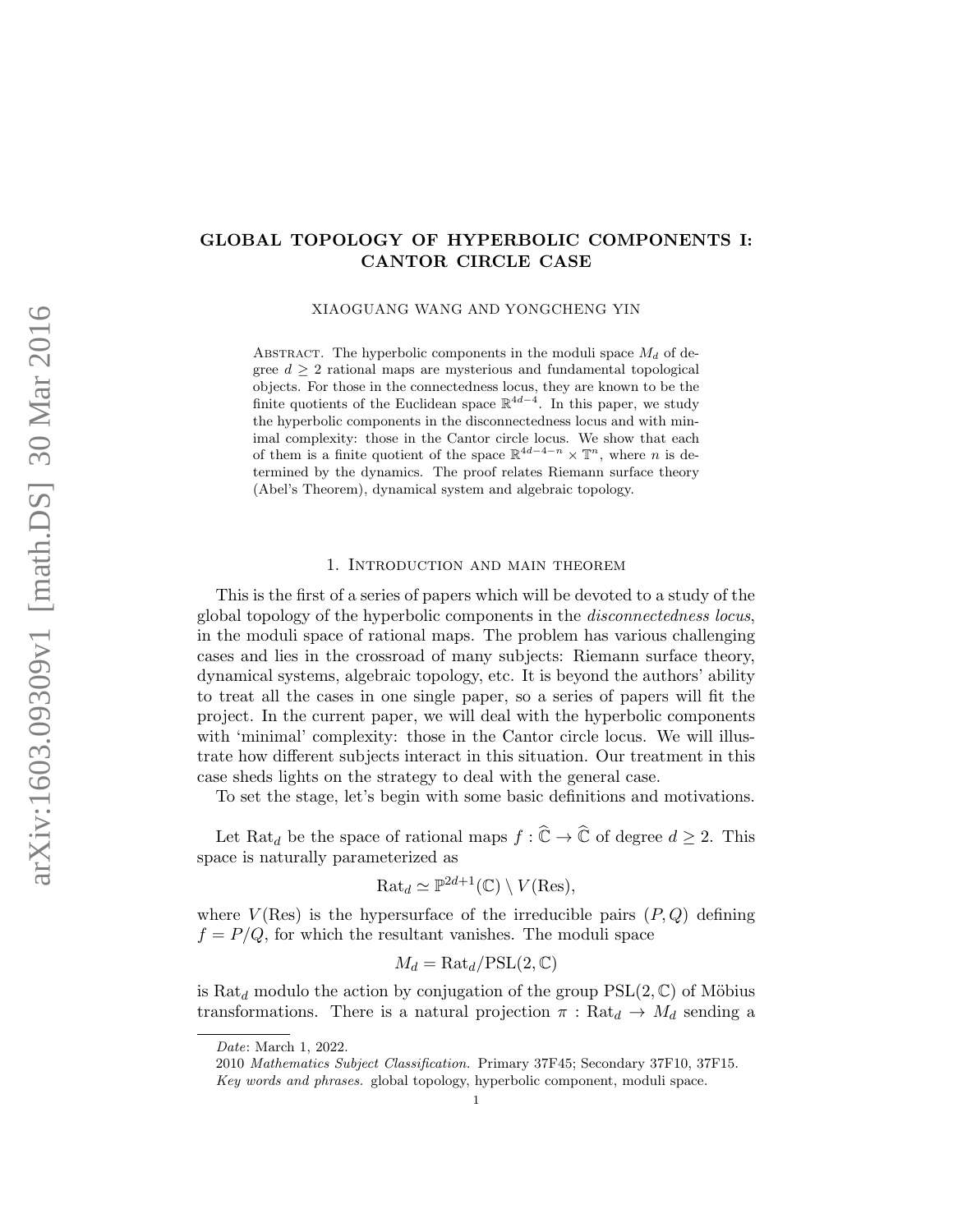# GLOBAL TOPOLOGY OF HYPERBOLIC COMPONENTS I: CANTOR CIRCLE CASE

XIAOGUANG WANG AND YONGCHENG YIN

Abstract. The hyperbolic components in the moduli space $M_d$ of degree $d \geq 2$ rational maps are mysterious and fundamental topological objects. For those in the connectedness locus, they are known to be the finite quotients of the Euclidean space $\mathbb{R}^{4d-4}$. In this paper, we study the hyperbolic components in the disconnectedness locus and with minimal complexity: those in the Cantor circle locus. We show that each of them is a finite quotient of the space $\mathbb{R}^{4d-4-n} \times \mathbb{T}^n$, where $n$ is determined by the dynamics. The proof relates Riemann surface theory (Abel's Theorem), dynamical system and algebraic topology.

## 1. Introduction and main theorem

This is the first of a series of papers which will be devoted to a study of the global topology of the hyperbolic components in the *disconnectedness locus*, in the moduli space of rational maps. The problem has various challenging cases and lies in the crossroad of many subjects: Riemann surface theory, dynamical systems, algebraic topology, etc. It is beyond the authors' ability to treat all the cases in one single paper, so a series of papers will fit the project. In the current paper, we will deal with the hyperbolic components with 'minimal' complexity: those in the Cantor circle locus. We will illustrate how different subjects interact in this situation. Our treatment in this case sheds lights on the strategy to deal with the general case.

To set the stage, let's begin with some basic definitions and motivations.

Let $\mathrm{Rat}_d$ be the space of rational maps $f : \widehat{\mathbb{C}} \to \widehat{\mathbb{C}}$ of degree $d \geq 2$. This space is naturally parameterized as

$$\mathrm{Rat}_d \simeq \mathbb{P}^{2d+1}(\mathbb{C}) \setminus V(\mathrm{Res}),$$

where $V(\mathrm{Res})$ is the hypersurface of the irreducible pairs $(P, Q)$ defining $f = P/Q$, for which the resultant vanishes. The moduli space

$$M_d = \mathrm{Rat}_d / \mathrm{PSL}(2, \mathbb{C})$$

is $\mathrm{Rat}_d$ modulo the action by conjugation of the group $\mathrm{PSL}(2, \mathbb{C})$ of Möbius transformations. There is a natural projection $\pi : \mathrm{Rat}_d \to M_d$ sending a

*Date*: March 1, 2022.

2010 *Mathematics Subject Classification.* Primary 37F45; Secondary 37F10, 37F15.

*Key words and phrases.* global topology, hyperbolic component, moduli space.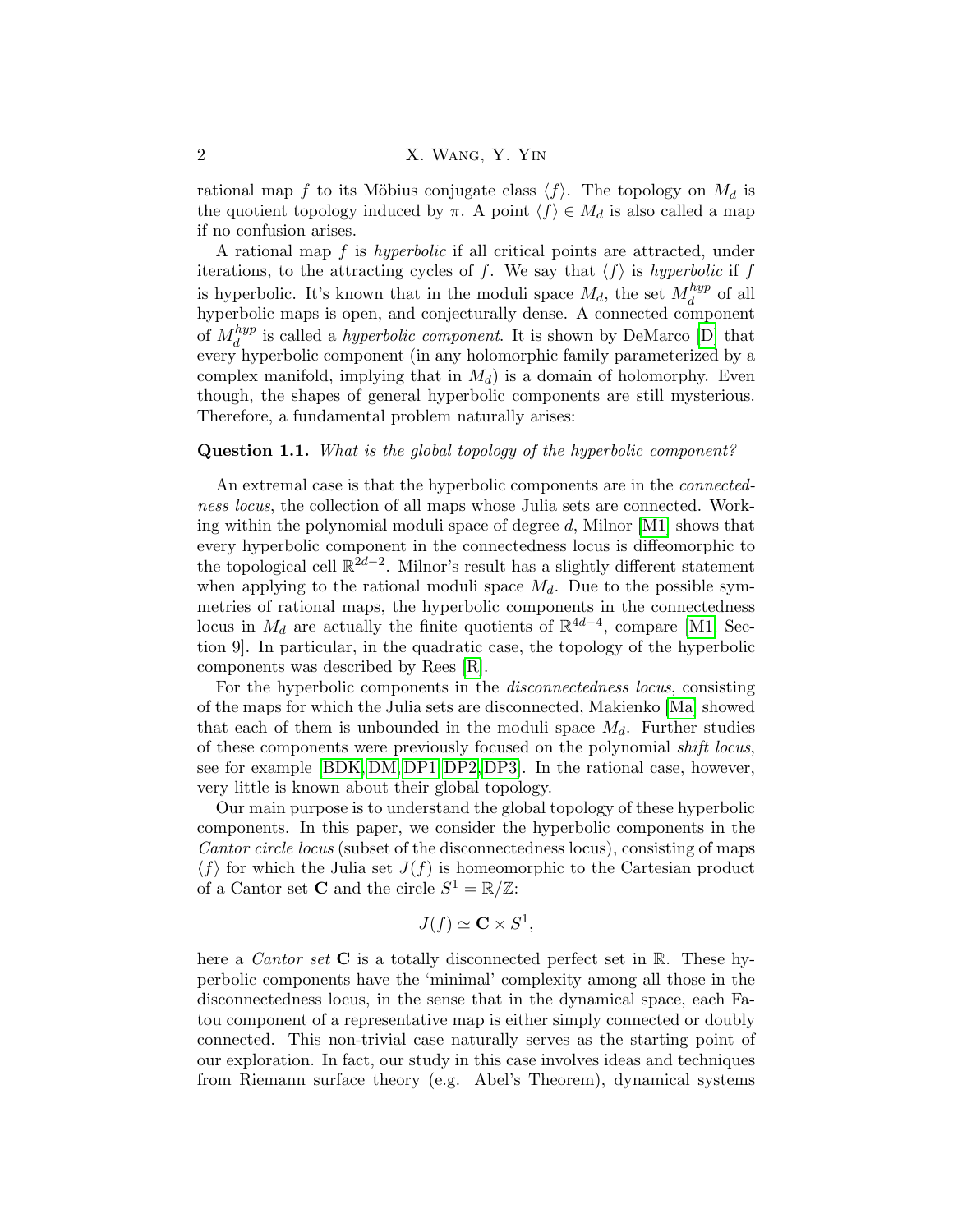rational map $f$ to its Möbius conjugate class $\langle f \rangle$. The topology on $M_d$ is the quotient topology induced by $\pi$. A point $\langle f \rangle \in M_d$ is also called a map if no confusion arises.

A rational map $f$ is *hyperbolic* if all critical points are attracted, under iterations, to the attracting cycles of $f$. We say that $\langle f \rangle$ is *hyperbolic* if $f$ is hyperbolic. It's known that in the moduli space $M_d$, the set $M_d^{hyp}$ of all hyperbolic maps is open, and conjecturally dense. A connected component of $M_d^{hyp}$ is called a *hyperbolic component*. It is shown by DeMarco [D] that every hyperbolic component (in any holomorphic family parameterized by a complex manifold, implying that in $M_d$) is a domain of holomorphy. Even though, the shapes of general hyperbolic components are still mysterious. Therefore, a fundamental problem naturally arises:

**Question 1.1.** *What is the global topology of the hyperbolic component?*

An extremal case is that the hyperbolic components are in the *connectedness locus*, the collection of all maps whose Julia sets are connected. Working within the polynomial moduli space of degree $d$, Milnor [M1] shows that every hyperbolic component in the connectedness locus is diffeomorphic to the topological cell $\mathbb{R}^{2d-2}$. Milnor's result has a slightly different statement when applying to the rational moduli space $M_d$. Due to the possible symmetries of rational maps, the hyperbolic components in the connectedness locus in $M_d$ are actually the finite quotients of $\mathbb{R}^{4d-4}$, compare [M1, Section 9]. In particular, in the quadratic case, the topology of the hyperbolic components was described by Rees [R].

For the hyperbolic components in the *disconnectedness locus*, consisting of the maps for which the Julia sets are disconnected, Makienko [Ma] showed that each of them is unbounded in the moduli space $M_d$. Further studies of these components were previously focused on the polynomial *shift locus*, see for example [BDK, DM, DP1, DP2, DP3]. In the rational case, however, very little is known about their global topology.

Our main purpose is to understand the global topology of these hyperbolic components. In this paper, we consider the hyperbolic components in the *Cantor circle locus* (subset of the disconnectedness locus), consisting of maps $\langle f \rangle$ for which the Julia set $J(f)$ is homeomorphic to the Cartesian product of a Cantor set $\mathbf{C}$ and the circle $S^1 = \mathbb{R}/\mathbb{Z}$:

$$J(f) \simeq \mathbf{C} \times S^1,$$

here a *Cantor set* $\mathbf{C}$ is a totally disconnected perfect set in $\mathbb{R}$. These hyperbolic components have the 'minimal' complexity among all those in the disconnectedness locus, in the sense that in the dynamical space, each Fatou component of a representative map is either simply connected or doubly connected. This non-trivial case naturally serves as the starting point of our exploration. In fact, our study in this case involves ideas and techniques from Riemann surface theory (e.g. Abel's Theorem), dynamical systems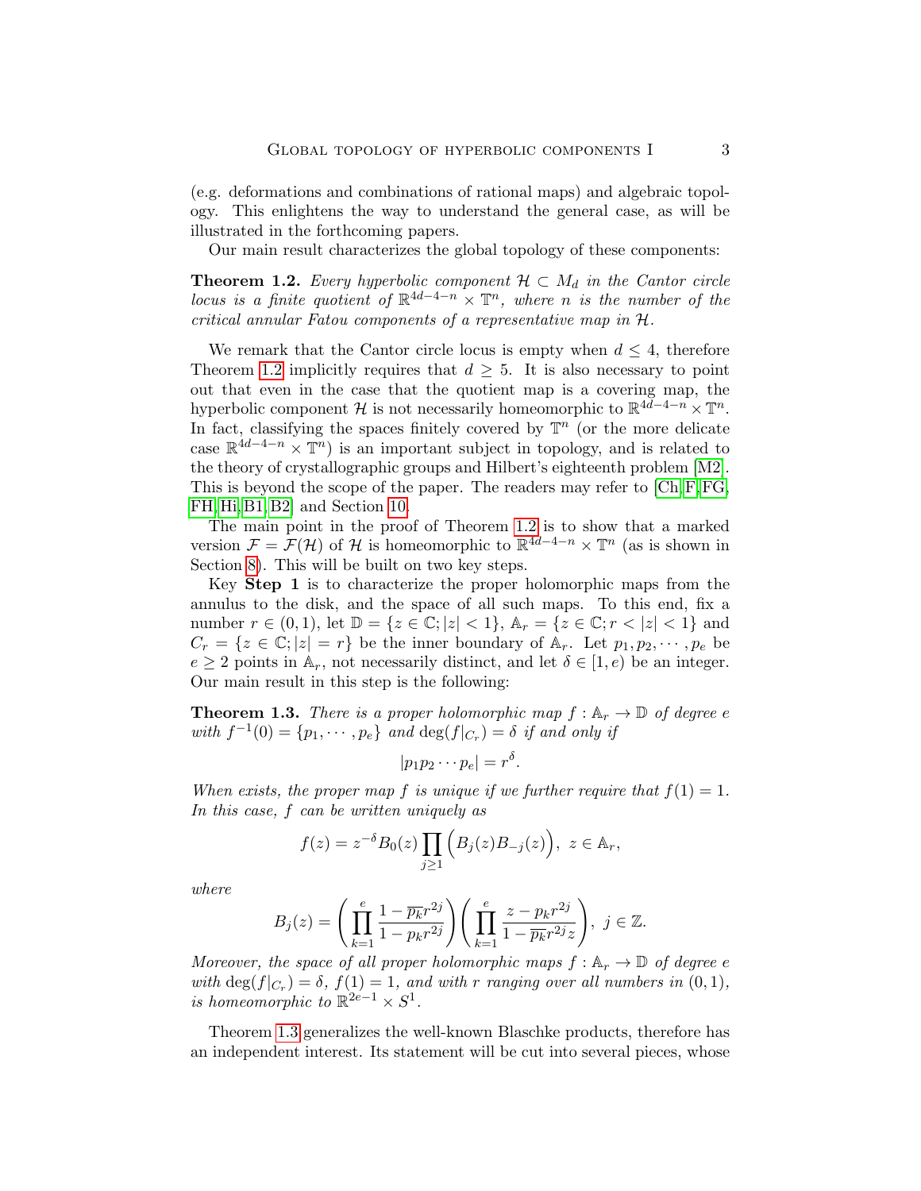(e.g. deformations and combinations of rational maps) and algebraic topology. This enlightens the way to understand the general case, as will be illustrated in the forthcoming papers.

Our main result characterizes the global topology of these components:

**Theorem 1.2.** *Every hyperbolic component $\mathcal{H} \subset M_d$ in the Cantor circle locus is a finite quotient of $\mathbb{R}^{4d-4-n} \times \mathbb{T}^n$, where $n$ is the number of the critical annular Fatou components of a representative map in $\mathcal{H}$.*

We remark that the Cantor circle locus is empty when $d \leq 4$, therefore Theorem 1.2 implicitly requires that $d \geq 5$. It is also necessary to point out that even in the case that the quotient map is a covering map, the hyperbolic component $\mathcal{H}$ is not necessarily homeomorphic to $\mathbb{R}^{4d-4-n} \times \mathbb{T}^n$. In fact, classifying the spaces finitely covered by $\mathbb{T}^n$ (or the more delicate case $\mathbb{R}^{4d-4-n} \times \mathbb{T}^n$) is an important subject in topology, and is related to the theory of crystallographic groups and Hilbert's eighteenth problem [M2]. This is beyond the scope of the paper. The readers may refer to [Ch, F, FG, FH, Hi, B1, B2] and Section 10.

The main point in the proof of Theorem 1.2 is to show that a marked version $\mathcal{F} = \mathcal{F}(\mathcal{H})$ of $\mathcal{H}$ is homeomorphic to $\mathbb{R}^{4d-4-n} \times \mathbb{T}^n$ (as is shown in Section 8). This will be built on two key steps.

Key **Step 1** is to characterize the proper holomorphic maps from the annulus to the disk, and the space of all such maps. To this end, fix a number $r \in (0, 1)$, let $\mathbb{D} = \{z \in \mathbb{C}; |z| < 1\}$, $\mathbb{A}_r = \{z \in \mathbb{C}; r < |z| < 1\}$ and $C_r = \{z \in \mathbb{C}; |z| = r\}$ be the inner boundary of $\mathbb{A}_r$. Let $p_1, p_2, \cdots, p_e$ be $e \geq 2$ points in $\mathbb{A}_r$, not necessarily distinct, and let $\delta \in [1, e)$ be an integer. Our main result in this step is the following:

**Theorem 1.3.** *There is a proper holomorphic map $f : \mathbb{A}_r \to \mathbb{D}$ of degree $e$ with $f^{-1}(0) = \{p_1, \cdots, p_e\}$ and $\deg(f|_{C_r}) = \delta$ if and only if*

$$|p_1 p_2 \cdots p_e| = r^{\delta}.$$

*When exists, the proper map $f$ is unique if we further require that $f(1) = 1$. In this case, $f$ can be written uniquely as*

$$f(z) = z^{-\delta} B_0(z) \prod_{j \geq 1} \Big( B_j(z) B_{-j}(z) \Big), \ z \in \mathbb{A}_r,$$

*where*

$$B_j(z) = \left( \prod_{k=1}^{e} \frac{1 - \overline{p_k} r^{2j}}{1 - p_k r^{2j}} \right) \left( \prod_{k=1}^{e} \frac{z - p_k r^{2j}}{1 - \overline{p_k} r^{2j} z} \right), \ j \in \mathbb{Z}.$$

*Moreover, the space of all proper holomorphic maps $f : \mathbb{A}_r \to \mathbb{D}$ of degree $e$ with $\deg(f|_{C_r}) = \delta$, $f(1) = 1$, and with $r$ ranging over all numbers in $(0, 1)$, is homeomorphic to $\mathbb{R}^{2e-1} \times S^1$.*

Theorem 1.3 generalizes the well-known Blaschke products, therefore has an independent interest. Its statement will be cut into several pieces, whose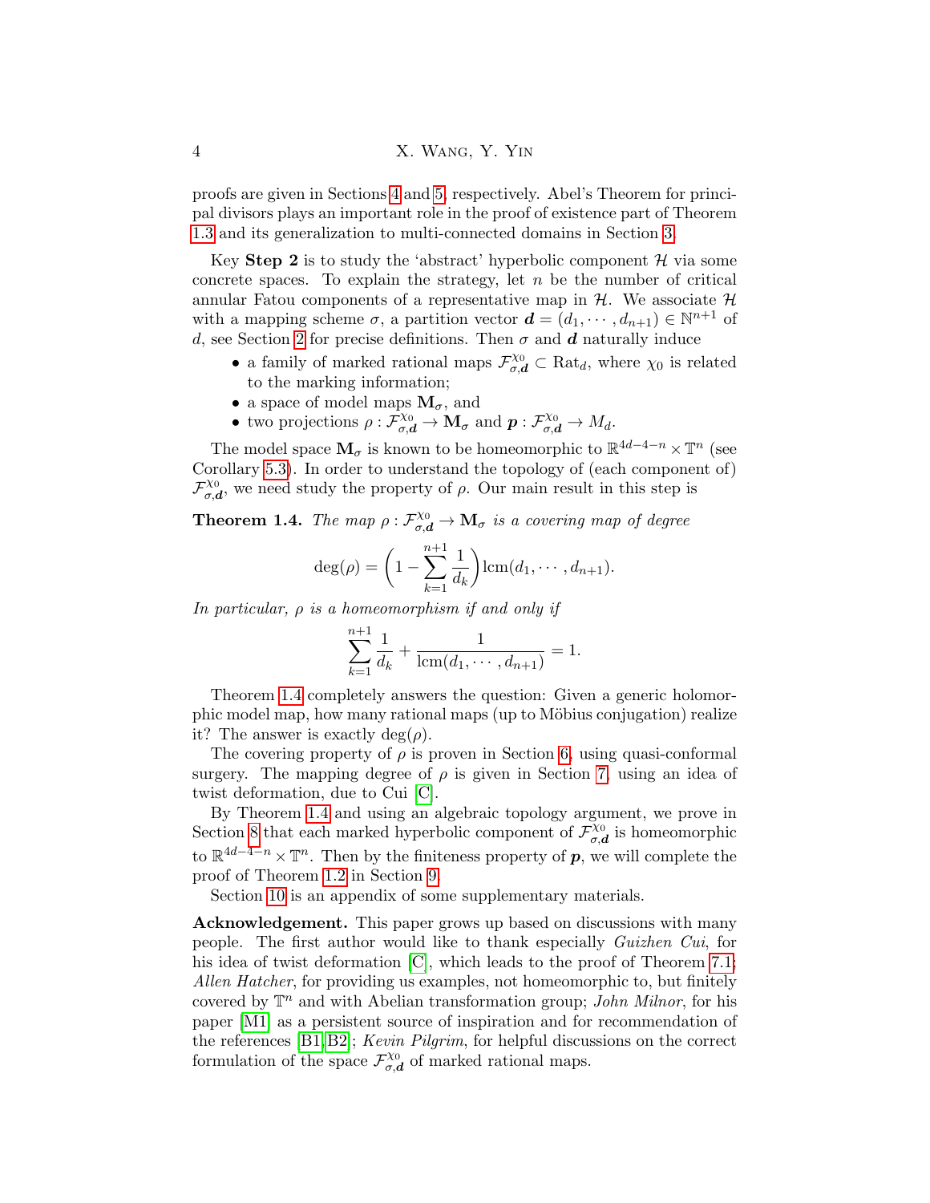proofs are given in Sections 4 and 5, respectively. Abel's Theorem for principal divisors plays an important role in the proof of existence part of Theorem 1.3 and its generalization to multi-connected domains in Section 3.

Key **Step 2** is to study the 'abstract' hyperbolic component $\mathcal{H}$ via some concrete spaces. To explain the strategy, let $n$ be the number of critical annular Fatou components of a representative map in $\mathcal{H}$. We associate $\mathcal{H}$ with a mapping scheme $\sigma$, a partition vector $\boldsymbol{d} = (d_1, \cdots, d_{n+1}) \in \mathbb{N}^{n+1}$ of $d$, see Section 2 for precise definitions. Then $\sigma$ and $\boldsymbol{d}$ naturally induce

- a family of marked rational maps $\mathcal{F}^{\chi_0}_{\sigma,\boldsymbol{d}} \subset \mathrm{Rat}_d$, where $\chi_0$ is related to the marking information;
- a space of model maps $\mathbf{M}_\sigma$, and
- two projections $\rho : \mathcal{F}^{\chi_0}_{\sigma,\boldsymbol{d}} \to \mathbf{M}_\sigma$ and $\boldsymbol{p} : \mathcal{F}^{\chi_0}_{\sigma,\boldsymbol{d}} \to M_d$.

The model space $\mathbf{M}_\sigma$ is known to be homeomorphic to $\mathbb{R}^{4d-4-n} \times \mathbb{T}^n$ (see Corollary 5.3). In order to understand the topology of (each component of) $\mathcal{F}^{\chi_0}_{\sigma,\boldsymbol{d}}$, we need study the property of $\rho$. Our main result in this step is

**Theorem 1.4.** *The map $\rho : \mathcal{F}^{\chi_0}_{\sigma,\boldsymbol{d}} \to \mathbf{M}_\sigma$ is a covering map of degree*

$$\deg(\rho) = \left(1 - \sum_{k=1}^{n+1} \frac{1}{d_k}\right) \mathrm{lcm}(d_1, \cdots, d_{n+1}).$$

*In particular, $\rho$ is a homeomorphism if and only if*

$$\sum_{k=1}^{n+1} \frac{1}{d_k} + \frac{1}{\mathrm{lcm}(d_1, \cdots, d_{n+1})} = 1.$$

Theorem 1.4 completely answers the question: Given a generic holomorphic model map, how many rational maps (up to Möbius conjugation) realize it? The answer is exactly $\deg(\rho)$.

The covering property of $\rho$ is proven in Section 6, using quasi-conformal surgery. The mapping degree of $\rho$ is given in Section 7, using an idea of twist deformation, due to Cui [C].

By Theorem 1.4 and using an algebraic topology argument, we prove in Section 8 that each marked hyperbolic component of $\mathcal{F}^{\chi_0}_{\sigma,\boldsymbol{d}}$ is homeomorphic to $\mathbb{R}^{4d-4-n} \times \mathbb{T}^n$. Then by the finiteness property of $\boldsymbol{p}$, we will complete the proof of Theorem 1.2 in Section 9.

Section 10 is an appendix of some supplementary materials.

**Acknowledgement.** This paper grows up based on discussions with many people. The first author would like to thank especially *Guizhen Cui*, for his idea of twist deformation [C], which leads to the proof of Theorem 7.1; *Allen Hatcher*, for providing us examples, not homeomorphic to, but finitely covered by $\mathbb{T}^n$ and with Abelian transformation group; *John Milnor*, for his paper [M1] as a persistent source of inspiration and for recommendation of the references [B1, B2]; *Kevin Pilgrim*, for helpful discussions on the correct formulation of the space $\mathcal{F}^{\chi_0}_{\sigma,\boldsymbol{d}}$ of marked rational maps.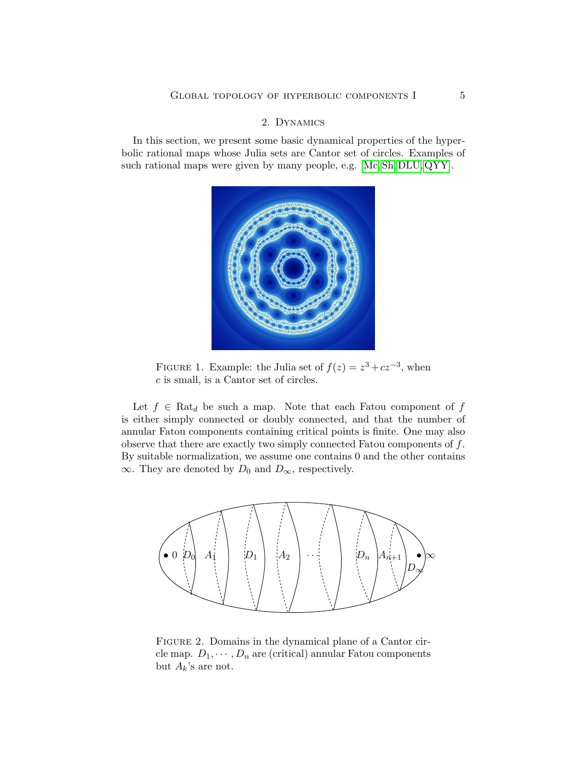## 2. Dynamics

In this section, we present some basic dynamical properties of the hyperbolic rational maps whose Julia sets are Cantor set of circles. Examples of such rational maps were given by many people, e.g. [Mc, Sh, DLU, QYY].

Figure 1. Example: the Julia set of $f(z) = z^3 + cz^{-3}$, when $c$ is small, is a Cantor set of circles.

Let $f \in \mathrm{Rat}_d$ be such a map. Note that each Fatou component of $f$ is either simply connected or doubly connected, and that the number of annular Fatou components containing critical points is finite. One may also observe that there are exactly two simply connected Fatou components of $f$. By suitable normalization, we assume one contains 0 and the other contains $\infty$. They are denoted by $D_0$ and $D_\infty$, respectively.

Figure 2. Domains in the dynamical plane of a Cantor circle map. $D_1, \cdots, D_n$ are (critical) annular Fatou components but $A_k$'s are not.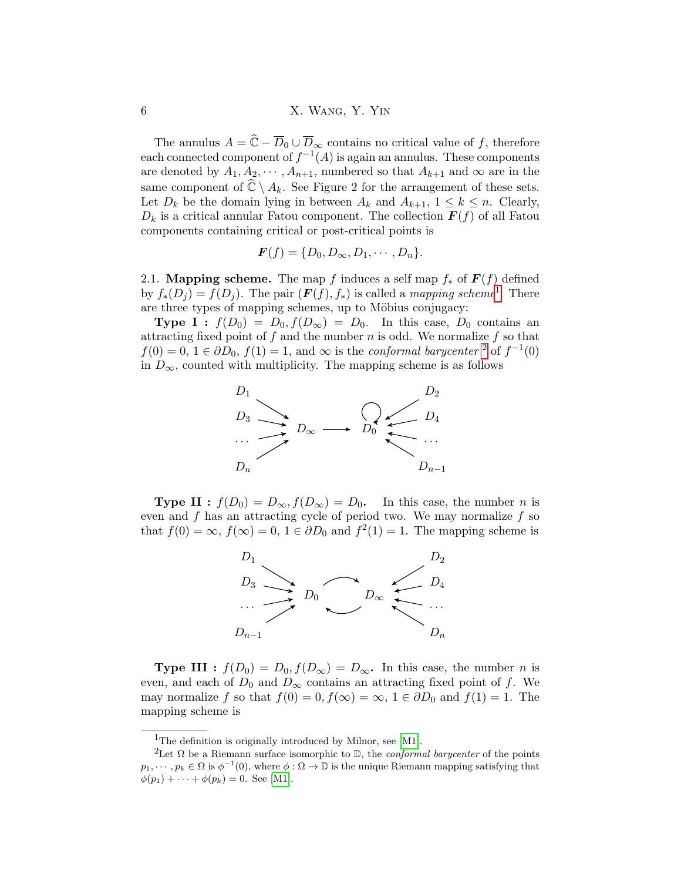The annulus $A = \widehat{\mathbb{C}} - \overline{D}_0 \cup \overline{D}_\infty$ contains no critical value of $f$, therefore each connected component of $f^{-1}(A)$ is again an annulus. These components are denoted by $A_1, A_2, \cdots, A_{n+1}$, numbered so that $A_{k+1}$ and $\infty$ are in the same component of $\widehat{\mathbb{C}} \setminus A_k$. See Figure 2 for the arrangement of these sets. Let $D_k$ be the domain lying in between $A_k$ and $A_{k+1}$, $1 \leq k \leq n$. Clearly, $D_k$ is a critical annular Fatou component. The collection $\boldsymbol{F}(f)$ of all Fatou components containing critical or post-critical points is

$$\boldsymbol{F}(f) = \{D_0, D_\infty, D_1, \cdots, D_n\}.$$

2.1. **Mapping scheme.** The map $f$ induces a self map $f_*$ of $\boldsymbol{F}(f)$ defined by $f_*(D_j) = f(D_j)$. The pair $(\boldsymbol{F}(f), f_*)$ is called a *mapping scheme*[1]. There are three types of mapping schemes, up to Möbius conjugacy:

**Type I :** $f(D_0) = D_0, f(D_\infty) = D_0$. In this case, $D_0$ contains an attracting fixed point of $f$ and the number $n$ is odd. We normalize $f$ so that $f(0) = 0$, $1 \in \partial D_0$, $f(1) = 1$, and $\infty$ is the *conformal barycenter*[2] of $f^{-1}(0)$ in $D_\infty$, counted with multiplicity. The mapping scheme is as follows

$$\begin{array}{ccc} D_1, D_3, \cdots, D_n & \longrightarrow D_\infty \longrightarrow D_0 \circlearrowleft \longleftarrow & D_2, D_4, \cdots, D_{n-1} \end{array}$$

**Type II :** $f(D_0) = D_\infty, f(D_\infty) = D_0$. In this case, the number $n$ is even and $f$ has an attracting cycle of period two. We may normalize $f$ so that $f(0) = \infty$, $f(\infty) = 0$, $1 \in \partial D_0$ and $f^2(1) = 1$. The mapping scheme is

$$\begin{array}{ccc} D_1, D_3, \cdots, D_{n-1} & \longrightarrow D_0 \rightleftarrows D_\infty \longleftarrow & D_2, D_4, \cdots, D_n \end{array}$$

**Type III :** $f(D_0) = D_0, f(D_\infty) = D_\infty$. In this case, the number $n$ is even, and each of $D_0$ and $D_\infty$ contains an attracting fixed point of $f$. We may normalize $f$ so that $f(0) = 0, f(\infty) = \infty$, $1 \in \partial D_0$ and $f(1) = 1$. The mapping scheme is

---

[1] The definition is originally introduced by Milnor, see [M1].

[2] Let $\Omega$ be a Riemann surface isomorphic to $\mathbb{D}$, the *conformal barycenter* of the points $p_1, \cdots, p_k \in \Omega$ is $\phi^{-1}(0)$, where $\phi : \Omega \to \mathbb{D}$ is the unique Riemann mapping satisfying that $\phi(p_1) + \cdots + \phi(p_k) = 0$. See [M1].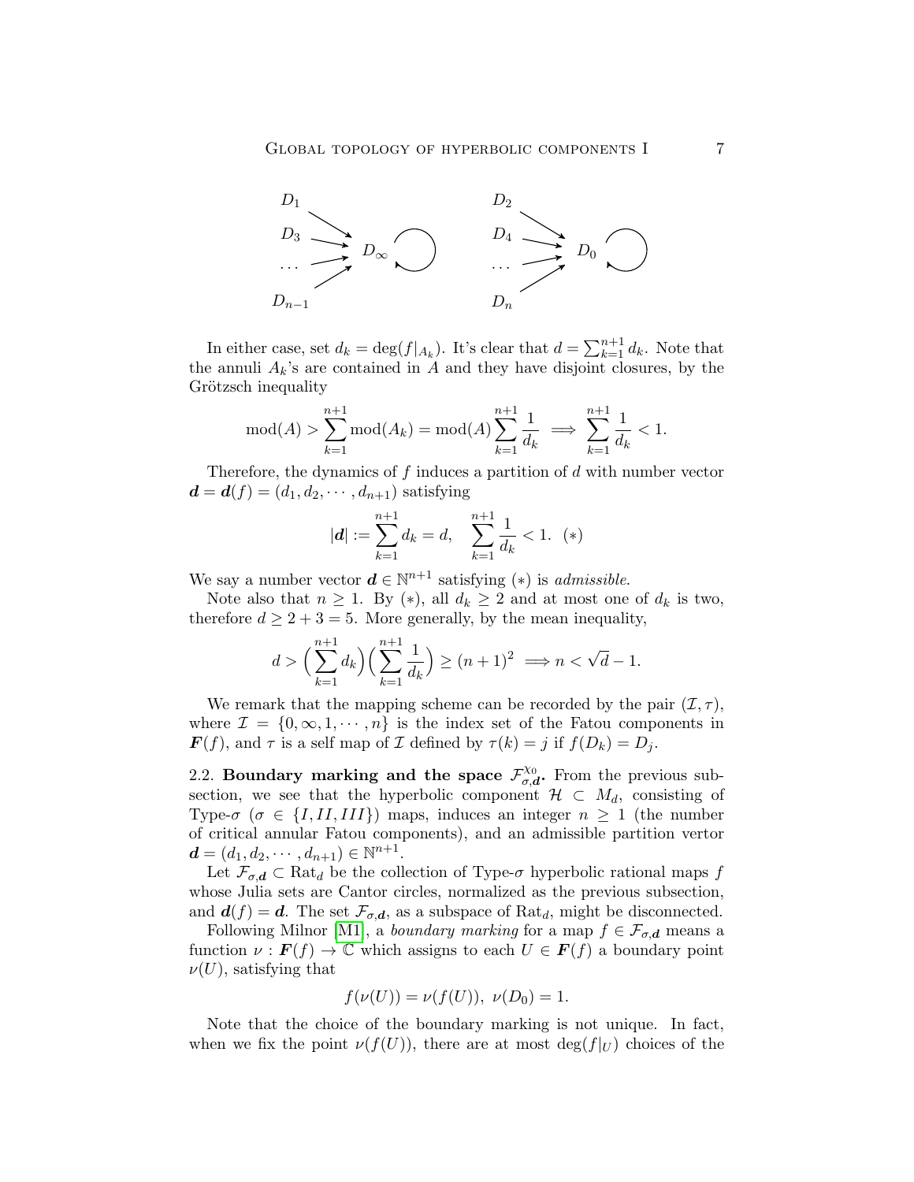In either case, set $d_k = \deg(f|_{A_k})$. It's clear that $d = \sum_{k=1}^{n+1} d_k$. Note that the annuli $A_k$'s are contained in $A$ and they have disjoint closures, by the Grötzsch inequality

$$\mathrm{mod}(A) > \sum_{k=1}^{n+1} \mathrm{mod}(A_k) = \mathrm{mod}(A) \sum_{k=1}^{n+1} \frac{1}{d_k} \implies \sum_{k=1}^{n+1} \frac{1}{d_k} < 1.$$

Therefore, the dynamics of $f$ induces a partition of $d$ with number vector $\boldsymbol{d} = \boldsymbol{d}(f) = (d_1, d_2, \cdots, d_{n+1})$ satisfying

$$|\boldsymbol{d}| := \sum_{k=1}^{n+1} d_k = d, \quad \sum_{k=1}^{n+1} \frac{1}{d_k} < 1. \quad (*)$$

We say a number vector $\boldsymbol{d} \in \mathbb{N}^{n+1}$ satisfying $(*)$ is *admissible*.

Note also that $n \geq 1$. By $(*)$, all $d_k \geq 2$ and at most one of $d_k$ is two, therefore $d \geq 2 + 3 = 5$. More generally, by the mean inequality,

$$d > \Big( \sum_{k=1}^{n+1} d_k \Big) \Big( \sum_{k=1}^{n+1} \frac{1}{d_k} \Big) \geq (n+1)^2 \implies n < \sqrt{d} - 1.$$

We remark that the mapping scheme can be recorded by the pair $(\mathcal{I}, \tau)$, where $\mathcal{I} = \{0, \infty, 1, \cdots, n\}$ is the index set of the Fatou components in $\boldsymbol{F}(f)$, and $\tau$ is a self map of $\mathcal{I}$ defined by $\tau(k) = j$ if $f(D_k) = D_j$.

**2.2. Boundary marking and the space $\mathcal{F}_{\sigma,\boldsymbol{d}}^{\chi_0}$.** From the previous subsection, we see that the hyperbolic component $\mathcal{H} \subset M_d$, consisting of Type-$\sigma$ ($\sigma \in \{I, II, III\}$) maps, induces an integer $n \geq 1$ (the number of critical annular Fatou components), and an admissible partition vertor $\boldsymbol{d} = (d_1, d_2, \cdots, d_{n+1}) \in \mathbb{N}^{n+1}$.

Let $\mathcal{F}_{\sigma,\boldsymbol{d}} \subset \mathrm{Rat}_d$ be the collection of Type-$\sigma$ hyperbolic rational maps $f$ whose Julia sets are Cantor circles, normalized as the previous subsection, and $\boldsymbol{d}(f) = \boldsymbol{d}$. The set $\mathcal{F}_{\sigma,\boldsymbol{d}}$, as a subspace of $\mathrm{Rat}_d$, might be disconnected.

Following Milnor [M1], a *boundary marking* for a map $f \in \mathcal{F}_{\sigma,\boldsymbol{d}}$ means a function $\nu : \boldsymbol{F}(f) \to \mathbb{C}$ which assigns to each $U \in \boldsymbol{F}(f)$ a boundary point $\nu(U)$, satisfying that

$$f(\nu(U)) = \nu(f(U)), \ \nu(D_0) = 1.$$

Note that the choice of the boundary marking is not unique. In fact, when we fix the point $\nu(f(U))$, there are at most $\deg(f|_U)$ choices of the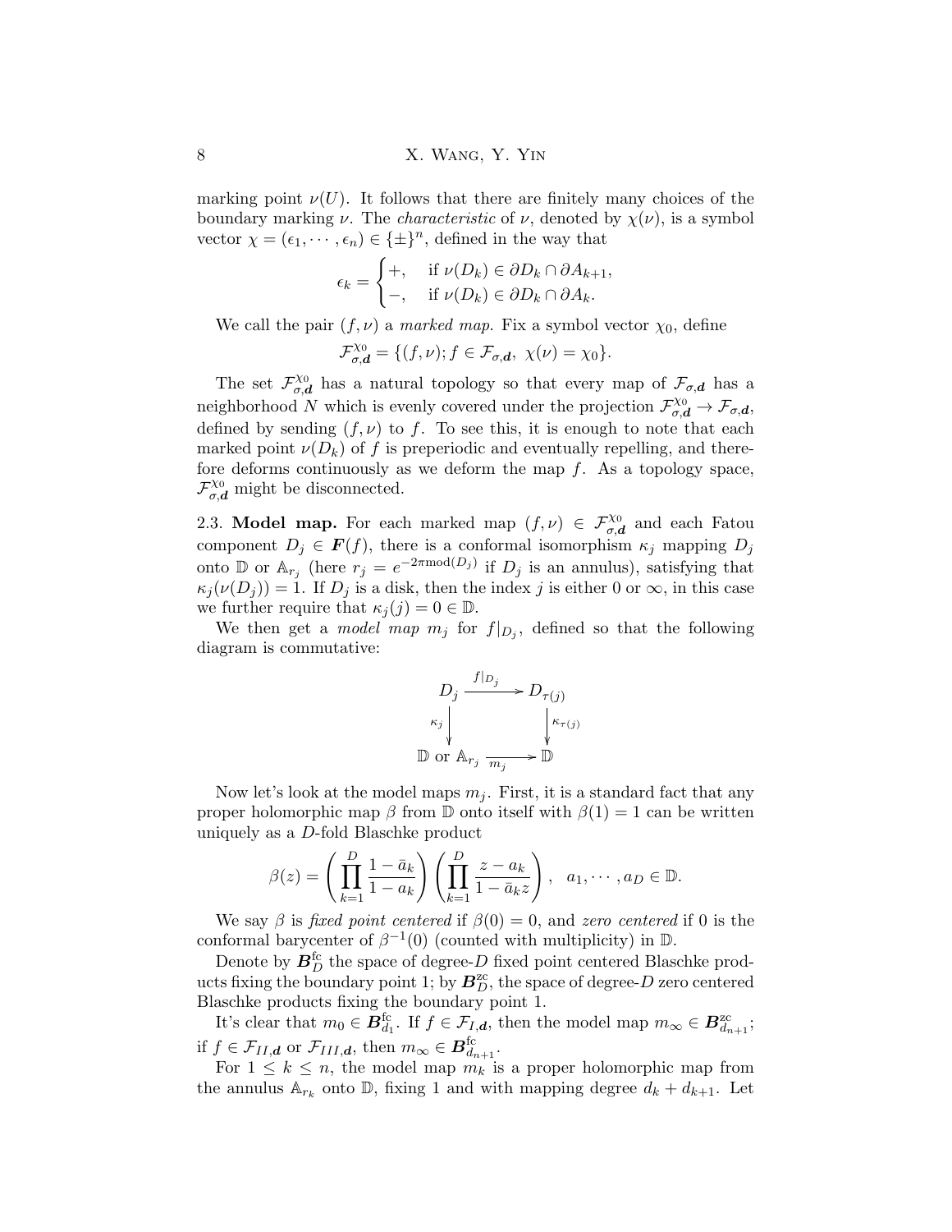marking point $\nu(U)$. It follows that there are finitely many choices of the boundary marking $\nu$. The *characteristic* of $\nu$, denoted by $\chi(\nu)$, is a symbol vector $\chi = (\epsilon_1, \cdots, \epsilon_n) \in \{\pm\}^n$, defined in the way that

$$\epsilon_k = \begin{cases} +, & \text{if } \nu(D_k) \in \partial D_k \cap \partial A_{k+1}, \\ -, & \text{if } \nu(D_k) \in \partial D_k \cap \partial A_k. \end{cases}$$

We call the pair $(f, \nu)$ a *marked map*. Fix a symbol vector $\chi_0$, define

$$\mathcal{F}^{\chi_0}_{\sigma,\boldsymbol{d}} = \{(f,\nu); f \in \mathcal{F}_{\sigma,\boldsymbol{d}},\ \chi(\nu) = \chi_0\}.$$

The set $\mathcal{F}^{\chi_0}_{\sigma,\boldsymbol{d}}$ has a natural topology so that every map of $\mathcal{F}_{\sigma,\boldsymbol{d}}$ has a neighborhood $N$ which is evenly covered under the projection $\mathcal{F}^{\chi_0}_{\sigma,\boldsymbol{d}} \to \mathcal{F}_{\sigma,\boldsymbol{d}}$, defined by sending $(f,\nu)$ to $f$. To see this, it is enough to note that each marked point $\nu(D_k)$ of $f$ is preperiodic and eventually repelling, and therefore deforms continuously as we deform the map $f$. As a topology space, $\mathcal{F}^{\chi_0}_{\sigma,\boldsymbol{d}}$ might be disconnected.

2.3. **Model map.** For each marked map $(f,\nu) \in \mathcal{F}^{\chi_0}_{\sigma,\boldsymbol{d}}$ and each Fatou component $D_j \in \boldsymbol{F}(f)$, there is a conformal isomorphism $\kappa_j$ mapping $D_j$ onto $\mathbb{D}$ or $\mathbb{A}_{r_j}$ (here $r_j = e^{-2\pi \text{mod}(D_j)}$ if $D_j$ is an annulus), satisfying that $\kappa_j(\nu(D_j)) = 1$. If $D_j$ is a disk, then the index $j$ is either $0$ or $\infty$, in this case we further require that $\kappa_j(j) = 0 \in \mathbb{D}$.

We then get a *model map* $m_j$ for $f|_{D_j}$, defined so that the following diagram is commutative:

$$\begin{array}{ccc} D_j & \xrightarrow{f|_{D_j}} & D_{\tau(j)} \\ \kappa_j \downarrow & & \downarrow \kappa_{\tau(j)} \\ \mathbb{D} \text{ or } \mathbb{A}_{r_j} & \xrightarrow{m_j} & \mathbb{D} \end{array}$$

Now let's look at the model maps $m_j$. First, it is a standard fact that any proper holomorphic map $\beta$ from $\mathbb{D}$ onto itself with $\beta(1) = 1$ can be written uniquely as a $D$-fold Blaschke product

$$\beta(z) = \left(\prod_{k=1}^{D} \frac{1-\bar{a}_k}{1-a_k}\right)\left(\prod_{k=1}^{D} \frac{z-a_k}{1-\bar{a}_k z}\right), \quad a_1, \cdots, a_D \in \mathbb{D}.$$

We say $\beta$ is *fixed point centered* if $\beta(0) = 0$, and *zero centered* if $0$ is the conformal barycenter of $\beta^{-1}(0)$ (counted with multiplicity) in $\mathbb{D}$.

Denote by $\boldsymbol{B}^{\text{fc}}_D$ the space of degree-$D$ fixed point centered Blaschke products fixing the boundary point 1; by $\boldsymbol{B}^{\text{zc}}_D$, the space of degree-$D$ zero centered Blaschke products fixing the boundary point 1.

It's clear that $m_0 \in \boldsymbol{B}^{\text{fc}}_{d_1}$. If $f \in \mathcal{F}_{I,\boldsymbol{d}}$, then the model map $m_\infty \in \boldsymbol{B}^{\text{zc}}_{d_{n+1}}$; if $f \in \mathcal{F}_{II,\boldsymbol{d}}$ or $\mathcal{F}_{III,\boldsymbol{d}}$, then $m_\infty \in \boldsymbol{B}^{\text{fc}}_{d_{n+1}}$.

For $1 \leq k \leq n$, the model map $m_k$ is a proper holomorphic map from the annulus $\mathbb{A}_{r_k}$ onto $\mathbb{D}$, fixing 1 and with mapping degree $d_k + d_{k+1}$. Let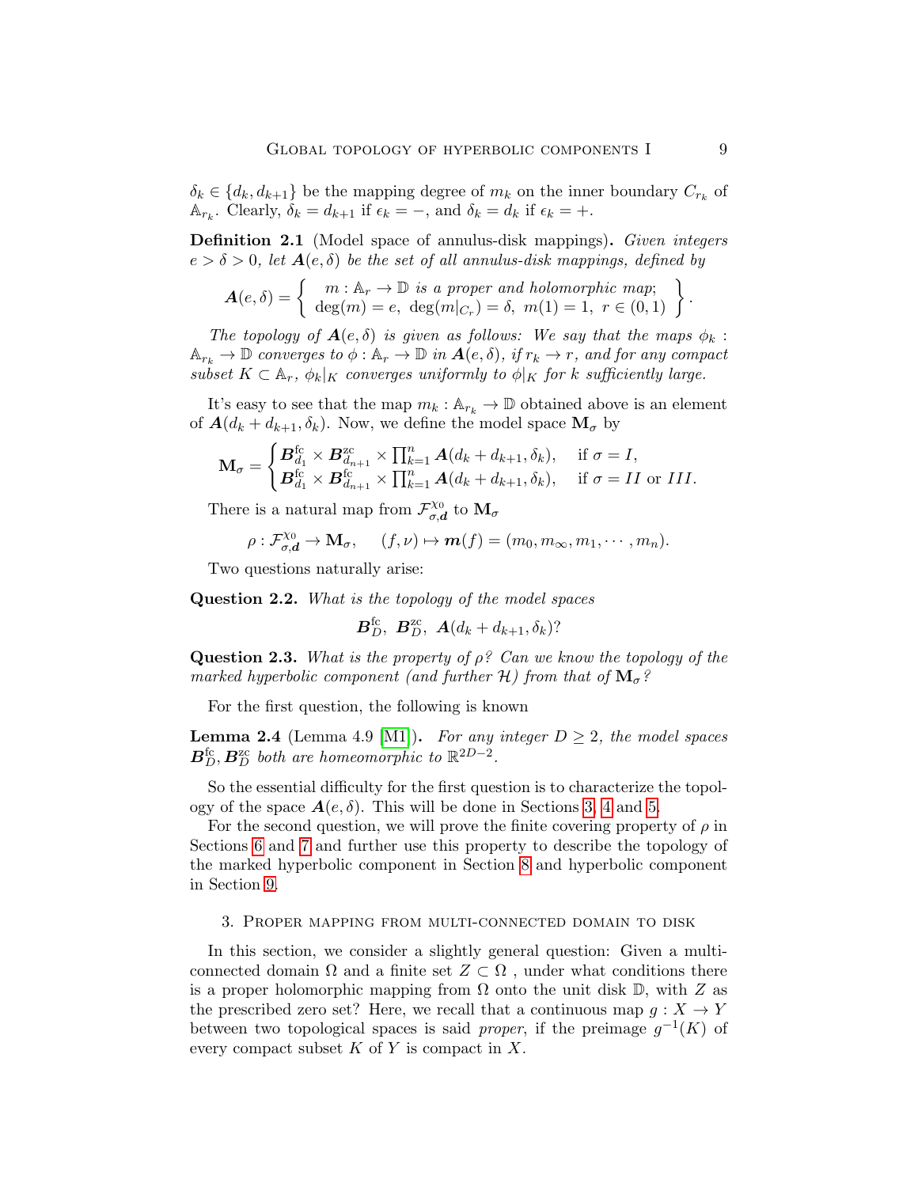$\delta_k \in \{d_k, d_{k+1}\}$ be the mapping degree of $m_k$ on the inner boundary $C_{r_k}$ of $\mathbb{A}_{r_k}$. Clearly, $\delta_k = d_{k+1}$ if $\epsilon_k = -$, and $\delta_k = d_k$ if $\epsilon_k = +$.

**Definition 2.1** (Model space of annulus-disk mappings)**.** *Given integers $e > \delta > 0$, let $\boldsymbol{A}(e, \delta)$ be the set of all annulus-disk mappings, defined by*

$$\boldsymbol{A}(e,\delta) = \left\{ \begin{array}{c} m : \mathbb{A}_r \to \mathbb{D} \text{ is a proper and holomorphic map;} \\ \deg(m) = e,\ \deg(m|_{C_r}) = \delta,\ m(1) = 1,\ r \in (0,1) \end{array} \right\}.$$

*The topology of $\boldsymbol{A}(e, \delta)$ is given as follows: We say that the maps $\phi_k : \mathbb{A}_{r_k} \to \mathbb{D}$ converges to $\phi : \mathbb{A}_r \to \mathbb{D}$ in $\boldsymbol{A}(e, \delta)$, if $r_k \to r$, and for any compact subset $K \subset \mathbb{A}_r$, $\phi_k|_K$ converges uniformly to $\phi|_K$ for $k$ sufficiently large.*

It's easy to see that the map $m_k : \mathbb{A}_{r_k} \to \mathbb{D}$ obtained above is an element of $\boldsymbol{A}(d_k + d_{k+1}, \delta_k)$. Now, we define the model space $\mathbf{M}_\sigma$ by

$$\mathbf{M}_\sigma = \begin{cases} \boldsymbol{B}^{\mathrm{fc}}_{d_1} \times \boldsymbol{B}^{\mathrm{zc}}_{d_{n+1}} \times \prod_{k=1}^n \boldsymbol{A}(d_k + d_{k+1}, \delta_k), & \text{if } \sigma = I, \\ \boldsymbol{B}^{\mathrm{fc}}_{d_1} \times \boldsymbol{B}^{\mathrm{fc}}_{d_{n+1}} \times \prod_{k=1}^n \boldsymbol{A}(d_k + d_{k+1}, \delta_k), & \text{if } \sigma = II \text{ or } III. \end{cases}$$

There is a natural map from $\mathcal{F}^{\chi_0}_{\sigma,\boldsymbol{d}}$ to $\mathbf{M}_\sigma$

$$\rho : \mathcal{F}^{\chi_0}_{\sigma,\boldsymbol{d}} \to \mathbf{M}_\sigma, \quad (f,\nu) \mapsto \boldsymbol{m}(f) = (m_0, m_\infty, m_1, \cdots, m_n).$$

Two questions naturally arise:

**Question 2.2.** *What is the topology of the model spaces*

$$\boldsymbol{B}^{\mathrm{fc}}_D,\ \boldsymbol{B}^{\mathrm{zc}}_D,\ \boldsymbol{A}(d_k + d_{k+1}, \delta_k)?$$

**Question 2.3.** *What is the property of $\rho$? Can we know the topology of the marked hyperbolic component (and further $\mathcal{H}$) from that of $\mathbf{M}_\sigma$?*

For the first question, the following is known

**Lemma 2.4** (Lemma 4.9 [M1])**.** *For any integer $D \geq 2$, the model spaces $\boldsymbol{B}^{\mathrm{fc}}_D, \boldsymbol{B}^{\mathrm{zc}}_D$ both are homeomorphic to $\mathbb{R}^{2D-2}$.*

So the essential difficulty for the first question is to characterize the topology of the space $\boldsymbol{A}(e, \delta)$. This will be done in Sections 3, 4 and 5.

For the second question, we will prove the finite covering property of $\rho$ in Sections 6 and 7 and further use this property to describe the topology of the marked hyperbolic component in Section 8 and hyperbolic component in Section 9.

## 3. Proper mapping from multi-connected domain to disk

In this section, we consider a slightly general question: Given a multi-connected domain $\Omega$ and a finite set $Z \subset \Omega$ , under what conditions there is a proper holomorphic mapping from $\Omega$ onto the unit disk $\mathbb{D}$, with $Z$ as the prescribed zero set? Here, we recall that a continuous map $g : X \to Y$ between two topological spaces is said *proper*, if the preimage $g^{-1}(K)$ of every compact subset $K$ of $Y$ is compact in $X$.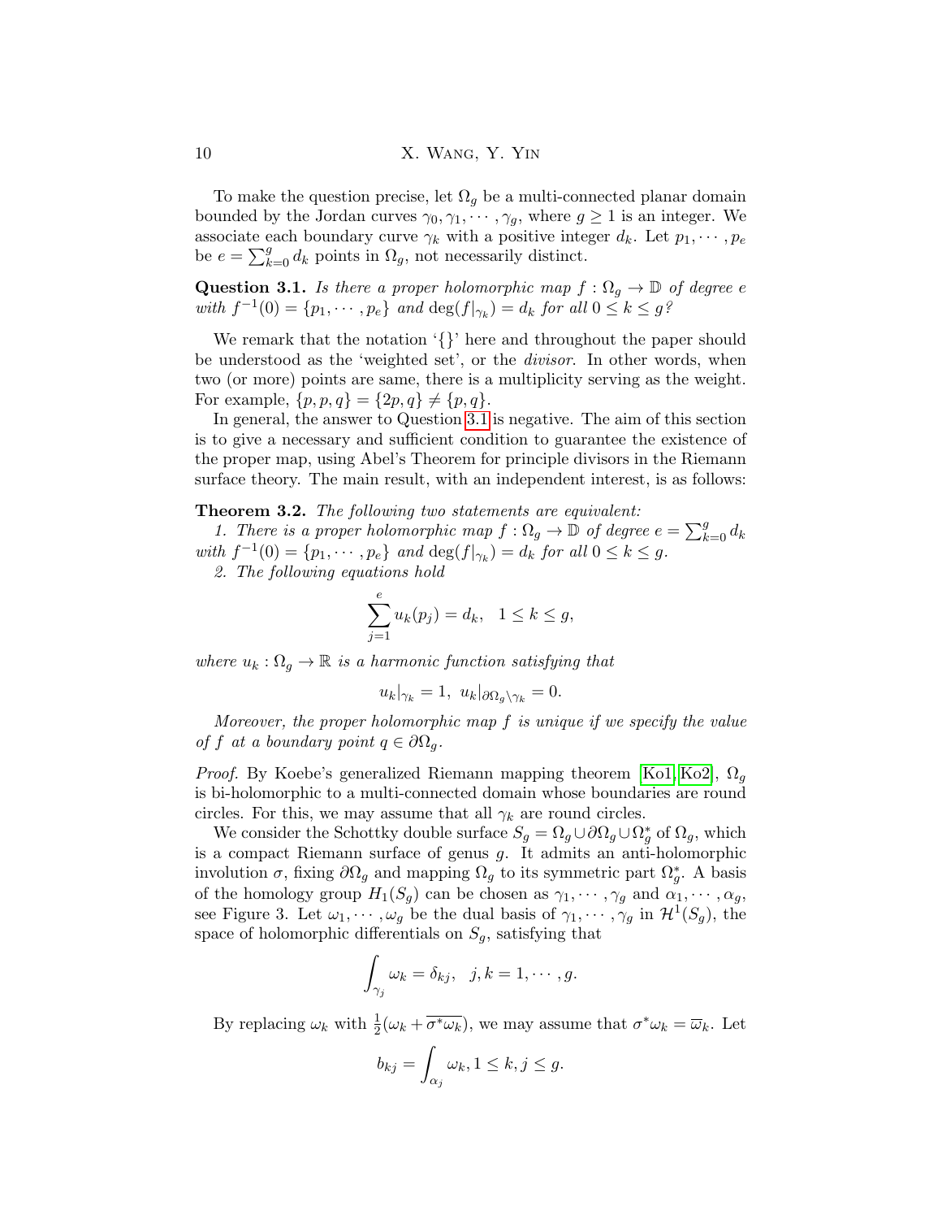To make the question precise, let $\Omega_g$ be a multi-connected planar domain bounded by the Jordan curves $\gamma_0, \gamma_1, \cdots, \gamma_g$, where $g \geq 1$ is an integer. We associate each boundary curve $\gamma_k$ with a positive integer $d_k$. Let $p_1, \cdots, p_e$ be $e = \sum_{k=0}^{g} d_k$ points in $\Omega_g$, not necessarily distinct.

**Question 3.1.** *Is there a proper holomorphic map $f : \Omega_g \to \mathbb{D}$ of degree $e$ with $f^{-1}(0) = \{p_1, \cdots, p_e\}$ and $\deg(f|_{\gamma_k}) = d_k$ for all $0 \leq k \leq g$?*

We remark that the notation '{}' here and throughout the paper should be understood as the 'weighted set', or the *divisor*. In other words, when two (or more) points are same, there is a multiplicity serving as the weight. For example, $\{p, p, q\} = \{2p, q\} \neq \{p, q\}$.

In general, the answer to Question 3.1 is negative. The aim of this section is to give a necessary and sufficient condition to guarantee the existence of the proper map, using Abel's Theorem for principle divisors in the Riemann surface theory. The main result, with an independent interest, is as follows:

**Theorem 3.2.** *The following two statements are equivalent:*

*1. There is a proper holomorphic map $f : \Omega_g \to \mathbb{D}$ of degree $e = \sum_{k=0}^{g} d_k$ with $f^{-1}(0) = \{p_1, \cdots, p_e\}$ and $\deg(f|_{\gamma_k}) = d_k$ for all $0 \leq k \leq g$.*

*2. The following equations hold*

$$\sum_{j=1}^{e} u_k(p_j) = d_k, \quad 1 \leq k \leq g,$$

*where $u_k : \Omega_g \to \mathbb{R}$ is a harmonic function satisfying that*

$$u_k|_{\gamma_k} = 1, \ u_k|_{\partial\Omega_g \setminus \gamma_k} = 0.$$

*Moreover, the proper holomorphic map $f$ is unique if we specify the value of $f$ at a boundary point $q \in \partial\Omega_g$.*

*Proof.* By Koebe's generalized Riemann mapping theorem [Ko1, Ko2], $\Omega_g$ is bi-holomorphic to a multi-connected domain whose boundaries are round circles. For this, we may assume that all $\gamma_k$ are round circles.

We consider the Schottky double surface $S_g = \Omega_g \cup \partial\Omega_g \cup \Omega_g^*$ of $\Omega_g$, which is a compact Riemann surface of genus $g$. It admits an anti-holomorphic involution $\sigma$, fixing $\partial\Omega_g$ and mapping $\Omega_g$ to its symmetric part $\Omega_g^*$. A basis of the homology group $H_1(S_g)$ can be chosen as $\gamma_1, \cdots, \gamma_g$ and $\alpha_1, \cdots, \alpha_g$, see Figure 3. Let $\omega_1, \cdots, \omega_g$ be the dual basis of $\gamma_1, \cdots, \gamma_g$ in $\mathcal{H}^1(S_g)$, the space of holomorphic differentials on $S_g$, satisfying that

$$\int_{\gamma_j} \omega_k = \delta_{kj}, \quad j, k = 1, \cdots, g.$$

By replacing $\omega_k$ with $\frac{1}{2}(\omega_k + \overline{\sigma^*\omega_k})$, we may assume that $\sigma^*\omega_k = \overline{\omega}_k$. Let

$$b_{kj} = \int_{\alpha_j} \omega_k, 1 \leq k, j \leq g.$$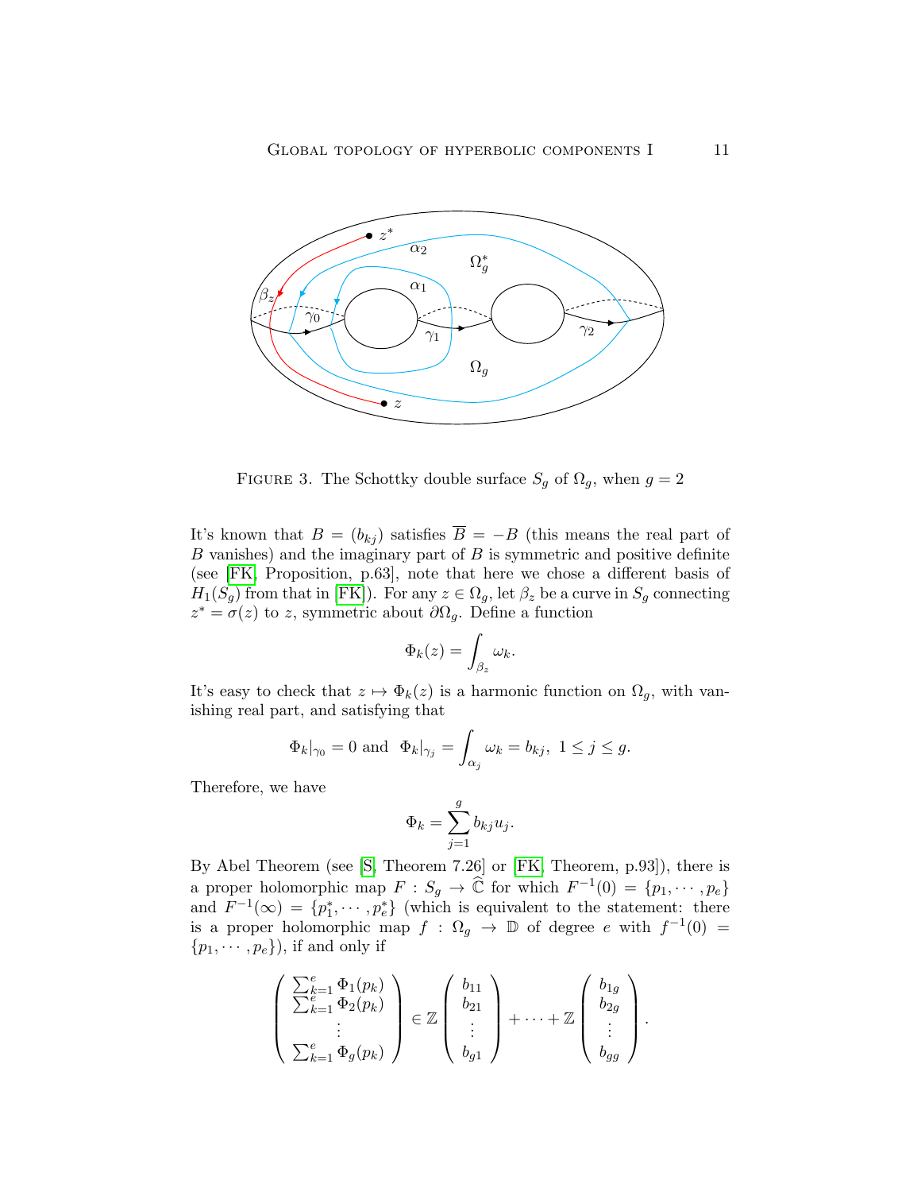FIGURE 3. The Schottky double surface $S_g$ of $\Omega_g$, when $g = 2$

It's known that $B = (b_{kj})$ satisfies $\overline{B} = -B$ (this means the real part of $B$ vanishes) and the imaginary part of $B$ is symmetric and positive definite (see [FK, Proposition, p.63], note that here we chose a different basis of $H_1(S_g)$ from that in [FK]). For any $z \in \Omega_g$, let $\beta_z$ be a curve in $S_g$ connecting $z^* = \sigma(z)$ to $z$, symmetric about $\partial\Omega_g$. Define a function

$$\Phi_k(z) = \int_{\beta_z} \omega_k.$$

It's easy to check that $z \mapsto \Phi_k(z)$ is a harmonic function on $\Omega_g$, with vanishing real part, and satisfying that

$$\Phi_k|_{\gamma_0} = 0 \text{ and } \Phi_k|_{\gamma_j} = \int_{\alpha_j} \omega_k = b_{kj}, \ 1 \leq j \leq g.$$

Therefore, we have

$$\Phi_k = \sum_{j=1}^{g} b_{kj} u_j.$$

By Abel Theorem (see [S, Theorem 7.26] or [FK, Theorem, p.93]), there is a proper holomorphic map $F : S_g \to \widehat{\mathbb{C}}$ for which $F^{-1}(0) = \{p_1, \cdots, p_e\}$ and $F^{-1}(\infty) = \{p_1^*, \cdots, p_e^*\}$ (which is equivalent to the statement: there is a proper holomorphic map $f : \Omega_g \to \mathbb{D}$ of degree $e$ with $f^{-1}(0) = \{p_1, \cdots, p_e\}$), if and only if

$$\begin{pmatrix} \sum_{k=1}^{e} \Phi_1(p_k) \\ \sum_{k=1}^{e} \Phi_2(p_k) \\ \vdots \\ \sum_{k=1}^{e} \Phi_g(p_k) \end{pmatrix} \in \mathbb{Z} \begin{pmatrix} b_{11} \\ b_{21} \\ \vdots \\ b_{g1} \end{pmatrix} + \cdots + \mathbb{Z} \begin{pmatrix} b_{1g} \\ b_{2g} \\ \vdots \\ b_{gg} \end{pmatrix}.$$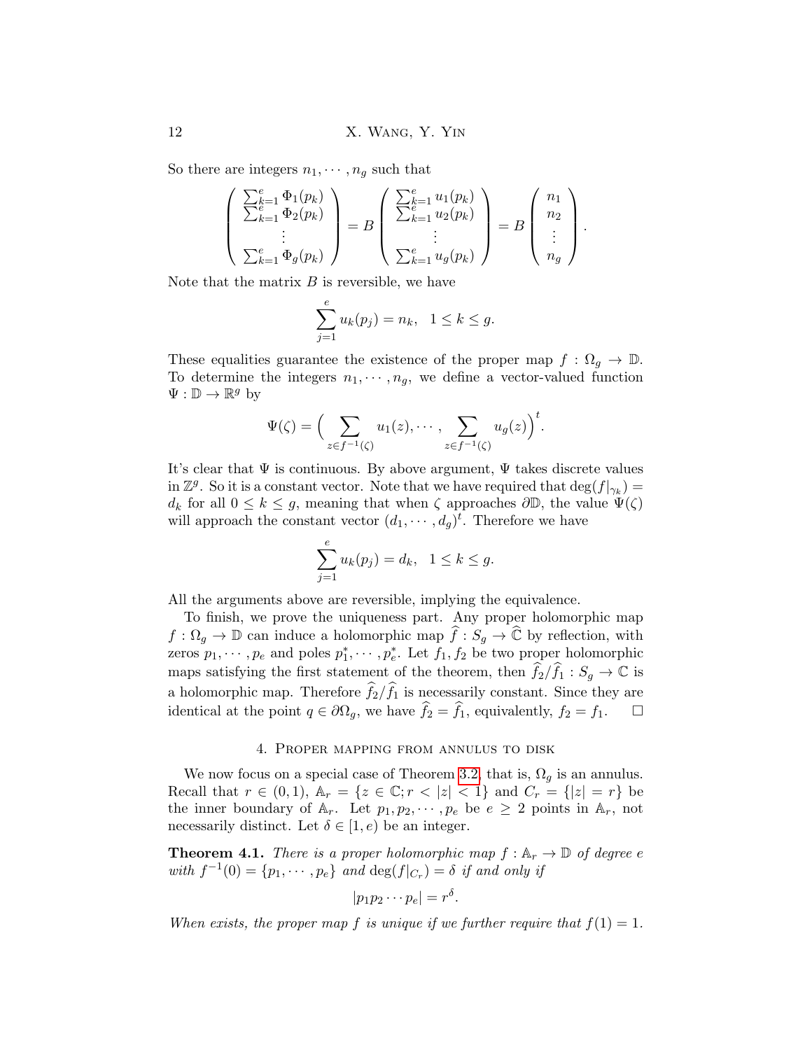So there are integers $n_1, \cdots, n_g$ such that

$$\begin{pmatrix} \sum_{k=1}^e \Phi_1(p_k) \\ \sum_{k=1}^e \Phi_2(p_k) \\ \vdots \\ \sum_{k=1}^e \Phi_g(p_k) \end{pmatrix} = B \begin{pmatrix} \sum_{k=1}^e u_1(p_k) \\ \sum_{k=1}^e u_2(p_k) \\ \vdots \\ \sum_{k=1}^e u_g(p_k) \end{pmatrix} = B \begin{pmatrix} n_1 \\ n_2 \\ \vdots \\ n_g \end{pmatrix}.$$

Note that the matrix $B$ is reversible, we have

$$\sum_{j=1}^e u_k(p_j) = n_k, \quad 1 \le k \le g.$$

These equalities guarantee the existence of the proper map $f : \Omega_g \to \mathbb{D}$. To determine the integers $n_1, \cdots, n_g$, we define a vector-valued function $\Psi : \mathbb{D} \to \mathbb{R}^g$ by

$$\Psi(\zeta) = \Big( \sum_{z \in f^{-1}(\zeta)} u_1(z), \cdots, \sum_{z \in f^{-1}(\zeta)} u_g(z) \Big)^t.$$

It's clear that $\Psi$ is continuous. By above argument, $\Psi$ takes discrete values in $\mathbb{Z}^g$. So it is a constant vector. Note that we have required that $\deg(f|_{\gamma_k}) = d_k$ for all $0 \le k \le g$, meaning that when $\zeta$ approaches $\partial\mathbb{D}$, the value $\Psi(\zeta)$ will approach the constant vector $(d_1, \cdots, d_g)^t$. Therefore we have

$$\sum_{j=1}^e u_k(p_j) = d_k, \quad 1 \le k \le g.$$

All the arguments above are reversible, implying the equivalence.

To finish, we prove the uniqueness part. Any proper holomorphic map $f : \Omega_g \to \mathbb{D}$ can induce a holomorphic map $\widehat{f} : S_g \to \widehat{\mathbb{C}}$ by reflection, with zeros $p_1, \cdots, p_e$ and poles $p_1^*, \cdots, p_e^*$. Let $f_1, f_2$ be two proper holomorphic maps satisfying the first statement of the theorem, then $\widehat{f}_2/\widehat{f}_1 : S_g \to \mathbb{C}$ is a holomorphic map. Therefore $\widehat{f}_2/\widehat{f}_1$ is necessarily constant. Since they are identical at the point $q \in \partial\Omega_g$, we have $\widehat{f}_2 = \widehat{f}_1$, equivalently, $f_2 = f_1$. □

## 4. Proper mapping from annulus to disk

We now focus on a special case of Theorem 3.2, that is, $\Omega_g$ is an annulus. Recall that $r \in (0, 1)$, $\mathbb{A}_r = \{z \in \mathbb{C}; r < |z| < 1\}$ and $C_r = \{|z| = r\}$ be the inner boundary of $\mathbb{A}_r$. Let $p_1, p_2, \cdots, p_e$ be $e \ge 2$ points in $\mathbb{A}_r$, not necessarily distinct. Let $\delta \in [1, e)$ be an integer.

**Theorem 4.1.** *There is a proper holomorphic map $f : \mathbb{A}_r \to \mathbb{D}$ of degree $e$ with $f^{-1}(0) = \{p_1, \cdots, p_e\}$ and $\deg(f|_{C_r}) = \delta$ if and only if*

$$|p_1 p_2 \cdots p_e| = r^\delta.$$

*When exists, the proper map $f$ is unique if we further require that $f(1) = 1$.*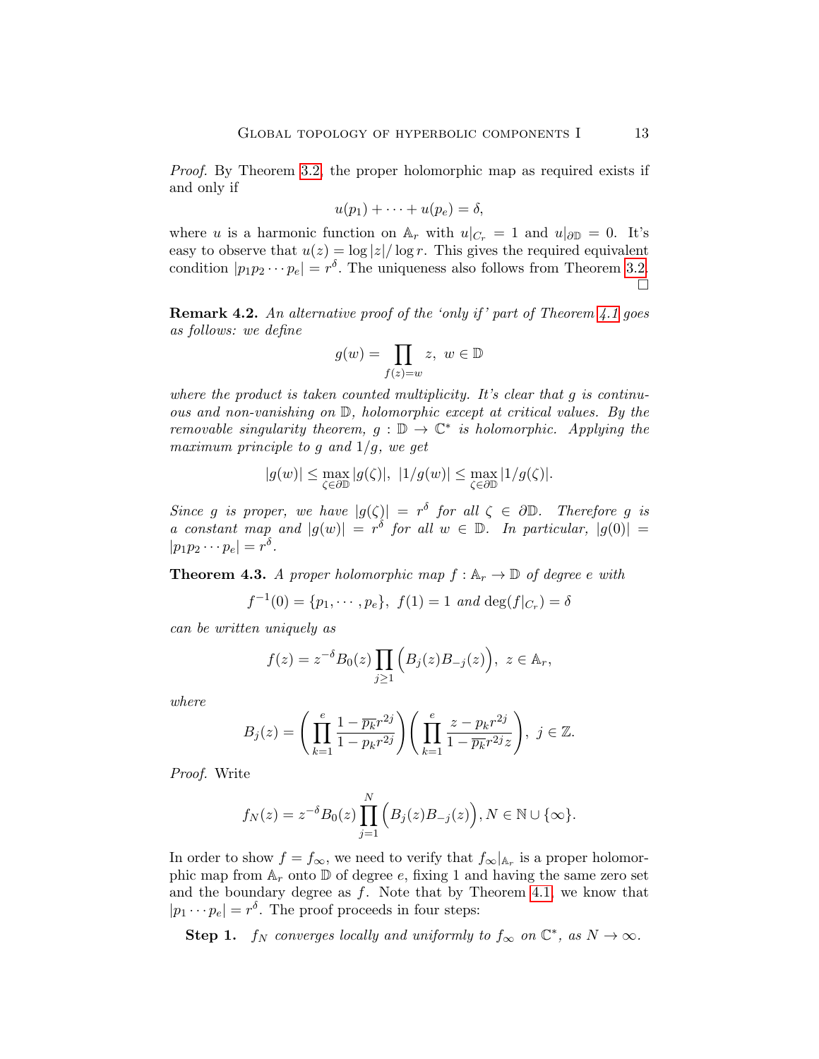*Proof.* By Theorem 3.2, the proper holomorphic map as required exists if and only if

$$u(p_1) + \cdots + u(p_e) = \delta,$$

where $u$ is a harmonic function on $\mathbb{A}_r$ with $u|_{C_r} = 1$ and $u|_{\partial\mathbb{D}} = 0$. It's easy to observe that $u(z) = \log|z|/\log r$. This gives the required equivalent condition $|p_1 p_2 \cdots p_e| = r^\delta$. The uniqueness also follows from Theorem 3.2. □

**Remark 4.2.** *An alternative proof of the 'only if' part of Theorem 4.1 goes as follows: we define*

$$g(w) = \prod_{f(z)=w} z, \ w \in \mathbb{D}$$

*where the product is taken counted multiplicity. It's clear that $g$ is continuous and non-vanishing on $\mathbb{D}$, holomorphic except at critical values. By the removable singularity theorem, $g : \mathbb{D} \to \mathbb{C}^*$ is holomorphic. Applying the maximum principle to $g$ and $1/g$, we get*

$$|g(w)| \leq \max_{\zeta \in \partial\mathbb{D}} |g(\zeta)|, \ |1/g(w)| \leq \max_{\zeta \in \partial\mathbb{D}} |1/g(\zeta)|.$$

*Since $g$ is proper, we have $|g(\zeta)| = r^\delta$ for all $\zeta \in \partial\mathbb{D}$. Therefore $g$ is a constant map and $|g(w)| = r^\delta$ for all $w \in \mathbb{D}$. In particular, $|g(0)| = |p_1 p_2 \cdots p_e| = r^\delta$.*

**Theorem 4.3.** *A proper holomorphic map $f : \mathbb{A}_r \to \mathbb{D}$ of degree $e$ with*

$$f^{-1}(0) = \{p_1, \cdots, p_e\}, \ f(1) = 1 \text{ and } \deg(f|_{C_r}) = \delta$$

*can be written uniquely as*

$$f(z) = z^{-\delta} B_0(z) \prod_{j \geq 1} \Big( B_j(z) B_{-j}(z) \Big), \ z \in \mathbb{A}_r,$$

*where*

$$B_j(z) = \left( \prod_{k=1}^{e} \frac{1 - \overline{p_k} r^{2j}}{1 - p_k r^{2j}} \right) \left( \prod_{k=1}^{e} \frac{z - p_k r^{2j}}{1 - \overline{p_k} r^{2j} z} \right), \ j \in \mathbb{Z}.$$

*Proof.* Write

$$f_N(z) = z^{-\delta} B_0(z) \prod_{j=1}^{N} \Big( B_j(z) B_{-j}(z) \Big), N \in \mathbb{N} \cup \{\infty\}.$$

In order to show $f = f_\infty$, we need to verify that $f_\infty|_{\mathbb{A}_r}$ is a proper holomorphic map from $\mathbb{A}_r$ onto $\mathbb{D}$ of degree $e$, fixing 1 and having the same zero set and the boundary degree as $f$. Note that by Theorem 4.1, we know that $|p_1 \cdots p_e| = r^\delta$. The proof proceeds in four steps:

**Step 1.** *$f_N$ converges locally and uniformly to $f_\infty$ on $\mathbb{C}^*$, as $N \to \infty$.*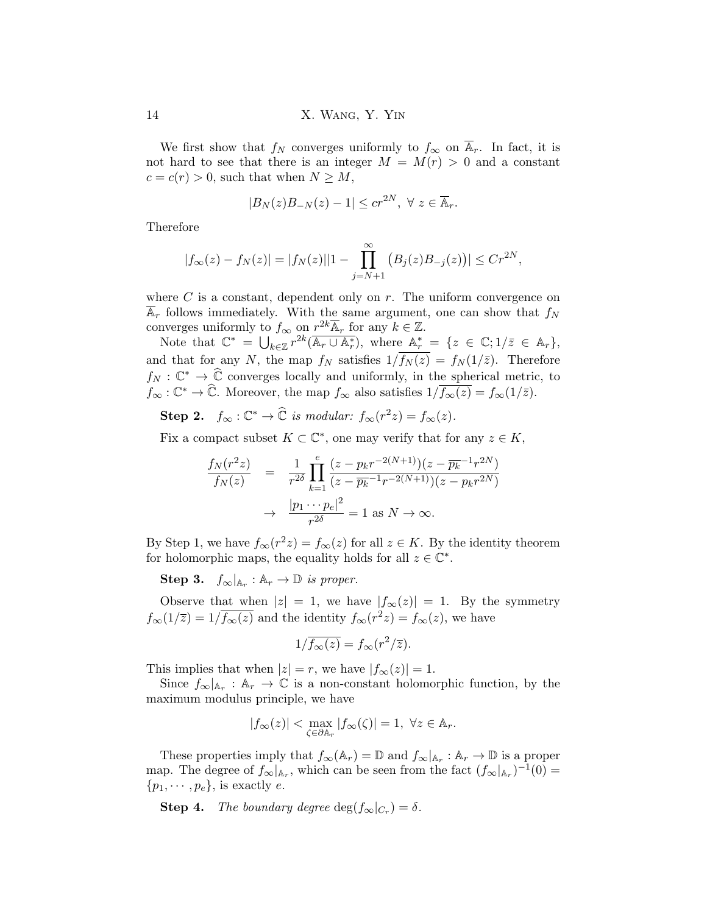We first show that $f_N$ converges uniformly to $f_\infty$ on $\overline{\mathbb{A}}_r$. In fact, it is not hard to see that there is an integer $M = M(r) > 0$ and a constant $c = c(r) > 0$, such that when $N \geq M$,

$$|B_N(z)B_{-N}(z) - 1| \leq cr^{2N}, \ \forall \ z \in \overline{\mathbb{A}}_r.$$

Therefore

$$|f_\infty(z) - f_N(z)| = |f_N(z)||1 - \prod_{j=N+1}^{\infty} \big(B_j(z)B_{-j}(z)\big)| \leq Cr^{2N},$$

where $C$ is a constant, dependent only on $r$. The uniform convergence on $\overline{\mathbb{A}}_r$ follows immediately. With the same argument, one can show that $f_N$ converges uniformly to $f_\infty$ on $r^{2k}\overline{\mathbb{A}}_r$ for any $k \in \mathbb{Z}$.

Note that $\mathbb{C}^* = \bigcup_{k\in\mathbb{Z}} r^{2k}(\overline{\mathbb{A}_r \cup \mathbb{A}_r^*})$, where $\mathbb{A}_r^* = \{z \in \mathbb{C}; 1/\bar{z} \in \mathbb{A}_r\}$, and that for any $N$, the map $f_N$ satisfies $1/\overline{f_N(z)} = f_N(1/\bar{z})$. Therefore $f_N : \mathbb{C}^* \to \widehat{\mathbb{C}}$ converges locally and uniformly, in the spherical metric, to $f_\infty : \mathbb{C}^* \to \widehat{\mathbb{C}}$. Moreover, the map $f_\infty$ also satisfies $1/\overline{f_\infty(z)} = f_\infty(1/\bar{z})$.

**Step 2.** *$f_\infty : \mathbb{C}^* \to \widehat{\mathbb{C}}$ is modular: $f_\infty(r^2 z) = f_\infty(z)$.*

Fix a compact subset $K \subset \mathbb{C}^*$, one may verify that for any $z \in K$,

$$\begin{aligned}
\frac{f_N(r^2 z)}{f_N(z)} &= \frac{1}{r^{2\delta}} \prod_{k=1}^{e} \frac{(z - p_k r^{-2(N+1)})(z - \overline{p_k}^{-1} r^{2N})}{(z - \overline{p_k}^{-1} r^{-2(N+1)})(z - p_k r^{2N})} \\
&\to \frac{|p_1 \cdots p_e|^2}{r^{2\delta}} = 1 \text{ as } N \to \infty.
\end{aligned}$$

By Step 1, we have $f_\infty(r^2 z) = f_\infty(z)$ for all $z \in K$. By the identity theorem for holomorphic maps, the equality holds for all $z \in \mathbb{C}^*$.

**Step 3.** *$f_\infty|_{\mathbb{A}_r} : \mathbb{A}_r \to \mathbb{D}$ is proper.*

Observe that when $|z| = 1$, we have $|f_\infty(z)| = 1$. By the symmetry $f_\infty(1/\overline{z}) = 1/\overline{f_\infty(z)}$ and the identity $f_\infty(r^2 z) = f_\infty(z)$, we have

$$1/\overline{f_\infty(z)} = f_\infty(r^2/\overline{z}).$$

This implies that when $|z| = r$, we have $|f_\infty(z)| = 1$.

Since $f_\infty|_{\mathbb{A}_r} : \mathbb{A}_r \to \mathbb{C}$ is a non-constant holomorphic function, by the maximum modulus principle, we have

$$|f_\infty(z)| < \max_{\zeta \in \partial\mathbb{A}_r} |f_\infty(\zeta)| = 1, \ \forall z \in \mathbb{A}_r.$$

These properties imply that $f_\infty(\mathbb{A}_r) = \mathbb{D}$ and $f_\infty|_{\mathbb{A}_r} : \mathbb{A}_r \to \mathbb{D}$ is a proper map. The degree of $f_\infty|_{\mathbb{A}_r}$, which can be seen from the fact $(f_\infty|_{\mathbb{A}_r})^{-1}(0) = \{p_1, \cdots, p_e\}$, is exactly $e$.

**Step 4.** *The boundary degree $\deg(f_\infty|_{C_r}) = \delta$.*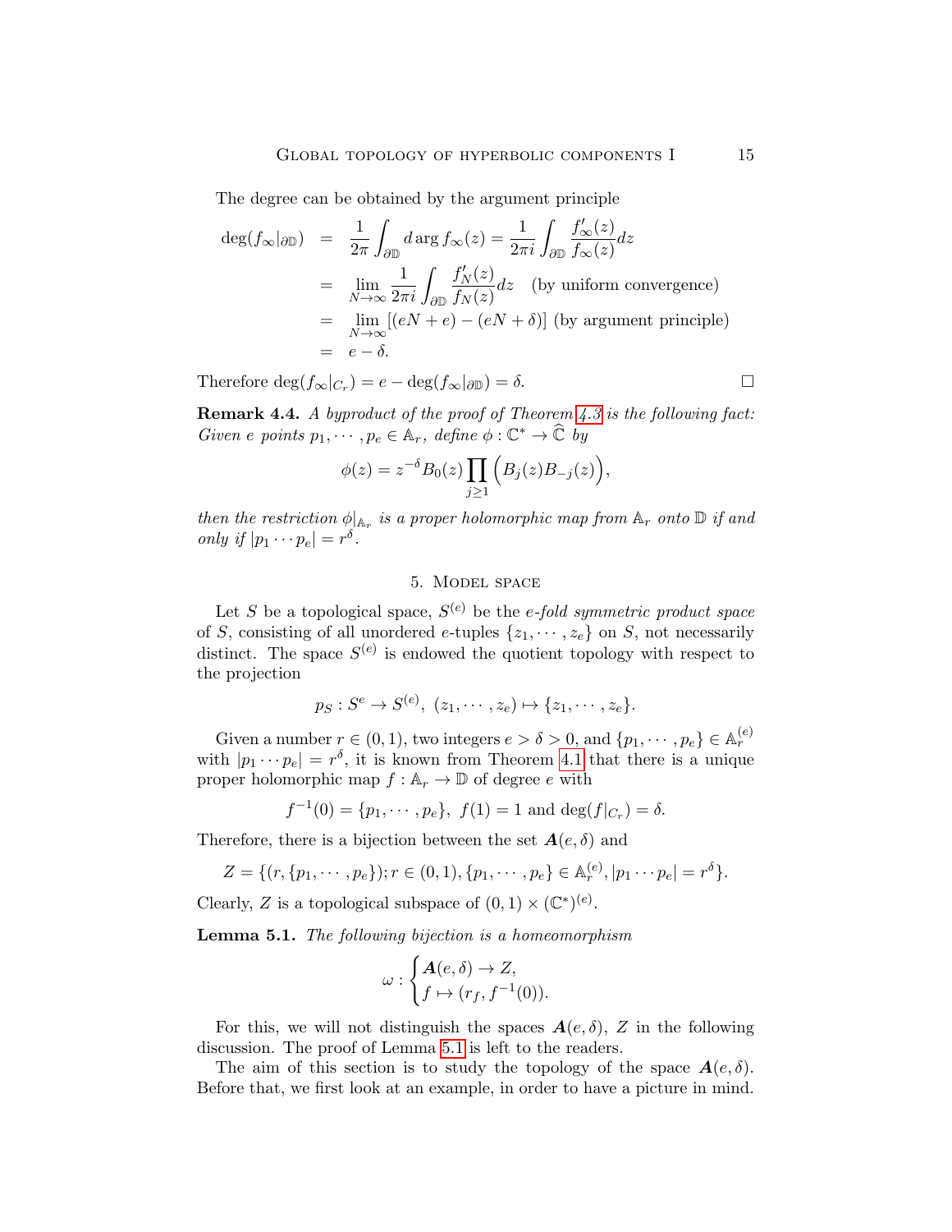The degree can be obtained by the argument principle

$$\begin{aligned}
\deg(f_\infty|_{\partial\mathbb{D}}) &= \frac{1}{2\pi}\int_{\partial\mathbb{D}} d\arg f_\infty(z) = \frac{1}{2\pi i}\int_{\partial\mathbb{D}} \frac{f'_\infty(z)}{f_\infty(z)}dz \\
&= \lim_{N\to\infty}\frac{1}{2\pi i}\int_{\partial\mathbb{D}} \frac{f'_N(z)}{f_N(z)}dz \quad \text{(by uniform convergence)} \\
&= \lim_{N\to\infty}[(eN+e)-(eN+\delta)] \text{ (by argument principle)} \\
&= e-\delta.
\end{aligned}$$

Therefore $\deg(f_\infty|_{C_r}) = e - \deg(f_\infty|_{\partial\mathbb{D}}) = \delta$. □

**Remark 4.4.** *A byproduct of the proof of Theorem 4.3 is the following fact: Given $e$ points $p_1, \cdots, p_e \in \mathbb{A}_r$, define $\phi : \mathbb{C}^* \to \widehat{\mathbb{C}}$ by*

$$\phi(z) = z^{-\delta} B_0(z) \prod_{j\geq 1} \Big(B_j(z) B_{-j}(z)\Big),$$

*then the restriction $\phi|_{\mathbb{A}_r}$ is a proper holomorphic map from $\mathbb{A}_r$ onto $\mathbb{D}$ if and only if $|p_1 \cdots p_e| = r^\delta$.*

## 5. Model space

Let $S$ be a topological space, $S^{(e)}$ be the *$e$-fold symmetric product space* of $S$, consisting of all unordered $e$-tuples $\{z_1, \cdots, z_e\}$ on $S$, not necessarily distinct. The space $S^{(e)}$ is endowed the quotient topology with respect to the projection

$$p_S : S^e \to S^{(e)},\ (z_1, \cdots, z_e) \mapsto \{z_1, \cdots, z_e\}.$$

Given a number $r \in (0, 1)$, two integers $e > \delta > 0$, and $\{p_1, \cdots, p_e\} \in \mathbb{A}_r^{(e)}$ with $|p_1 \cdots p_e| = r^\delta$, it is known from Theorem 4.1 that there is a unique proper holomorphic map $f : \mathbb{A}_r \to \mathbb{D}$ of degree $e$ with

$$f^{-1}(0) = \{p_1, \cdots, p_e\},\ f(1) = 1 \text{ and } \deg(f|_{C_r}) = \delta.$$

Therefore, there is a bijection between the set $\boldsymbol{A}(e, \delta)$ and

$$Z = \{(r, \{p_1, \cdots, p_e\}); r \in (0, 1), \{p_1, \cdots, p_e\} \in \mathbb{A}_r^{(e)}, |p_1 \cdots p_e| = r^\delta\}.$$

Clearly, $Z$ is a topological subspace of $(0, 1) \times (\mathbb{C}^*)^{(e)}$.

**Lemma 5.1.** *The following bijection is a homeomorphism*

$$\omega : \begin{cases} \boldsymbol{A}(e, \delta) \to Z, \\ f \mapsto (r_f, f^{-1}(0)). \end{cases}$$

For this, we will not distinguish the spaces $\boldsymbol{A}(e, \delta)$, $Z$ in the following discussion. The proof of Lemma 5.1 is left to the readers.

The aim of this section is to study the topology of the space $\boldsymbol{A}(e, \delta)$. Before that, we first look at an example, in order to have a picture in mind.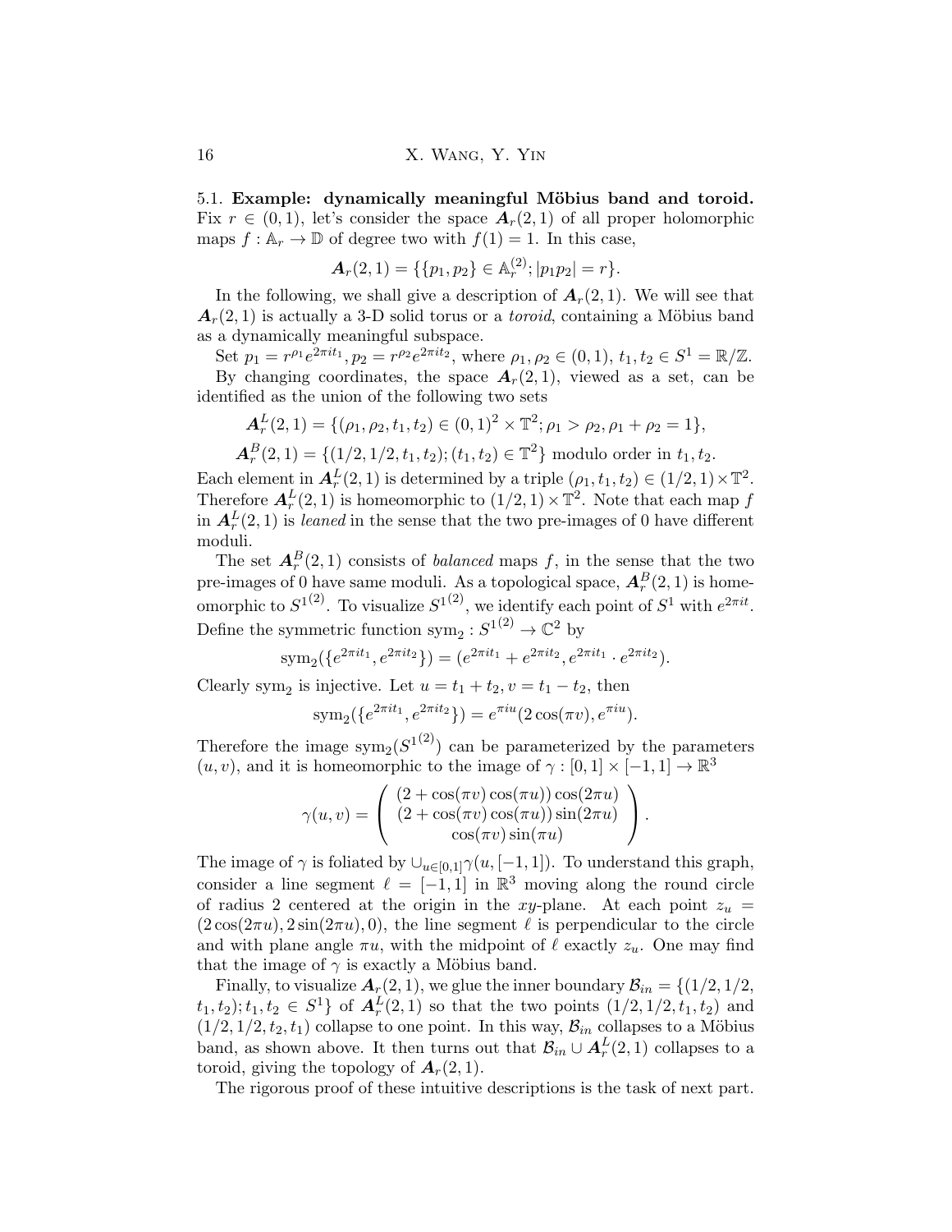### 5.1. **Example: dynamically meaningful Möbius band and toroid.**

Fix $r \in (0,1)$, let's consider the space $\boldsymbol{A}_r(2,1)$ of all proper holomorphic maps $f : \mathbb{A}_r \to \mathbb{D}$ of degree two with $f(1) = 1$. In this case,

$$\boldsymbol{A}_r(2,1) = \{\{p_1, p_2\} \in \mathbb{A}_r^{(2)}; |p_1 p_2| = r\}.$$

In the following, we shall give a description of $\boldsymbol{A}_r(2,1)$. We will see that $\boldsymbol{A}_r(2,1)$ is actually a 3-D solid torus or a *toroid*, containing a Möbius band as a dynamically meaningful subspace.

Set $p_1 = r^{\rho_1} e^{2\pi i t_1}, p_2 = r^{\rho_2} e^{2\pi i t_2}$, where $\rho_1, \rho_2 \in (0,1)$, $t_1, t_2 \in S^1 = \mathbb{R}/\mathbb{Z}$.

By changing coordinates, the space $\boldsymbol{A}_r(2,1)$, viewed as a set, can be identified as the union of the following two sets

$$\boldsymbol{A}_r^L(2,1) = \{(\rho_1, \rho_2, t_1, t_2) \in (0,1)^2 \times \mathbb{T}^2; \rho_1 > \rho_2, \rho_1 + \rho_2 = 1\},$$

$$\boldsymbol{A}_r^B(2,1) = \{(1/2, 1/2, t_1, t_2); (t_1, t_2) \in \mathbb{T}^2\} \text{ modulo order in } t_1, t_2.$$

Each element in $\boldsymbol{A}_r^L(2,1)$ is determined by a triple $(\rho_1, t_1, t_2) \in (1/2, 1) \times \mathbb{T}^2$. Therefore $\boldsymbol{A}_r^L(2,1)$ is homeomorphic to $(1/2, 1) \times \mathbb{T}^2$. Note that each map $f$ in $\boldsymbol{A}_r^L(2,1)$ is *leaned* in the sense that the two pre-images of 0 have different moduli.

The set $\boldsymbol{A}_r^B(2,1)$ consists of *balanced* maps $f$, in the sense that the two pre-images of 0 have same moduli. As a topological space, $\boldsymbol{A}_r^B(2,1)$ is homeomorphic to ${S^1}^{(2)}$. To visualize ${S^1}^{(2)}$, we identify each point of $S^1$ with $e^{2\pi i t}$. Define the symmetric function $\mathrm{sym}_2 : {S^1}^{(2)} \to \mathbb{C}^2$ by

$$\mathrm{sym}_2(\{e^{2\pi i t_1}, e^{2\pi i t_2}\}) = (e^{2\pi i t_1} + e^{2\pi i t_2}, e^{2\pi i t_1} \cdot e^{2\pi i t_2}).$$

Clearly $\mathrm{sym}_2$ is injective. Let $u = t_1 + t_2, v = t_1 - t_2$, then

$$\mathrm{sym}_2(\{e^{2\pi i t_1}, e^{2\pi i t_2}\}) = e^{\pi i u}(2\cos(\pi v), e^{\pi i u}).$$

Therefore the image $\mathrm{sym}_2({S^1}^{(2)})$ can be parameterized by the parameters $(u, v)$, and it is homeomorphic to the image of $\gamma : [0,1] \times [-1,1] \to \mathbb{R}^3$

$$\gamma(u,v) = \begin{pmatrix} (2 + \cos(\pi v)\cos(\pi u))\cos(2\pi u) \\ (2 + \cos(\pi v)\cos(\pi u))\sin(2\pi u) \\ \cos(\pi v)\sin(\pi u) \end{pmatrix}.$$

The image of $\gamma$ is foliated by $\cup_{u \in [0,1]} \gamma(u, [-1,1])$. To understand this graph, consider a line segment $\ell = [-1,1]$ in $\mathbb{R}^3$ moving along the round circle of radius 2 centered at the origin in the $xy$-plane. At each point $z_u = (2\cos(2\pi u), 2\sin(2\pi u), 0)$, the line segment $\ell$ is perpendicular to the circle and with plane angle $\pi u$, with the midpoint of $\ell$ exactly $z_u$. One may find that the image of $\gamma$ is exactly a Möbius band.

Finally, to visualize $\boldsymbol{A}_r(2,1)$, we glue the inner boundary $\mathcal{B}_{in} = \{(1/2, 1/2, t_1, t_2); t_1, t_2 \in S^1\}$ of $\boldsymbol{A}_r^L(2,1)$ so that the two points $(1/2, 1/2, t_1, t_2)$ and $(1/2, 1/2, t_2, t_1)$ collapse to one point. In this way, $\mathcal{B}_{in}$ collapses to a Möbius band, as shown above. It then turns out that $\mathcal{B}_{in} \cup \boldsymbol{A}_r^L(2,1)$ collapses to a toroid, giving the topology of $\boldsymbol{A}_r(2,1)$.

The rigorous proof of these intuitive descriptions is the task of next part.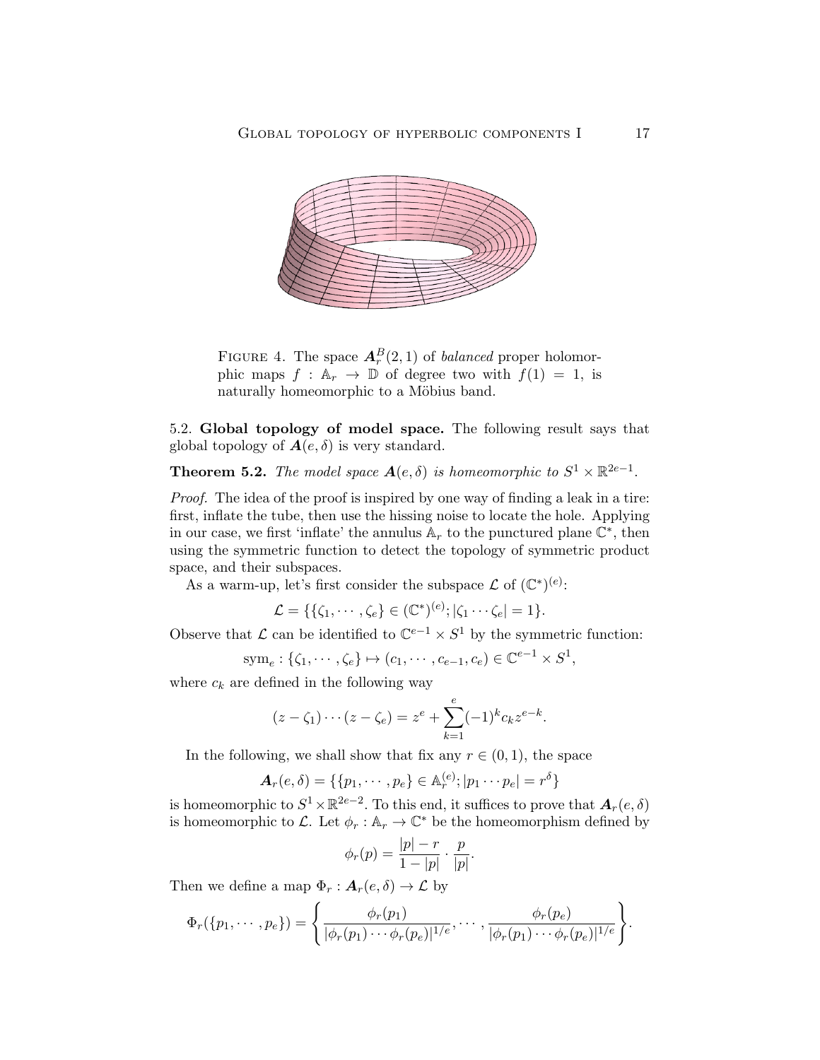FIGURE 4. The space $\boldsymbol{A}_r^B(2,1)$ of *balanced* proper holomorphic maps $f : \mathbb{A}_r \to \mathbb{D}$ of degree two with $f(1) = 1$, is naturally homeomorphic to a Möbius band.

5.2. **Global topology of model space.** The following result says that global topology of $\boldsymbol{A}(e,\delta)$ is very standard.

**Theorem 5.2.** *The model space $\boldsymbol{A}(e,\delta)$ is homeomorphic to $S^1 \times \mathbb{R}^{2e-1}$.*

*Proof.* The idea of the proof is inspired by one way of finding a leak in a tire: first, inflate the tube, then use the hissing noise to locate the hole. Applying in our case, we first 'inflate' the annulus $\mathbb{A}_r$ to the punctured plane $\mathbb{C}^*$, then using the symmetric function to detect the topology of symmetric product space, and their subspaces.

As a warm-up, let's first consider the subspace $\mathcal{L}$ of $(\mathbb{C}^*)^{(e)}$:

$$\mathcal{L} = \{\{\zeta_1, \cdots, \zeta_e\} \in (\mathbb{C}^*)^{(e)}; |\zeta_1 \cdots \zeta_e| = 1\}.$$

Observe that $\mathcal{L}$ can be identified to $\mathbb{C}^{e-1} \times S^1$ by the symmetric function:

$$\text{sym}_e : \{\zeta_1, \cdots, \zeta_e\} \mapsto (c_1, \cdots, c_{e-1}, c_e) \in \mathbb{C}^{e-1} \times S^1,$$

where $c_k$ are defined in the following way

$$(z - \zeta_1) \cdots (z - \zeta_e) = z^e + \sum_{k=1}^{e} (-1)^k c_k z^{e-k}.$$

In the following, we shall show that fix any $r \in (0,1)$, the space

$$\boldsymbol{A}_r(e,\delta) = \{\{p_1, \cdots, p_e\} \in \mathbb{A}_r^{(e)}; |p_1 \cdots p_e| = r^\delta\}$$

is homeomorphic to $S^1 \times \mathbb{R}^{2e-2}$. To this end, it suffices to prove that $\boldsymbol{A}_r(e,\delta)$ is homeomorphic to $\mathcal{L}$. Let $\phi_r : \mathbb{A}_r \to \mathbb{C}^*$ be the homeomorphism defined by

$$\phi_r(p) = \frac{|p| - r}{1 - |p|} \cdot \frac{p}{|p|}.$$

Then we define a map $\Phi_r : \boldsymbol{A}_r(e,\delta) \to \mathcal{L}$ by

$$\Phi_r(\{p_1, \cdots, p_e\}) = \left\{ \frac{\phi_r(p_1)}{|\phi_r(p_1) \cdots \phi_r(p_e)|^{1/e}}, \cdots, \frac{\phi_r(p_e)}{|\phi_r(p_1) \cdots \phi_r(p_e)|^{1/e}} \right\}.$$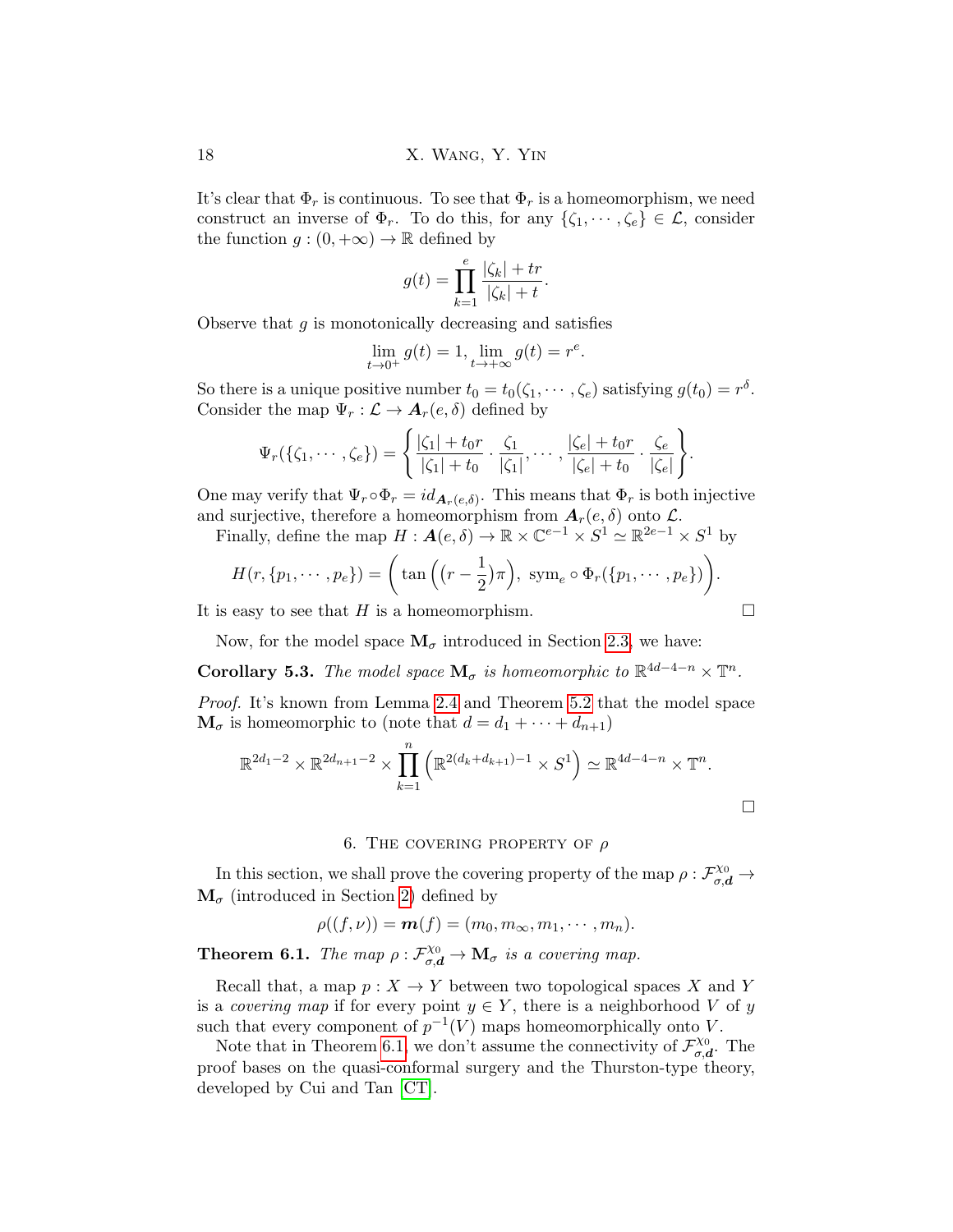It's clear that $\Phi_r$ is continuous. To see that $\Phi_r$ is a homeomorphism, we need construct an inverse of $\Phi_r$. To do this, for any $\{\zeta_1, \cdots, \zeta_e\} \in \mathcal{L}$, consider the function $g : (0, +\infty) \to \mathbb{R}$ defined by

$$g(t) = \prod_{k=1}^{e} \frac{|\zeta_k| + tr}{|\zeta_k| + t}.$$

Observe that $g$ is monotonically decreasing and satisfies

$$\lim_{t \to 0^+} g(t) = 1, \lim_{t \to +\infty} g(t) = r^e.$$

So there is a unique positive number $t_0 = t_0(\zeta_1, \cdots, \zeta_e)$ satisfying $g(t_0) = r^\delta$. Consider the map $\Psi_r : \mathcal{L} \to \boldsymbol{A}_r(e, \delta)$ defined by

$$\Psi_r(\{\zeta_1, \cdots, \zeta_e\}) = \left\{ \frac{|\zeta_1| + t_0 r}{|\zeta_1| + t_0} \cdot \frac{\zeta_1}{|\zeta_1|}, \cdots, \frac{|\zeta_e| + t_0 r}{|\zeta_e| + t_0} \cdot \frac{\zeta_e}{|\zeta_e|} \right\}.$$

One may verify that $\Psi_r \circ \Phi_r = id_{\boldsymbol{A}_r(e,\delta)}$. This means that $\Phi_r$ is both injective and surjective, therefore a homeomorphism from $\boldsymbol{A}_r(e, \delta)$ onto $\mathcal{L}$.

Finally, define the map $H : \boldsymbol{A}(e, \delta) \to \mathbb{R} \times \mathbb{C}^{e-1} \times S^1 \simeq \mathbb{R}^{2e-1} \times S^1$ by

$$H(r, \{p_1, \cdots, p_e\}) = \left( \tan\left( (r - \frac{1}{2})\pi \right),\ \mathrm{sym}_e \circ \Phi_r(\{p_1, \cdots, p_e\}) \right).$$

It is easy to see that $H$ is a homeomorphism. $\square$

Now, for the model space $\mathbf{M}_\sigma$ introduced in Section 2.3, we have:

**Corollary 5.3.** *The model space $\mathbf{M}_\sigma$ is homeomorphic to $\mathbb{R}^{4d-4-n} \times \mathbb{T}^n$.*

*Proof.* It's known from Lemma 2.4 and Theorem 5.2 that the model space $\mathbf{M}_\sigma$ is homeomorphic to (note that $d = d_1 + \cdots + d_{n+1}$)

$$\mathbb{R}^{2d_1 - 2} \times \mathbb{R}^{2d_{n+1} - 2} \times \prod_{k=1}^{n} \left( \mathbb{R}^{2(d_k + d_{k+1}) - 1} \times S^1 \right) \simeq \mathbb{R}^{4d-4-n} \times \mathbb{T}^n.$$

$\square$

## 6. The covering property of $\rho$

In this section, we shall prove the covering property of the map $\rho : \mathcal{F}^{\chi_0}_{\sigma, \boldsymbol{d}} \to \mathbf{M}_\sigma$ (introduced in Section 2) defined by

$$\rho((f, \nu)) = \boldsymbol{m}(f) = (m_0, m_\infty, m_1, \cdots, m_n).$$

**Theorem 6.1.** *The map $\rho : \mathcal{F}^{\chi_0}_{\sigma, \boldsymbol{d}} \to \mathbf{M}_\sigma$ is a covering map.*

Recall that, a map $p : X \to Y$ between two topological spaces $X$ and $Y$ is a *covering map* if for every point $y \in Y$, there is a neighborhood $V$ of $y$ such that every component of $p^{-1}(V)$ maps homeomorphically onto $V$.

Note that in Theorem 6.1, we don't assume the connectivity of $\mathcal{F}^{\chi_0}_{\sigma, \boldsymbol{d}}$. The proof bases on the quasi-conformal surgery and the Thurston-type theory, developed by Cui and Tan [CT].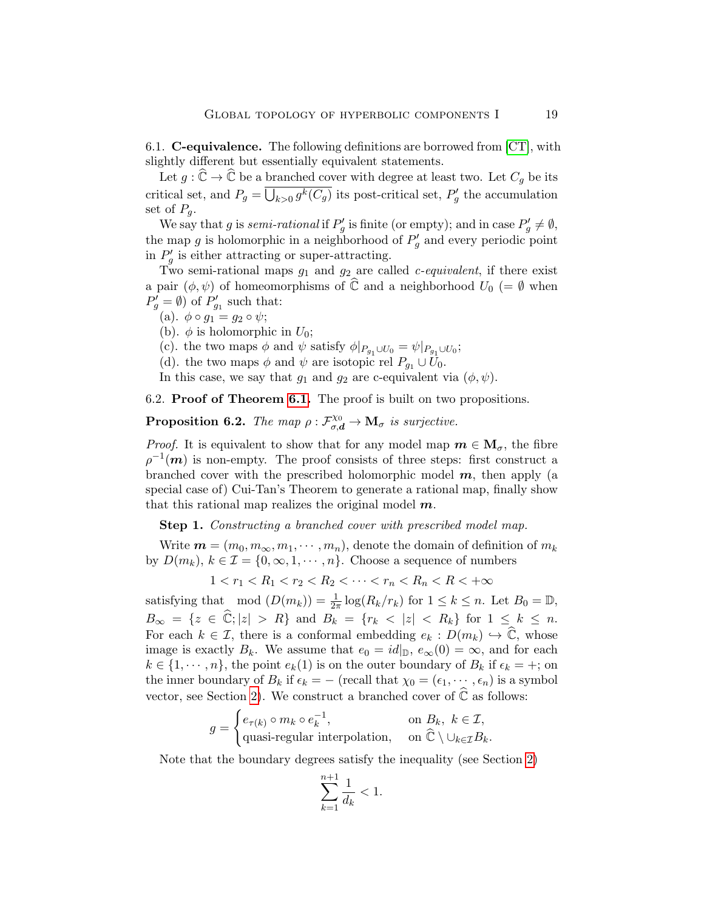### 6.1. **C-equivalence.**

The following definitions are borrowed from [CT], with slightly different but essentially equivalent statements.

Let $g : \widehat{\mathbb{C}} \to \widehat{\mathbb{C}}$ be a branched cover with degree at least two. Let $C_g$ be its critical set, and $P_g = \overline{\bigcup_{k>0} g^k(C_g)}$ its post-critical set, $P'_g$ the accumulation set of $P_g$.

We say that $g$ is *semi-rational* if $P'_g$ is finite (or empty); and in case $P'_g \neq \emptyset$, the map $g$ is holomorphic in a neighborhood of $P'_g$ and every periodic point in $P'_g$ is either attracting or super-attracting.

Two semi-rational maps $g_1$ and $g_2$ are called *c-equivalent*, if there exist a pair $(\phi, \psi)$ of homeomorphisms of $\widehat{\mathbb{C}}$ and a neighborhood $U_0$ ($= \emptyset$ when $P'_g = \emptyset$) of $P'_{g_1}$ such that:

(a). $\phi \circ g_1 = g_2 \circ \psi$;

(b). $\phi$ is holomorphic in $U_0$;

(c). the two maps $\phi$ and $\psi$ satisfy $\phi|_{P_{g_1} \cup U_0} = \psi|_{P_{g_1} \cup U_0}$;

(d). the two maps $\phi$ and $\psi$ are isotopic rel $P_{g_1} \cup \overline{U_0}$.

In this case, we say that $g_1$ and $g_2$ are c-equivalent via $(\phi, \psi)$.

### 6.2. **Proof of Theorem 6.1.**

The proof is built on two propositions.

**Proposition 6.2.** *The map $\rho : \mathcal{F}^{\chi_0}_{\sigma,\boldsymbol{d}} \to \mathbf{M}_\sigma$ is surjective.*

*Proof.* It is equivalent to show that for any model map $\boldsymbol{m} \in \mathbf{M}_\sigma$, the fibre $\rho^{-1}(\boldsymbol{m})$ is non-empty. The proof consists of three steps: first construct a branched cover with the prescribed holomorphic model $\boldsymbol{m}$, then apply (a special case of) Cui-Tan's Theorem to generate a rational map, finally show that this rational map realizes the original model $\boldsymbol{m}$.

**Step 1.** *Constructing a branched cover with prescribed model map.*

Write $\boldsymbol{m} = (m_0, m_\infty, m_1, \cdots, m_n)$, denote the domain of definition of $m_k$ by $D(m_k)$, $k \in \mathcal{I} = \{0, \infty, 1, \cdots, n\}$. Choose a sequence of numbers

$$1 < r_1 < R_1 < r_2 < R_2 < \cdots < r_n < R_n < R < +\infty$$

satisfying that $\mod(D(m_k)) = \frac{1}{2\pi}\log(R_k/r_k)$ for $1 \leq k \leq n$. Let $B_0 = \mathbb{D}$, $B_\infty = \{z \in \widehat{\mathbb{C}}; |z| > R\}$ and $B_k = \{r_k < |z| < R_k\}$ for $1 \leq k \leq n$. For each $k \in \mathcal{I}$, there is a conformal embedding $e_k : D(m_k) \hookrightarrow \widehat{\mathbb{C}}$, whose image is exactly $B_k$. We assume that $e_0 = id|_{\mathbb{D}}$, $e_\infty(0) = \infty$, and for each $k \in \{1, \cdots, n\}$, the point $e_k(1)$ is on the outer boundary of $B_k$ if $\epsilon_k = +$; on the inner boundary of $B_k$ if $\epsilon_k = -$ (recall that $\chi_0 = (\epsilon_1, \cdots, \epsilon_n)$ is a symbol vector, see Section 2). We construct a branched cover of $\widehat{\mathbb{C}}$ as follows:

$$g = \begin{cases} e_{\tau(k)} \circ m_k \circ e_k^{-1}, & \text{on } B_k,\ k \in \mathcal{I}, \\ \text{quasi-regular interpolation}, & \text{on } \widehat{\mathbb{C}} \setminus \cup_{k \in \mathcal{I}} B_k. \end{cases}$$

Note that the boundary degrees satisfy the inequality (see Section 2)

$$\sum_{k=1}^{n+1} \frac{1}{d_k} < 1.$$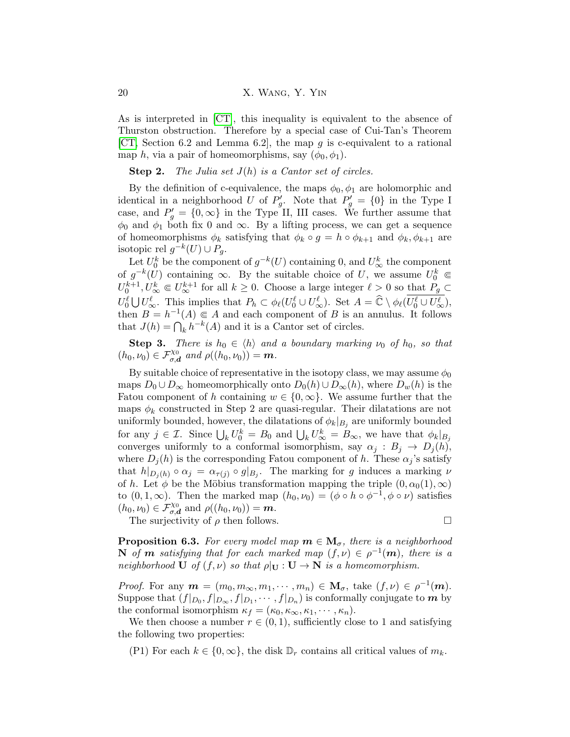As is interpreted in [CT], this inequality is equivalent to the absence of Thurston obstruction. Therefore by a special case of Cui-Tan's Theorem [CT, Section 6.2 and Lemma 6.2], the map $g$ is c-equivalent to a rational map $h$, via a pair of homeomorphisms, say $(\phi_0, \phi_1)$.

**Step 2.** *The Julia set $J(h)$ is a Cantor set of circles.*

By the definition of c-equivalence, the maps $\phi_0, \phi_1$ are holomorphic and identical in a neighborhood $U$ of $P_g'$. Note that $P_g' = \{0\}$ in the Type I case, and $P_g' = \{0, \infty\}$ in the Type II, III cases. We further assume that $\phi_0$ and $\phi_1$ both fix $0$ and $\infty$. By a lifting process, we can get a sequence of homeomorphisms $\phi_k$ satisfying that $\phi_k \circ g = h \circ \phi_{k+1}$ and $\phi_k, \phi_{k+1}$ are isotopic rel $g^{-k}(U) \cup P_g$.

Let $U_0^k$ be the component of $g^{-k}(U)$ containing $0$, and $U_\infty^k$ the component of $g^{-k}(U)$ containing $\infty$. By the suitable choice of $U$, we assume $U_0^k \Subset U_0^{k+1}, U_\infty^k \Subset U_\infty^{k+1}$ for all $k \geq 0$. Choose a large integer $\ell > 0$ so that $P_g \subset U_0^\ell \bigcup U_\infty^\ell$. This implies that $P_h \subset \phi_\ell(U_0^\ell \cup U_\infty^\ell)$. Set $A = \widehat{\mathbb{C}} \setminus \phi_\ell(\overline{U_0^\ell \cup U_\infty^\ell})$, then $B = h^{-1}(A) \Subset A$ and each component of $B$ is an annulus. It follows that $J(h) = \bigcap_k h^{-k}(A)$ and it is a Cantor set of circles.

**Step 3.** *There is $h_0 \in \langle h \rangle$ and a boundary marking $\nu_0$ of $h_0$, so that $(h_0, \nu_0) \in \mathcal{F}_{\sigma,\boldsymbol{d}}^{\chi_0}$ and $\rho((h_0, \nu_0)) = \boldsymbol{m}$.*

By suitable choice of representative in the isotopy class, we may assume $\phi_0$ maps $D_0 \cup D_\infty$ homeomorphically onto $D_0(h) \cup D_\infty(h)$, where $D_w(h)$ is the Fatou component of $h$ containing $w \in \{0, \infty\}$. We assume further that the maps $\phi_k$ constructed in Step 2 are quasi-regular. Their dilatations are not uniformly bounded, however, the dilatations of $\phi_k|_{B_j}$ are uniformly bounded for any $j \in \mathcal{I}$. Since $\bigcup_k U_0^k = B_0$ and $\bigcup_k U_\infty^k = B_\infty$, we have that $\phi_k|_{B_j}$ converges uniformly to a conformal isomorphism, say $\alpha_j : B_j \to D_j(h)$, where $D_j(h)$ is the corresponding Fatou component of $h$. These $\alpha_j$'s satisfy that $h|_{D_j(h)} \circ \alpha_j = \alpha_{\tau(j)} \circ g|_{B_j}$. The marking for $g$ induces a marking $\nu$ of $h$. Let $\phi$ be the Möbius transformation mapping the triple $(0, \alpha_0(1), \infty)$ to $(0, 1, \infty)$. Then the marked map $(h_0, \nu_0) = (\phi \circ h \circ \phi^{-1}, \phi \circ \nu)$ satisfies $(h_0, \nu_0) \in \mathcal{F}_{\sigma,\boldsymbol{d}}^{\chi_0}$ and $\rho((h_0, \nu_0)) = \boldsymbol{m}$.

The surjectivity of $\rho$ then follows. $\square$

**Proposition 6.3.** *For every model map $\boldsymbol{m} \in \mathbf{M}_\sigma$, there is a neighborhood $\mathbf{N}$ of $\boldsymbol{m}$ satisfying that for each marked map $(f, \nu) \in \rho^{-1}(\boldsymbol{m})$, there is a neighborhood $\mathbf{U}$ of $(f, \nu)$ so that $\rho|_{\mathbf{U}} : \mathbf{U} \to \mathbf{N}$ is a homeomorphism.*

*Proof.* For any $\boldsymbol{m} = (m_0, m_\infty, m_1, \cdots, m_n) \in \mathbf{M}_\sigma$, take $(f, \nu) \in \rho^{-1}(\boldsymbol{m})$. Suppose that $(f|_{D_0}, f|_{D_\infty}, f|_{D_1}, \cdots, f|_{D_n})$ is conformally conjugate to $\boldsymbol{m}$ by the conformal isomorphism $\kappa_f = (\kappa_0, \kappa_\infty, \kappa_1, \cdots, \kappa_n)$.

We then choose a number $r \in (0, 1)$, sufficiently close to 1 and satisfying the following two properties:

(P1) For each $k \in \{0, \infty\}$, the disk $\mathbb{D}_r$ contains all critical values of $m_k$.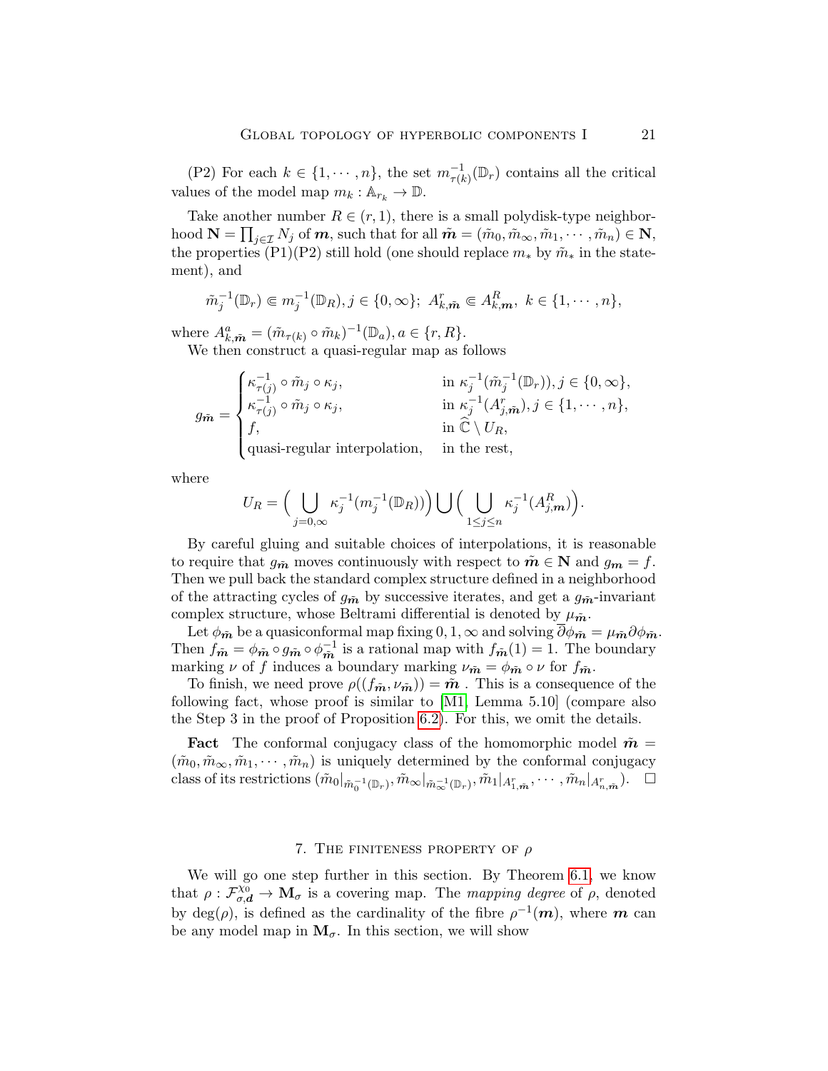(P2) For each $k \in \{1, \cdots, n\}$, the set $m_{\tau(k)}^{-1}(\mathbb{D}_r)$ contains all the critical values of the model map $m_k : \mathbb{A}_{r_k} \to \mathbb{D}$.

Take another number $R \in (r, 1)$, there is a small polydisk-type neighborhood $\mathbf{N} = \prod_{j \in \mathcal{I}} N_j$ of $\boldsymbol{m}$, such that for all $\tilde{\boldsymbol{m}} = (\tilde{m}_0, \tilde{m}_\infty, \tilde{m}_1, \cdots, \tilde{m}_n) \in \mathbf{N}$, the properties (P1)(P2) still hold (one should replace $m_*$ by $\tilde{m}_*$ in the statement), and

$$\tilde{m}_j^{-1}(\mathbb{D}_r) \Subset m_j^{-1}(\mathbb{D}_R), j \in \{0, \infty\};\ A^r_{k,\tilde{\boldsymbol{m}}} \Subset A^R_{k,\boldsymbol{m}},\ k \in \{1, \cdots, n\},$$

where $A^a_{k,\tilde{\boldsymbol{m}}} = (\tilde{m}_{\tau(k)} \circ \tilde{m}_k)^{-1}(\mathbb{D}_a), a \in \{r, R\}$.

We then construct a quasi-regular map as follows

$$g_{\tilde{\boldsymbol{m}}} = \begin{cases} \kappa_{\tau(j)}^{-1} \circ \tilde{m}_j \circ \kappa_j, & \text{in } \kappa_j^{-1}(\tilde{m}_j^{-1}(\mathbb{D}_r)), j \in \{0, \infty\}, \\ \kappa_{\tau(j)}^{-1} \circ \tilde{m}_j \circ \kappa_j, & \text{in } \kappa_j^{-1}(A^r_{j,\tilde{\boldsymbol{m}}}), j \in \{1, \cdots, n\}, \\ f, & \text{in } \widehat{\mathbb{C}} \setminus U_R, \\ \text{quasi-regular interpolation}, & \text{in the rest,} \end{cases}$$

where

$$U_R = \Big( \bigcup_{j=0,\infty} \kappa_j^{-1}(m_j^{-1}(\mathbb{D}_R)) \Big) \bigcup \Big( \bigcup_{1 \le j \le n} \kappa_j^{-1}(A^R_{j,\boldsymbol{m}}) \Big).$$

By careful gluing and suitable choices of interpolations, it is reasonable to require that $g_{\tilde{\boldsymbol{m}}}$ moves continuously with respect to $\tilde{\boldsymbol{m}} \in \mathbf{N}$ and $g_{\boldsymbol{m}} = f$. Then we pull back the standard complex structure defined in a neighborhood of the attracting cycles of $g_{\tilde{\boldsymbol{m}}}$ by successive iterates, and get a $g_{\tilde{\boldsymbol{m}}}$-invariant complex structure, whose Beltrami differential is denoted by $\mu_{\tilde{\boldsymbol{m}}}$.

Let $\phi_{\tilde{\boldsymbol{m}}}$ be a quasiconformal map fixing $0, 1, \infty$ and solving $\overline{\partial}\phi_{\tilde{\boldsymbol{m}}} = \mu_{\tilde{\boldsymbol{m}}} \partial \phi_{\tilde{\boldsymbol{m}}}$. Then $f_{\tilde{\boldsymbol{m}}} = \phi_{\tilde{\boldsymbol{m}}} \circ g_{\tilde{\boldsymbol{m}}} \circ \phi_{\tilde{\boldsymbol{m}}}^{-1}$ is a rational map with $f_{\tilde{\boldsymbol{m}}}(1) = 1$. The boundary marking $\nu$ of $f$ induces a boundary marking $\nu_{\tilde{\boldsymbol{m}}} = \phi_{\tilde{\boldsymbol{m}}} \circ \nu$ for $f_{\tilde{\boldsymbol{m}}}$.

To finish, we need prove $\rho((f_{\tilde{\boldsymbol{m}}}, \nu_{\tilde{\boldsymbol{m}}})) = \tilde{\boldsymbol{m}}$ . This is a consequence of the following fact, whose proof is similar to [M1, Lemma 5.10] (compare also the Step 3 in the proof of Proposition 6.2). For this, we omit the details.

**Fact** The conformal conjugacy class of the homomorphic model $\tilde{\boldsymbol{m}} = (\tilde{m}_0, \tilde{m}_\infty, \tilde{m}_1, \cdots, \tilde{m}_n)$ is uniquely determined by the conformal conjugacy class of its restrictions $(\tilde{m}_0|_{\tilde{m}_0^{-1}(\mathbb{D}_r)}, \tilde{m}_\infty|_{\tilde{m}_\infty^{-1}(\mathbb{D}_r)}, \tilde{m}_1|_{A^r_{1,\tilde{\boldsymbol{m}}}}, \cdots, \tilde{m}_n|_{A^r_{n,\tilde{\boldsymbol{m}}}})$. $\square$

## 7. The finiteness property of $\rho$

We will go one step further in this section. By Theorem 6.1, we know that $\rho : \mathcal{F}^{\chi_0}_{\sigma,\boldsymbol{d}} \to \mathbf{M}_\sigma$ is a covering map. The *mapping degree* of $\rho$, denoted by $\deg(\rho)$, is defined as the cardinality of the fibre $\rho^{-1}(\boldsymbol{m})$, where $\boldsymbol{m}$ can be any model map in $\mathbf{M}_\sigma$. In this section, we will show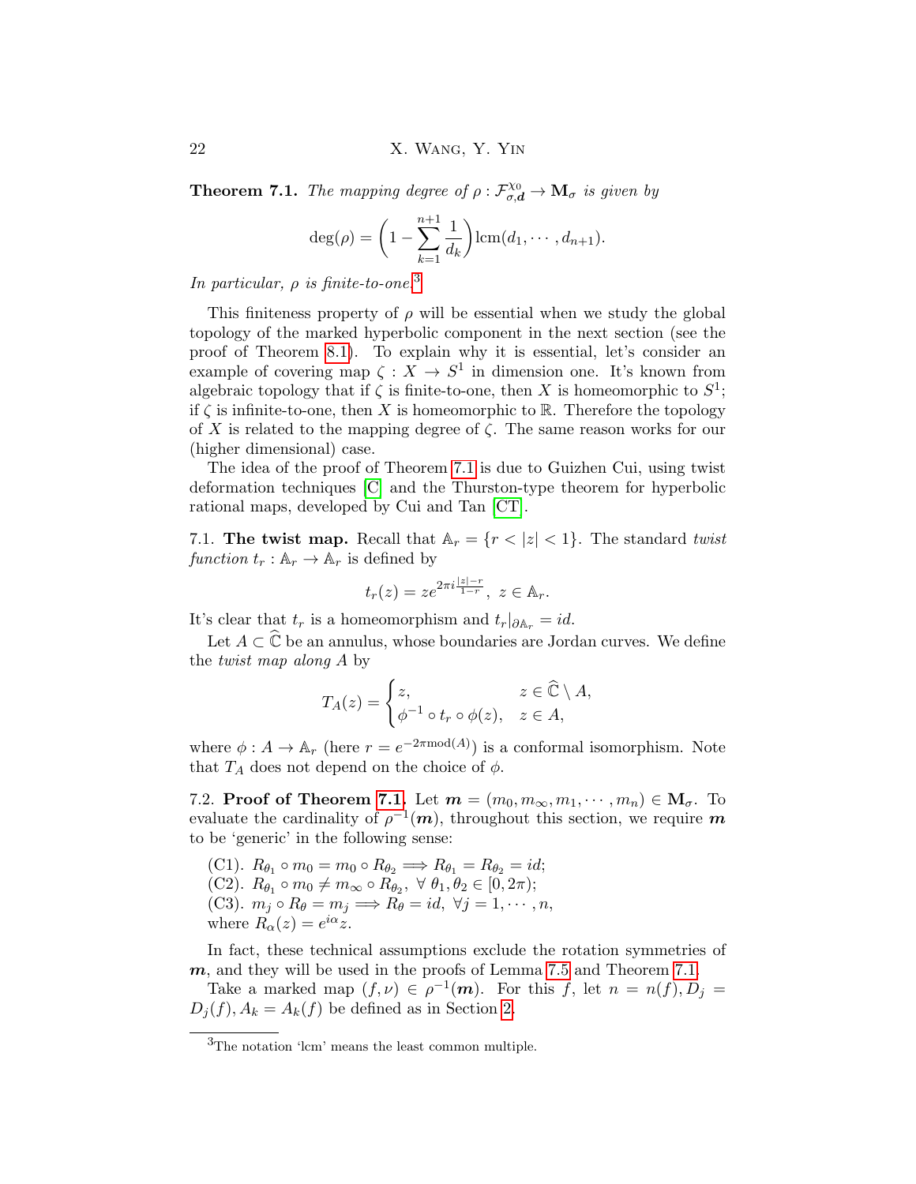**Theorem 7.1.** *The mapping degree of $\rho : \mathcal{F}^{\chi_0}_{\sigma,\boldsymbol{d}} \to \mathbf{M}_\sigma$ is given by*

$$\deg(\rho) = \Big(1 - \sum_{k=1}^{n+1} \frac{1}{d_k}\Big) \mathrm{lcm}(d_1, \cdots, d_{n+1}).$$

*In particular, $\rho$ is finite-to-one.*[3]

This finiteness property of $\rho$ will be essential when we study the global topology of the marked hyperbolic component in the next section (see the proof of Theorem 8.1). To explain why it is essential, let's consider an example of covering map $\zeta : X \to S^1$ in dimension one. It's known from algebraic topology that if $\zeta$ is finite-to-one, then $X$ is homeomorphic to $S^1$; if $\zeta$ is infinite-to-one, then $X$ is homeomorphic to $\mathbb{R}$. Therefore the topology of $X$ is related to the mapping degree of $\zeta$. The same reason works for our (higher dimensional) case.

The idea of the proof of Theorem 7.1 is due to Guizhen Cui, using twist deformation techniques [C] and the Thurston-type theorem for hyperbolic rational maps, developed by Cui and Tan [CT].

7.1. **The twist map.** Recall that $\mathbb{A}_r = \{r < |z| < 1\}$. The standard *twist function* $t_r : \mathbb{A}_r \to \mathbb{A}_r$ is defined by

$$t_r(z) = z e^{2\pi i \frac{|z|-r}{1-r}}, \ z \in \mathbb{A}_r.$$

It's clear that $t_r$ is a homeomorphism and $t_r|_{\partial \mathbb{A}_r} = id$.

Let $A \subset \widehat{\mathbb{C}}$ be an annulus, whose boundaries are Jordan curves. We define the *twist map along* $A$ by

$$T_A(z) = \begin{cases} z, & z \in \widehat{\mathbb{C}} \setminus A, \\ \phi^{-1} \circ t_r \circ \phi(z), & z \in A, \end{cases}$$

where $\phi : A \to \mathbb{A}_r$ (here $r = e^{-2\pi \mathrm{mod}(A)}$) is a conformal isomorphism. Note that $T_A$ does not depend on the choice of $\phi$.

7.2. **Proof of Theorem 7.1.** Let $\boldsymbol{m} = (m_0, m_\infty, m_1, \cdots, m_n) \in \mathbf{M}_\sigma$. To evaluate the cardinality of $\rho^{-1}(\boldsymbol{m})$, throughout this section, we require $\boldsymbol{m}$ to be 'generic' in the following sense:

(C1). $R_{\theta_1} \circ m_0 = m_0 \circ R_{\theta_2} \Longrightarrow R_{\theta_1} = R_{\theta_2} = id$;
(C2). $R_{\theta_1} \circ m_0 \neq m_\infty \circ R_{\theta_2}, \ \forall \ \theta_1, \theta_2 \in [0, 2\pi)$;
(C3). $m_j \circ R_\theta = m_j \Longrightarrow R_\theta = id, \ \forall j = 1, \cdots, n$,
where $R_\alpha(z) = e^{i\alpha} z$.

In fact, these technical assumptions exclude the rotation symmetries of $\boldsymbol{m}$, and they will be used in the proofs of Lemma 7.5 and Theorem 7.1.

Take a marked map $(f, \nu) \in \rho^{-1}(\boldsymbol{m})$. For this $f$, let $n = n(f), D_j = D_j(f), A_k = A_k(f)$ be defined as in Section 2.

---

[3] The notation 'lcm' means the least common multiple.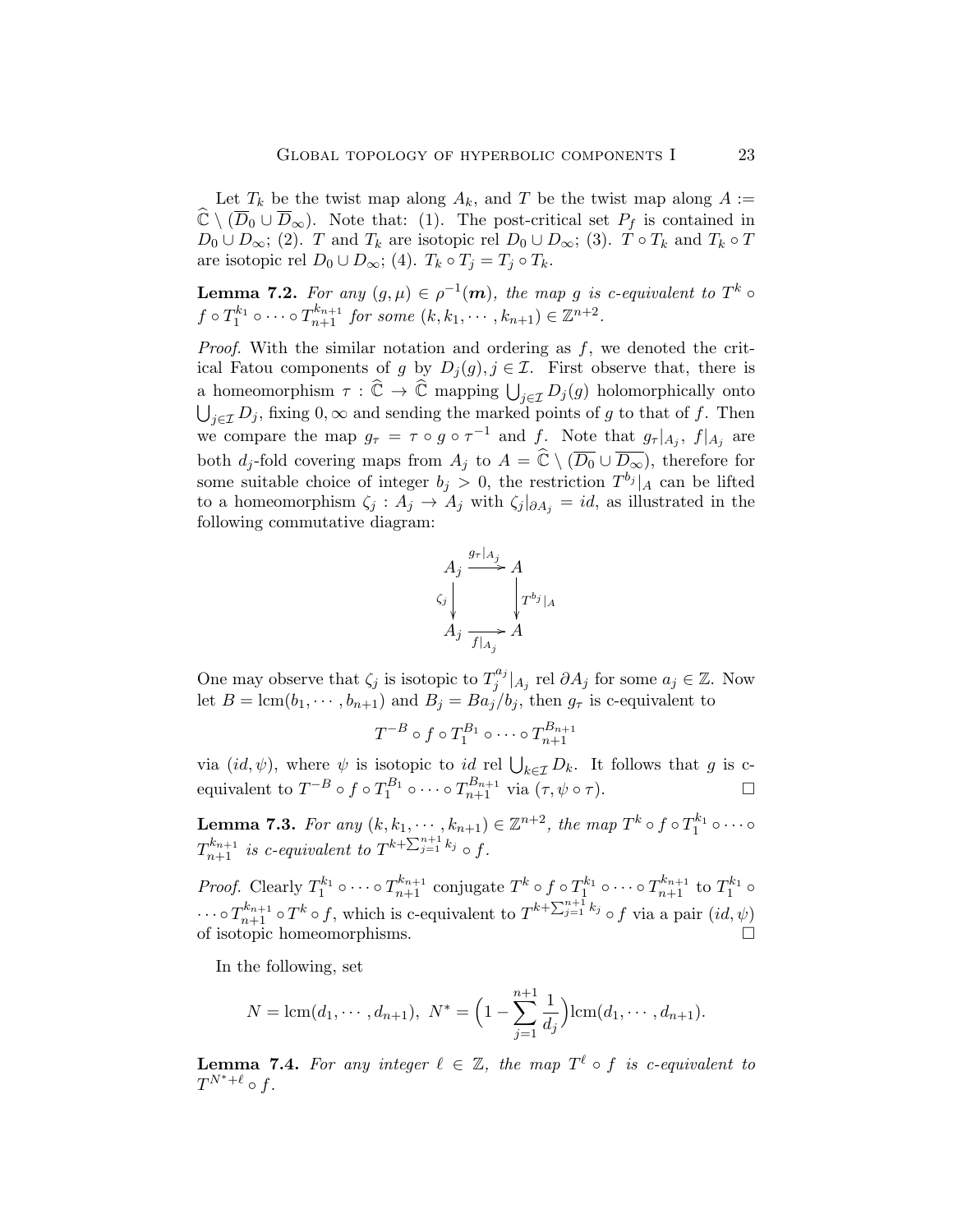Let $T_k$ be the twist map along $A_k$, and $T$ be the twist map along $A := \widehat{\mathbb{C}} \setminus (\overline{D}_0 \cup \overline{D}_\infty)$. Note that: (1). The post-critical set $P_f$ is contained in $D_0 \cup D_\infty$; (2). $T$ and $T_k$ are isotopic rel $D_0 \cup D_\infty$; (3). $T \circ T_k$ and $T_k \circ T$ are isotopic rel $D_0 \cup D_\infty$; (4). $T_k \circ T_j = T_j \circ T_k$.

**Lemma 7.2.** *For any $(g, \mu) \in \rho^{-1}(\boldsymbol{m})$, the map $g$ is c-equivalent to $T^k \circ f \circ T_1^{k_1} \circ \cdots \circ T_{n+1}^{k_{n+1}}$ for some $(k, k_1, \cdots, k_{n+1}) \in \mathbb{Z}^{n+2}$.*

*Proof.* With the similar notation and ordering as $f$, we denoted the critical Fatou components of $g$ by $D_j(g), j \in \mathcal{I}$. First observe that, there is a homeomorphism $\tau : \widehat{\mathbb{C}} \to \widehat{\mathbb{C}}$ mapping $\bigcup_{j\in\mathcal{I}} D_j(g)$ holomorphically onto $\bigcup_{j\in\mathcal{I}} D_j$, fixing $0, \infty$ and sending the marked points of $g$ to that of $f$. Then we compare the map $g_\tau = \tau \circ g \circ \tau^{-1}$ and $f$. Note that $g_\tau|_{A_j}$, $f|_{A_j}$ are both $d_j$-fold covering maps from $A_j$ to $A = \widehat{\mathbb{C}} \setminus (\overline{D_0} \cup \overline{D_\infty})$, therefore for some suitable choice of integer $b_j > 0$, the restriction $T^{b_j}|_A$ can be lifted to a homeomorphism $\zeta_j : A_j \to A_j$ with $\zeta_j|_{\partial A_j} = id$, as illustrated in the following commutative diagram:

$$\begin{array}{ccc} A_j & \xrightarrow{g_\tau|_{A_j}} & A \\ \zeta_j \big\downarrow & & \big\downarrow T^{b_j}|_A \\ A_j & \xrightarrow[f|_{A_j}]{} & A \end{array}$$

One may observe that $\zeta_j$ is isotopic to $T_j^{a_j}|_{A_j}$ rel $\partial A_j$ for some $a_j \in \mathbb{Z}$. Now let $B = \mathrm{lcm}(b_1, \cdots, b_{n+1})$ and $B_j = Ba_j/b_j$, then $g_\tau$ is c-equivalent to

$$T^{-B} \circ f \circ T_1^{B_1} \circ \cdots \circ T_{n+1}^{B_{n+1}}$$

via $(id, \psi)$, where $\psi$ is isotopic to $id$ rel $\bigcup_{k\in\mathcal{I}} D_k$. It follows that $g$ is c-equivalent to $T^{-B} \circ f \circ T_1^{B_1} \circ \cdots \circ T_{n+1}^{B_{n+1}}$ via $(\tau, \psi \circ \tau)$. $\square$

**Lemma 7.3.** *For any $(k, k_1, \cdots, k_{n+1}) \in \mathbb{Z}^{n+2}$, the map $T^k \circ f \circ T_1^{k_1} \circ \cdots \circ T_{n+1}^{k_{n+1}}$ is c-equivalent to $T^{k+\sum_{j=1}^{n+1} k_j} \circ f$.*

*Proof.* Clearly $T_1^{k_1} \circ \cdots \circ T_{n+1}^{k_{n+1}}$ conjugate $T^k \circ f \circ T_1^{k_1} \circ \cdots \circ T_{n+1}^{k_{n+1}}$ to $T_1^{k_1} \circ \cdots \circ T_{n+1}^{k_{n+1}} \circ T^k \circ f$, which is c-equivalent to $T^{k+\sum_{j=1}^{n+1} k_j} \circ f$ via a pair $(id, \psi)$ of isotopic homeomorphisms. $\square$

In the following, set

$$N = \mathrm{lcm}(d_1, \cdots, d_{n+1}),\ N^* = \Big(1 - \sum_{j=1}^{n+1} \frac{1}{d_j}\Big)\mathrm{lcm}(d_1, \cdots, d_{n+1}).$$

**Lemma 7.4.** *For any integer $\ell \in \mathbb{Z}$, the map $T^\ell \circ f$ is c-equivalent to $T^{N^*+\ell} \circ f$.*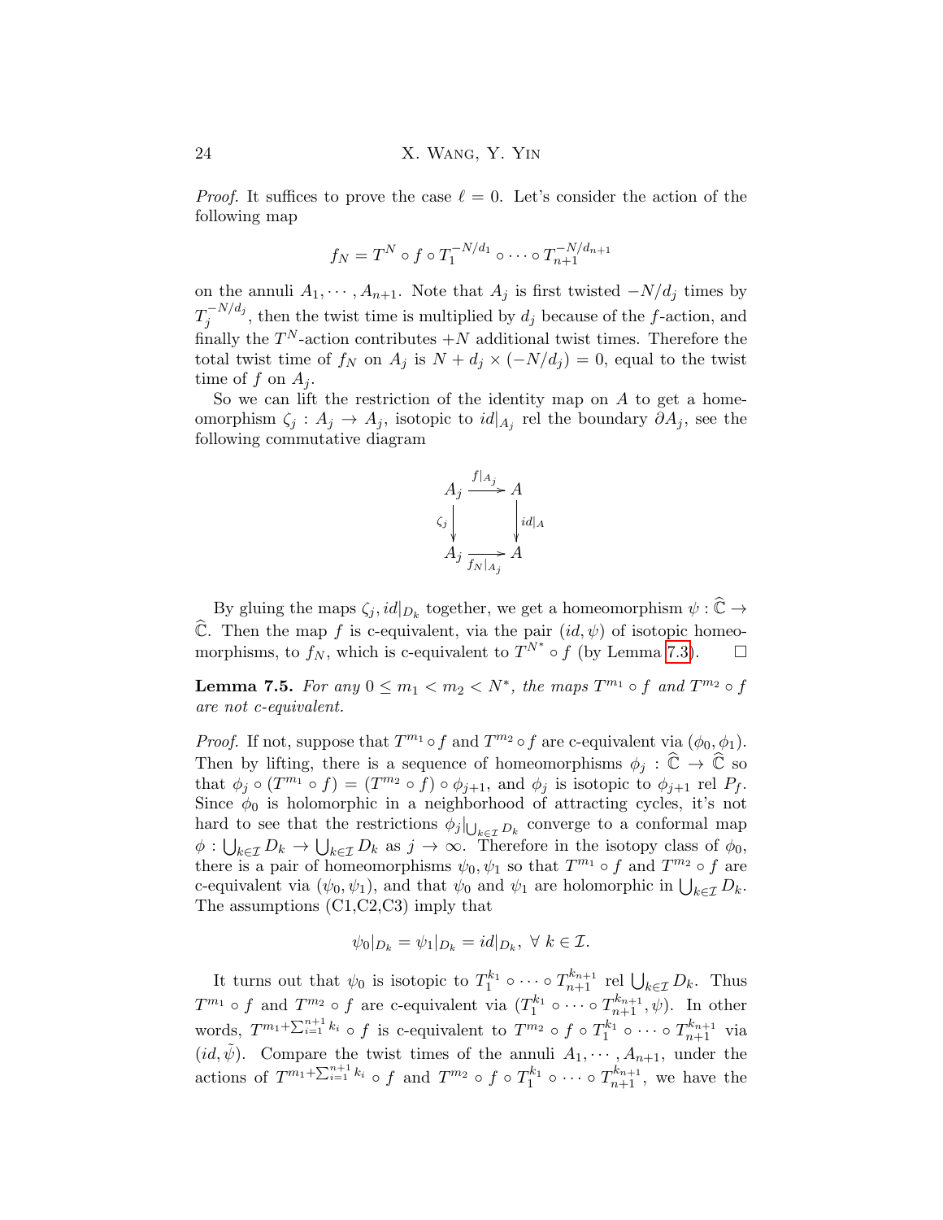*Proof.* It suffices to prove the case $\ell = 0$. Let's consider the action of the following map

$$f_N = T^N \circ f \circ T_1^{-N/d_1} \circ \cdots \circ T_{n+1}^{-N/d_{n+1}}$$

on the annuli $A_1, \cdots, A_{n+1}$. Note that $A_j$ is first twisted $-N/d_j$ times by $T_j^{-N/d_j}$, then the twist time is multiplied by $d_j$ because of the $f$-action, and finally the $T^N$-action contributes $+N$ additional twist times. Therefore the total twist time of $f_N$ on $A_j$ is $N + d_j \times (-N/d_j) = 0$, equal to the twist time of $f$ on $A_j$.

So we can lift the restriction of the identity map on $A$ to get a homeomorphism $\zeta_j : A_j \to A_j$, isotopic to $id|_{A_j}$ rel the boundary $\partial A_j$, see the following commutative diagram

$$\begin{array}{ccc} A_j & \xrightarrow{f|_{A_j}} & A \\ {\scriptstyle\zeta_j}\downarrow & & \downarrow{\scriptstyle id|_A} \\ A_j & \xrightarrow[f_N|_{A_j}]{} & A \end{array}$$

By gluing the maps $\zeta_j, id|_{D_k}$ together, we get a homeomorphism $\psi : \widehat{\mathbb{C}} \to \widehat{\mathbb{C}}$. Then the map $f$ is c-equivalent, via the pair $(id, \psi)$ of isotopic homeomorphisms, to $f_N$, which is c-equivalent to $T^{N^*} \circ f$ (by Lemma 7.3). $\square$

**Lemma 7.5.** *For any $0 \leq m_1 < m_2 < N^*$, the maps $T^{m_1} \circ f$ and $T^{m_2} \circ f$ are not c-equivalent.*

*Proof.* If not, suppose that $T^{m_1} \circ f$ and $T^{m_2} \circ f$ are c-equivalent via $(\phi_0, \phi_1)$. Then by lifting, there is a sequence of homeomorphisms $\phi_j : \widehat{\mathbb{C}} \to \widehat{\mathbb{C}}$ so that $\phi_j \circ (T^{m_1} \circ f) = (T^{m_2} \circ f) \circ \phi_{j+1}$, and $\phi_j$ is isotopic to $\phi_{j+1}$ rel $P_f$. Since $\phi_0$ is holomorphic in a neighborhood of attracting cycles, it's not hard to see that the restrictions $\phi_j|_{\bigcup_{k \in \mathcal{I}} D_k}$ converge to a conformal map $\phi : \bigcup_{k \in \mathcal{I}} D_k \to \bigcup_{k \in \mathcal{I}} D_k$ as $j \to \infty$. Therefore in the isotopy class of $\phi_0$, there is a pair of homeomorphisms $\psi_0, \psi_1$ so that $T^{m_1} \circ f$ and $T^{m_2} \circ f$ are c-equivalent via $(\psi_0, \psi_1)$, and that $\psi_0$ and $\psi_1$ are holomorphic in $\bigcup_{k \in \mathcal{I}} D_k$. The assumptions (C1,C2,C3) imply that

$$\psi_0|_{D_k} = \psi_1|_{D_k} = id|_{D_k}, \ \forall \ k \in \mathcal{I}.$$

It turns out that $\psi_0$ is isotopic to $T_1^{k_1} \circ \cdots \circ T_{n+1}^{k_{n+1}}$ rel $\bigcup_{k \in \mathcal{I}} D_k$. Thus $T^{m_1} \circ f$ and $T^{m_2} \circ f$ are c-equivalent via $(T_1^{k_1} \circ \cdots \circ T_{n+1}^{k_{n+1}}, \psi)$. In other words, $T^{m_1 + \sum_{i=1}^{n+1} k_i} \circ f$ is c-equivalent to $T^{m_2} \circ f \circ T_1^{k_1} \circ \cdots \circ T_{n+1}^{k_{n+1}}$ via $(id, \tilde{\psi})$. Compare the twist times of the annuli $A_1, \cdots, A_{n+1}$, under the actions of $T^{m_1 + \sum_{i=1}^{n+1} k_i} \circ f$ and $T^{m_2} \circ f \circ T_1^{k_1} \circ \cdots \circ T_{n+1}^{k_{n+1}}$, we have the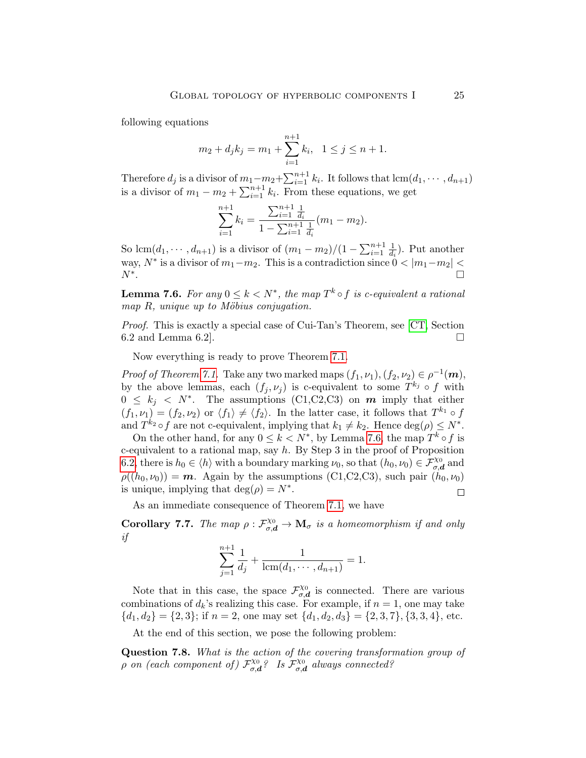following equations

$$m_2 + d_j k_j = m_1 + \sum_{i=1}^{n+1} k_i, \quad 1 \le j \le n+1.$$

Therefore $d_j$ is a divisor of $m_1 - m_2 + \sum_{i=1}^{n+1} k_i$. It follows that $\mathrm{lcm}(d_1, \cdots, d_{n+1})$ is a divisor of $m_1 - m_2 + \sum_{i=1}^{n+1} k_i$. From these equations, we get

$$\sum_{i=1}^{n+1} k_i = \frac{\sum_{i=1}^{n+1} \frac{1}{d_i}}{1 - \sum_{i=1}^{n+1} \frac{1}{d_i}}(m_1 - m_2).$$

So $\mathrm{lcm}(d_1, \cdots, d_{n+1})$ is a divisor of $(m_1 - m_2)/(1 - \sum_{i=1}^{n+1} \frac{1}{d_i})$. Put another way, $N^*$ is a divisor of $m_1 - m_2$. This is a contradiction since $0 < |m_1 - m_2| < N^*$. □

**Lemma 7.6.** *For any $0 \le k < N^*$, the map $T^k \circ f$ is c-equivalent a rational map $R$, unique up to Möbius conjugation.*

*Proof.* This is exactly a special case of Cui-Tan's Theorem, see [CT, Section 6.2 and Lemma 6.2]. □

Now everything is ready to prove Theorem 7.1.

*Proof of Theorem 7.1.* Take any two marked maps $(f_1, \nu_1), (f_2, \nu_2) \in \rho^{-1}(\boldsymbol{m})$, by the above lemmas, each $(f_j, \nu_j)$ is c-equivalent to some $T^{k_j} \circ f$ with $0 \le k_j < N^*$. The assumptions (C1,C2,C3) on $\boldsymbol{m}$ imply that either $(f_1, \nu_1) = (f_2, \nu_2)$ or $\langle f_1 \rangle \ne \langle f_2 \rangle$. In the latter case, it follows that $T^{k_1} \circ f$ and $T^{k_2} \circ f$ are not c-equivalent, implying that $k_1 \ne k_2$. Hence $\deg(\rho) \le N^*$.

On the other hand, for any $0 \le k < N^*$, by Lemma 7.6, the map $T^k \circ f$ is c-equivalent to a rational map, say $h$. By Step 3 in the proof of Proposition 6.2, there is $h_0 \in \langle h \rangle$ with a boundary marking $\nu_0$, so that $(h_0, \nu_0) \in \mathcal{F}_{\sigma, \boldsymbol{d}}^{\chi_0}$ and $\rho((h_0, \nu_0)) = \boldsymbol{m}$. Again by the assumptions (C1,C2,C3), such pair $(h_0, \nu_0)$ is unique, implying that $\deg(\rho) = N^*$. □

As an immediate consequence of Theorem 7.1, we have

**Corollary 7.7.** *The map $\rho : \mathcal{F}_{\sigma, \boldsymbol{d}}^{\chi_0} \to \mathbf{M}_\sigma$ is a homeomorphism if and only if*

$$\sum_{j=1}^{n+1} \frac{1}{d_j} + \frac{1}{\mathrm{lcm}(d_1, \cdots, d_{n+1})} = 1.$$

Note that in this case, the space $\mathcal{F}_{\sigma, \boldsymbol{d}}^{\chi_0}$ is connected. There are various combinations of $d_k$'s realizing this case. For example, if $n = 1$, one may take $\{d_1, d_2\} = \{2, 3\}$; if $n = 2$, one may set $\{d_1, d_2, d_3\} = \{2, 3, 7\}, \{3, 3, 4\}$, etc.

At the end of this section, we pose the following problem:

**Question 7.8.** *What is the action of the covering transformation group of $\rho$ on (each component of) $\mathcal{F}_{\sigma, \boldsymbol{d}}^{\chi_0}$? Is $\mathcal{F}_{\sigma, \boldsymbol{d}}^{\chi_0}$ always connected?*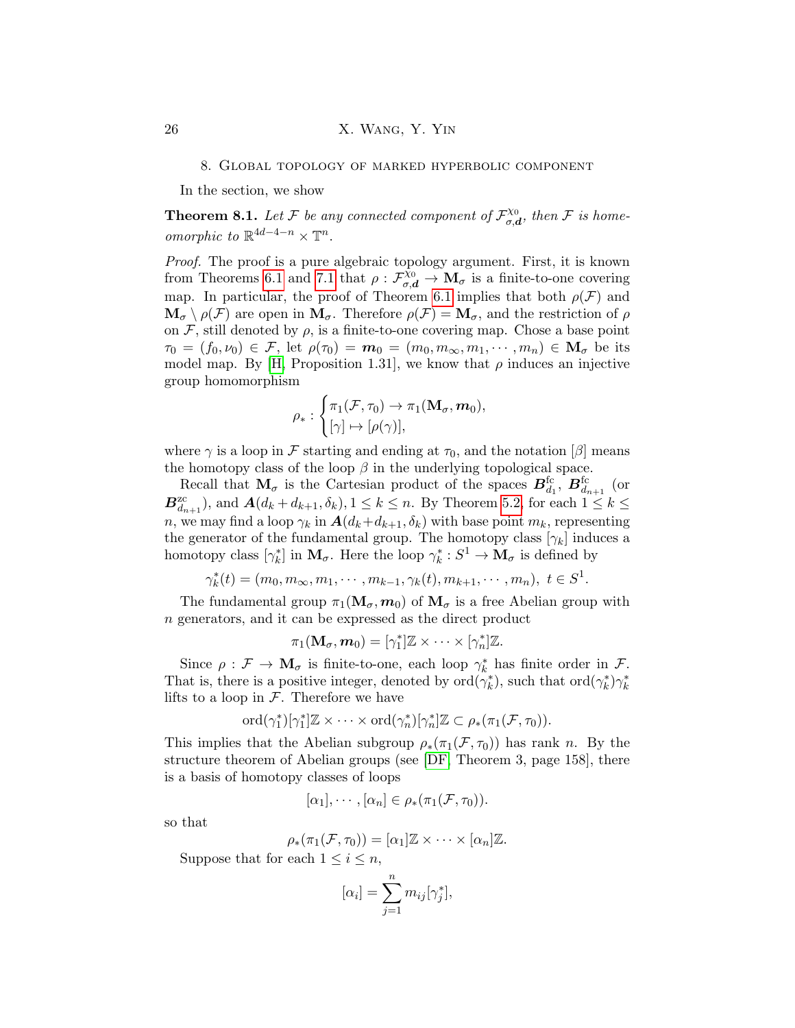## 8. Global topology of marked hyperbolic component

In the section, we show

**Theorem 8.1.** *Let $\mathcal{F}$ be any connected component of $\mathcal{F}^{\chi_0}_{\sigma,\boldsymbol{d}}$, then $\mathcal{F}$ is homeomorphic to $\mathbb{R}^{4d-4-n} \times \mathbb{T}^n$.*

*Proof.* The proof is a pure algebraic topology argument. First, it is known from Theorems 6.1 and 7.1 that $\rho : \mathcal{F}^{\chi_0}_{\sigma,\boldsymbol{d}} \to \mathbf{M}_\sigma$ is a finite-to-one covering map. In particular, the proof of Theorem 6.1 implies that both $\rho(\mathcal{F})$ and $\mathbf{M}_\sigma \setminus \rho(\mathcal{F})$ are open in $\mathbf{M}_\sigma$. Therefore $\rho(\mathcal{F}) = \mathbf{M}_\sigma$, and the restriction of $\rho$ on $\mathcal{F}$, still denoted by $\rho$, is a finite-to-one covering map. Chose a base point $\tau_0 = (f_0, \nu_0) \in \mathcal{F}$, let $\rho(\tau_0) = \boldsymbol{m}_0 = (m_0, m_\infty, m_1, \cdots, m_n) \in \mathbf{M}_\sigma$ be its model map. By [H, Proposition 1.31], we know that $\rho$ induces an injective group homomorphism

$$\rho_* : \begin{cases} \pi_1(\mathcal{F}, \tau_0) \to \pi_1(\mathbf{M}_\sigma, \boldsymbol{m}_0), \\ [\gamma] \mapsto [\rho(\gamma)], \end{cases}$$

where $\gamma$ is a loop in $\mathcal{F}$ starting and ending at $\tau_0$, and the notation $[\beta]$ means the homotopy class of the loop $\beta$ in the underlying topological space.

Recall that $\mathbf{M}_\sigma$ is the Cartesian product of the spaces $\boldsymbol{B}^{\rm fc}_{d_1}$, $\boldsymbol{B}^{\rm fc}_{d_{n+1}}$ (or $\boldsymbol{B}^{\rm zc}_{d_{n+1}}$), and $\boldsymbol{A}(d_k + d_{k+1}, \delta_k), 1 \leq k \leq n$. By Theorem 5.2, for each $1 \leq k \leq n$, we may find a loop $\gamma_k$ in $\boldsymbol{A}(d_k+d_{k+1}, \delta_k)$ with base point $m_k$, representing the generator of the fundamental group. The homotopy class $[\gamma_k]$ induces a homotopy class $[\gamma_k^*]$ in $\mathbf{M}_\sigma$. Here the loop $\gamma_k^* : S^1 \to \mathbf{M}_\sigma$ is defined by

$$\gamma_k^*(t) = (m_0, m_\infty, m_1, \cdots, m_{k-1}, \gamma_k(t), m_{k+1}, \cdots, m_n),\ t \in S^1.$$

The fundamental group $\pi_1(\mathbf{M}_\sigma, \boldsymbol{m}_0)$ of $\mathbf{M}_\sigma$ is a free Abelian group with $n$ generators, and it can be expressed as the direct product

$$\pi_1(\mathbf{M}_\sigma, \boldsymbol{m}_0) = [\gamma_1^*]\mathbb{Z} \times \cdots \times [\gamma_n^*]\mathbb{Z}.$$

Since $\rho : \mathcal{F} \to \mathbf{M}_\sigma$ is finite-to-one, each loop $\gamma_k^*$ has finite order in $\mathcal{F}$. That is, there is a positive integer, denoted by $\mathrm{ord}(\gamma_k^*)$, such that $\mathrm{ord}(\gamma_k^*)\gamma_k^*$ lifts to a loop in $\mathcal{F}$. Therefore we have

$$\mathrm{ord}(\gamma_1^*)[\gamma_1^*]\mathbb{Z} \times \cdots \times \mathrm{ord}(\gamma_n^*)[\gamma_n^*]\mathbb{Z} \subset \rho_*(\pi_1(\mathcal{F}, \tau_0)).$$

This implies that the Abelian subgroup $\rho_*(\pi_1(\mathcal{F}, \tau_0))$ has rank $n$. By the structure theorem of Abelian groups (see [DF, Theorem 3, page 158], there is a basis of homotopy classes of loops

$$[\alpha_1], \cdots, [\alpha_n] \in \rho_*(\pi_1(\mathcal{F}, \tau_0)).$$

so that

$$\rho_*(\pi_1(\mathcal{F}, \tau_0)) = [\alpha_1]\mathbb{Z} \times \cdots \times [\alpha_n]\mathbb{Z}.$$

Suppose that for each $1 \leq i \leq n$,

$$[\alpha_i] = \sum_{j=1}^n m_{ij}[\gamma_j^*],$$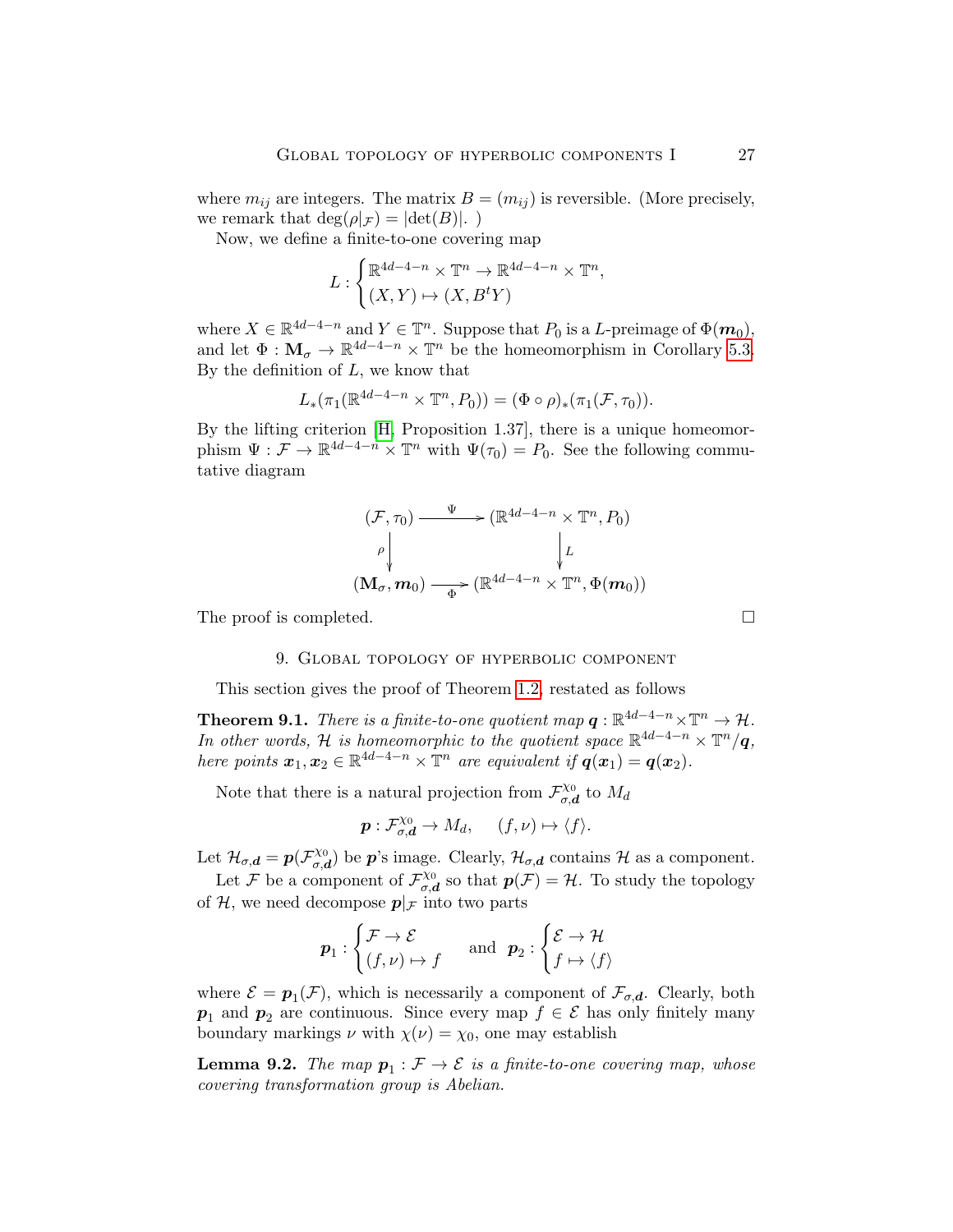where $m_{ij}$ are integers. The matrix $B = (m_{ij})$ is reversible. (More precisely, we remark that $\deg(\rho|_{\mathcal{F}}) = |\det(B)|$. )

Now, we define a finite-to-one covering map

$$L : \begin{cases} \mathbb{R}^{4d-4-n} \times \mathbb{T}^n \to \mathbb{R}^{4d-4-n} \times \mathbb{T}^n, \\ (X, Y) \mapsto (X, B^t Y) \end{cases}$$

where $X \in \mathbb{R}^{4d-4-n}$ and $Y \in \mathbb{T}^n$. Suppose that $P_0$ is a $L$-preimage of $\Phi(\boldsymbol{m}_0)$, and let $\Phi : \mathbf{M}_\sigma \to \mathbb{R}^{4d-4-n} \times \mathbb{T}^n$ be the homeomorphism in Corollary 5.3. By the definition of $L$, we know that

$$L_*(\pi_1(\mathbb{R}^{4d-4-n} \times \mathbb{T}^n, P_0)) = (\Phi \circ \rho)_*(\pi_1(\mathcal{F}, \tau_0)).$$

By the lifting criterion [H, Proposition 1.37], there is a unique homeomorphism $\Psi : \mathcal{F} \to \mathbb{R}^{4d-4-n} \times \mathbb{T}^n$ with $\Psi(\tau_0) = P_0$. See the following commutative diagram

$$\begin{array}{ccc} (\mathcal{F}, \tau_0) & \xrightarrow{\Psi} & (\mathbb{R}^{4d-4-n} \times \mathbb{T}^n, P_0) \\ \rho \downarrow & & \downarrow L \\ (\mathbf{M}_\sigma, \boldsymbol{m}_0) & \xrightarrow[\Phi]{} & (\mathbb{R}^{4d-4-n} \times \mathbb{T}^n, \Phi(\boldsymbol{m}_0)) \end{array}$$

The proof is completed. □

## 9. Global topology of hyperbolic component

This section gives the proof of Theorem 1.2, restated as follows

**Theorem 9.1.** *There is a finite-to-one quotient map $\boldsymbol{q} : \mathbb{R}^{4d-4-n} \times \mathbb{T}^n \to \mathcal{H}$. In other words, $\mathcal{H}$ is homeomorphic to the quotient space $\mathbb{R}^{4d-4-n} \times \mathbb{T}^n / \boldsymbol{q}$, here points $\boldsymbol{x}_1, \boldsymbol{x}_2 \in \mathbb{R}^{4d-4-n} \times \mathbb{T}^n$ are equivalent if $\boldsymbol{q}(\boldsymbol{x}_1) = \boldsymbol{q}(\boldsymbol{x}_2)$.*

Note that there is a natural projection from $\mathcal{F}^{\chi_0}_{\sigma,\boldsymbol{d}}$ to $M_d$

$$\boldsymbol{p} : \mathcal{F}^{\chi_0}_{\sigma,\boldsymbol{d}} \to M_d, \quad (f, \nu) \mapsto \langle f \rangle.$$

Let $\mathcal{H}_{\sigma,\boldsymbol{d}} = \boldsymbol{p}(\mathcal{F}^{\chi_0}_{\sigma,\boldsymbol{d}})$ be $\boldsymbol{p}$'s image. Clearly, $\mathcal{H}_{\sigma,\boldsymbol{d}}$ contains $\mathcal{H}$ as a component.

Let $\mathcal{F}$ be a component of $\mathcal{F}^{\chi_0}_{\sigma,\boldsymbol{d}}$ so that $\boldsymbol{p}(\mathcal{F}) = \mathcal{H}$. To study the topology of $\mathcal{H}$, we need decompose $\boldsymbol{p}|_{\mathcal{F}}$ into two parts

$$\boldsymbol{p}_1 : \begin{cases} \mathcal{F} \to \mathcal{E} \\ (f, \nu) \mapsto f \end{cases} \quad \text{and} \quad \boldsymbol{p}_2 : \begin{cases} \mathcal{E} \to \mathcal{H} \\ f \mapsto \langle f \rangle \end{cases}$$

where $\mathcal{E} = \boldsymbol{p}_1(\mathcal{F})$, which is necessarily a component of $\mathcal{F}_{\sigma,\boldsymbol{d}}$. Clearly, both $\boldsymbol{p}_1$ and $\boldsymbol{p}_2$ are continuous. Since every map $f \in \mathcal{E}$ has only finitely many boundary markings $\nu$ with $\chi(\nu) = \chi_0$, one may establish

**Lemma 9.2.** *The map $\boldsymbol{p}_1 : \mathcal{F} \to \mathcal{E}$ is a finite-to-one covering map, whose covering transformation group is Abelian.*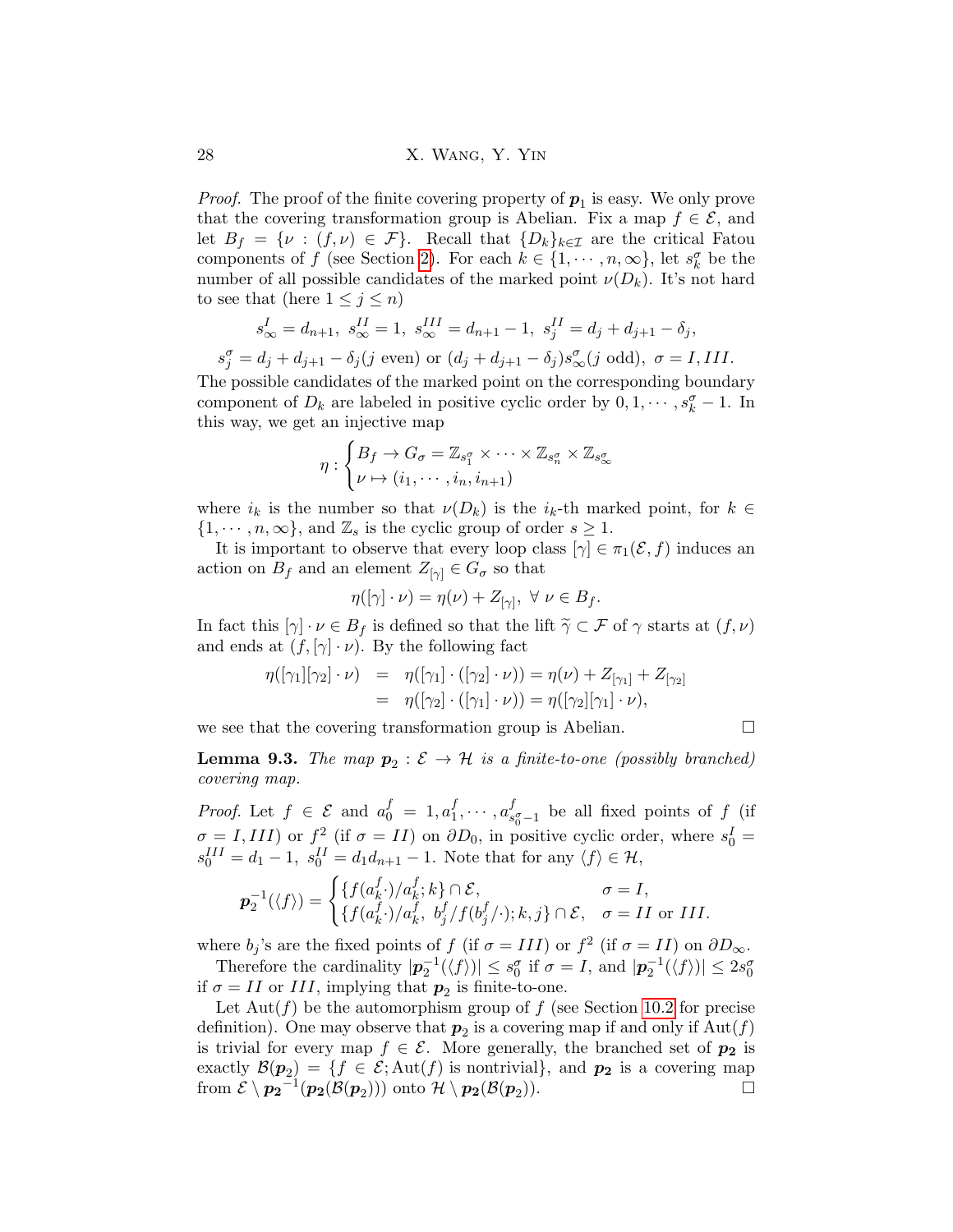*Proof.* The proof of the finite covering property of $\boldsymbol{p}_1$ is easy. We only prove that the covering transformation group is Abelian. Fix a map $f \in \mathcal{E}$, and let $B_f = \{\nu : (f, \nu) \in \mathcal{F}\}$. Recall that $\{D_k\}_{k\in\mathcal{I}}$ are the critical Fatou components of $f$ (see Section 2). For each $k \in \{1, \cdots, n, \infty\}$, let $s_k^\sigma$ be the number of all possible candidates of the marked point $\nu(D_k)$. It's not hard to see that (here $1 \le j \le n$)

$$s_\infty^I = d_{n+1},\ s_\infty^{II} = 1,\ s_\infty^{III} = d_{n+1} - 1,\ s_j^{II} = d_j + d_{j+1} - \delta_j,$$

$$s_j^\sigma = d_j + d_{j+1} - \delta_j (j \text{ even}) \text{ or } (d_j + d_{j+1} - \delta_j)s_\infty^\sigma (j \text{ odd}),\ \sigma = I, III.$$

The possible candidates of the marked point on the corresponding boundary component of $D_k$ are labeled in positive cyclic order by $0, 1, \cdots, s_k^\sigma - 1$. In this way, we get an injective map

$$\eta : \begin{cases} B_f \to G_\sigma = \mathbb{Z}_{s_1^\sigma} \times \cdots \times \mathbb{Z}_{s_n^\sigma} \times \mathbb{Z}_{s_\infty^\sigma} \\ \nu \mapsto (i_1, \cdots, i_n, i_{n+1}) \end{cases}$$

where $i_k$ is the number so that $\nu(D_k)$ is the $i_k$-th marked point, for $k \in \{1, \cdots, n, \infty\}$, and $\mathbb{Z}_s$ is the cyclic group of order $s \ge 1$.

It is important to observe that every loop class $[\gamma] \in \pi_1(\mathcal{E}, f)$ induces an action on $B_f$ and an element $Z_{[\gamma]} \in G_\sigma$ so that

$$\eta([\gamma] \cdot \nu) = \eta(\nu) + Z_{[\gamma]},\ \forall\ \nu \in B_f.$$

In fact this $[\gamma] \cdot \nu \in B_f$ is defined so that the lift $\widetilde{\gamma} \subset \mathcal{F}$ of $\gamma$ starts at $(f, \nu)$ and ends at $(f, [\gamma] \cdot \nu)$. By the following fact

$$\begin{aligned} \eta([\gamma_1][\gamma_2] \cdot \nu) &= \eta([\gamma_1] \cdot ([\gamma_2] \cdot \nu)) = \eta(\nu) + Z_{[\gamma_1]} + Z_{[\gamma_2]} \\ &= \eta([\gamma_2] \cdot ([\gamma_1] \cdot \nu)) = \eta([\gamma_2][\gamma_1] \cdot \nu), \end{aligned}$$

we see that the covering transformation group is Abelian. $\square$

**Lemma 9.3.** *The map $\boldsymbol{p}_2 : \mathcal{E} \to \mathcal{H}$ is a finite-to-one (possibly branched) covering map.*

*Proof.* Let $f \in \mathcal{E}$ and $a_0^f = 1, a_1^f, \cdots, a_{s_0^\sigma - 1}^f$ be all fixed points of $f$ (if $\sigma = I, III$) or $f^2$ (if $\sigma = II$) on $\partial D_0$, in positive cyclic order, where $s_0^I = s_0^{III} = d_1 - 1$, $s_0^{II} = d_1 d_{n+1} - 1$. Note that for any $\langle f \rangle \in \mathcal{H}$,

$$\boldsymbol{p}_2^{-1}(\langle f \rangle) = \begin{cases} \{f(a_k^f \cdot)/a_k^f; k\} \cap \mathcal{E}, & \sigma = I, \\ \{f(a_k^f \cdot)/a_k^f,\ b_j^f/f(b_j^f/\cdot); k, j\} \cap \mathcal{E}, & \sigma = II \text{ or } III. \end{cases}$$

where $b_j$'s are the fixed points of $f$ (if $\sigma = III$) or $f^2$ (if $\sigma = II$) on $\partial D_\infty$.

Therefore the cardinality $|\boldsymbol{p}_2^{-1}(\langle f \rangle)| \le s_0^\sigma$ if $\sigma = I$, and $|\boldsymbol{p}_2^{-1}(\langle f \rangle)| \le 2s_0^\sigma$ if $\sigma = II$ or $III$, implying that $\boldsymbol{p}_2$ is finite-to-one.

Let $\mathrm{Aut}(f)$ be the automorphism group of $f$ (see Section 10.2 for precise definition). One may observe that $\boldsymbol{p}_2$ is a covering map if and only if $\mathrm{Aut}(f)$ is trivial for every map $f \in \mathcal{E}$. More generally, the branched set of $\boldsymbol{p}_2$ is exactly $\mathcal{B}(\boldsymbol{p}_2) = \{f \in \mathcal{E}; \mathrm{Aut}(f) \text{ is nontrivial}\}$, and $\boldsymbol{p}_2$ is a covering map from $\mathcal{E} \setminus \boldsymbol{p}_2^{-1}(\boldsymbol{p}_2(\mathcal{B}(\boldsymbol{p}_2)))$ onto $\mathcal{H} \setminus \boldsymbol{p}_2(\mathcal{B}(\boldsymbol{p}_2))$. $\square$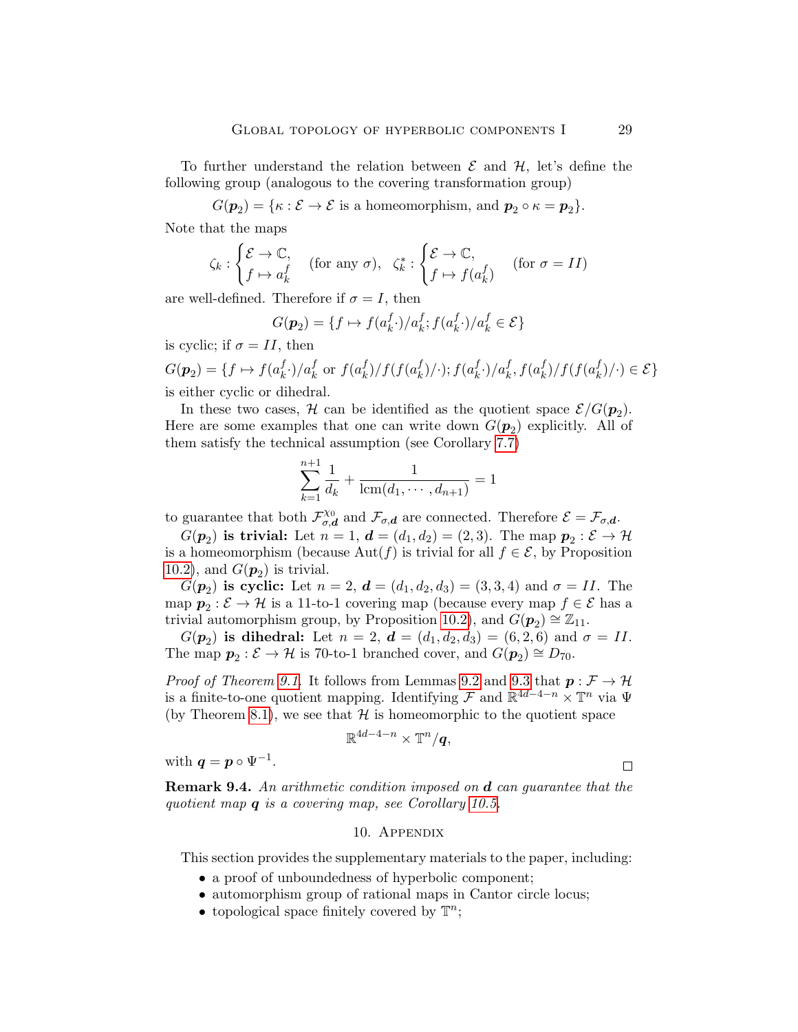To further understand the relation between $\mathcal{E}$ and $\mathcal{H}$, let's define the following group (analogous to the covering transformation group)

$$G(\boldsymbol{p}_2) = \{\kappa : \mathcal{E} \to \mathcal{E} \text{ is a homeomorphism, and } \boldsymbol{p}_2 \circ \kappa = \boldsymbol{p}_2\}.$$

Note that the maps

$$\zeta_k : \begin{cases} \mathcal{E} \to \mathbb{C}, \\ f \mapsto a_k^f \end{cases} \quad (\text{for any } \sigma), \quad \zeta_k^* : \begin{cases} \mathcal{E} \to \mathbb{C}, \\ f \mapsto f(a_k^f) \end{cases} \quad (\text{for } \sigma = II)$$

are well-defined. Therefore if $\sigma = I$, then

$$G(\boldsymbol{p}_2) = \{f \mapsto f(a_k^f \cdot)/a_k^f; f(a_k^f \cdot)/a_k^f \in \mathcal{E}\}$$

is cyclic; if $\sigma = II$, then

$$G(\boldsymbol{p}_2) = \{f \mapsto f(a_k^f \cdot)/a_k^f \text{ or } f(a_k^f)/f(f(a_k^f)/\cdot); f(a_k^f \cdot)/a_k^f, f(a_k^f)/f(f(a_k^f)/\cdot) \in \mathcal{E}\}$$

is either cyclic or dihedral.

In these two cases, $\mathcal{H}$ can be identified as the quotient space $\mathcal{E}/G(\boldsymbol{p}_2)$. Here are some examples that one can write down $G(\boldsymbol{p}_2)$ explicitly. All of them satisfy the technical assumption (see Corollary 7.7)

$$\sum_{k=1}^{n+1} \frac{1}{d_k} + \frac{1}{\operatorname{lcm}(d_1, \cdots, d_{n+1})} = 1$$

to guarantee that both $\mathcal{F}_{\sigma,\boldsymbol{d}}^{\chi_0}$ and $\mathcal{F}_{\sigma,\boldsymbol{d}}$ are connected. Therefore $\mathcal{E} = \mathcal{F}_{\sigma,\boldsymbol{d}}$.

**$G(\boldsymbol{p}_2)$ is trivial:** Let $n = 1$, $\boldsymbol{d} = (d_1, d_2) = (2, 3)$. The map $\boldsymbol{p}_2 : \mathcal{E} \to \mathcal{H}$ is a homeomorphism (because $\text{Aut}(f)$ is trivial for all $f \in \mathcal{E}$, by Proposition 10.2), and $G(\boldsymbol{p}_2)$ is trivial.

**$G(\boldsymbol{p}_2)$ is cyclic:** Let $n = 2$, $\boldsymbol{d} = (d_1, d_2, d_3) = (3, 3, 4)$ and $\sigma = II$. The map $\boldsymbol{p}_2 : \mathcal{E} \to \mathcal{H}$ is a 11-to-1 covering map (because every map $f \in \mathcal{E}$ has a trivial automorphism group, by Proposition 10.2), and $G(\boldsymbol{p}_2) \cong \mathbb{Z}_{11}$.

**$G(\boldsymbol{p}_2)$ is dihedral:** Let $n = 2$, $\boldsymbol{d} = (d_1, d_2, d_3) = (6, 2, 6)$ and $\sigma = II$. The map $\boldsymbol{p}_2 : \mathcal{E} \to \mathcal{H}$ is 70-to-1 branched cover, and $G(\boldsymbol{p}_2) \cong D_{70}$.

*Proof of Theorem 9.1.* It follows from Lemmas 9.2 and 9.3 that $\boldsymbol{p} : \mathcal{F} \to \mathcal{H}$ is a finite-to-one quotient mapping. Identifying $\mathcal{F}$ and $\mathbb{R}^{4d-4-n} \times \mathbb{T}^n$ via $\Psi$ (by Theorem 8.1), we see that $\mathcal{H}$ is homeomorphic to the quotient space

$$\mathbb{R}^{4d-4-n} \times \mathbb{T}^n / \boldsymbol{q},$$

with $\boldsymbol{q} = \boldsymbol{p} \circ \Psi^{-1}$. $\square$

**Remark 9.4.** *An arithmetic condition imposed on $\boldsymbol{d}$ can guarantee that the quotient map $\boldsymbol{q}$ is a covering map, see Corollary 10.5.*

## 10. Appendix

This section provides the supplementary materials to the paper, including:

- a proof of unboundedness of hyperbolic component;
- automorphism group of rational maps in Cantor circle locus;
- topological space finitely covered by $\mathbb{T}^n$;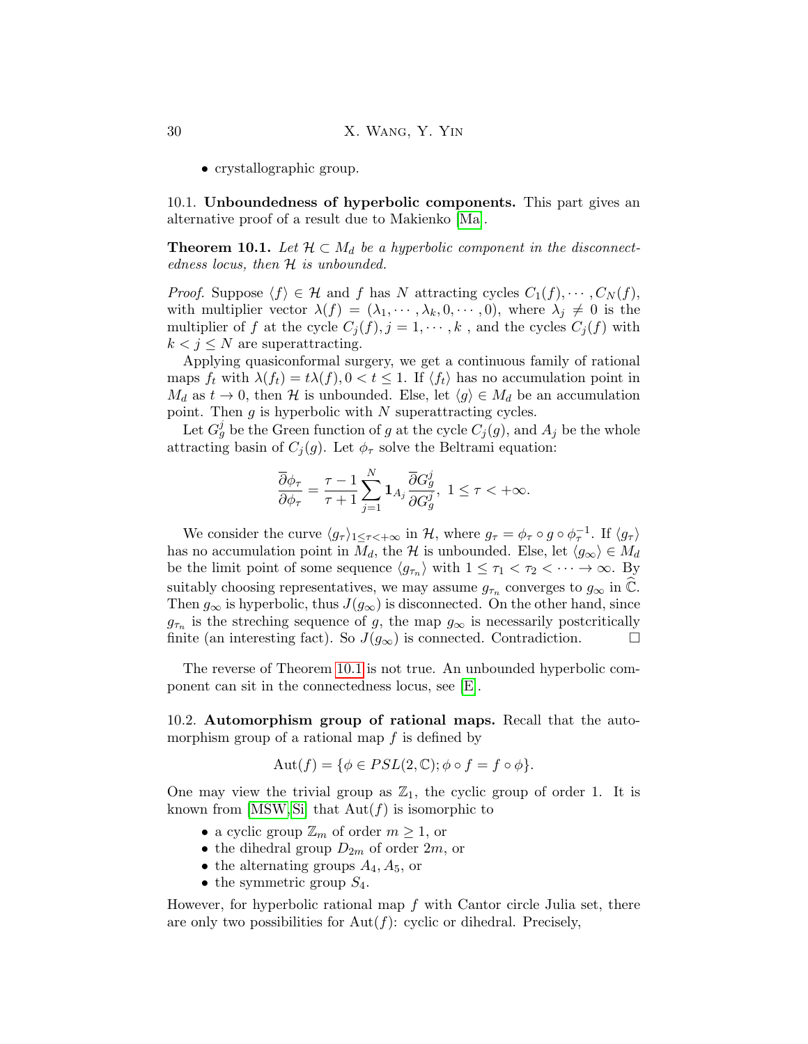- crystallographic group.

**10.1. Unboundedness of hyperbolic components.** This part gives an alternative proof of a result due to Makienko [Ma].

**Theorem 10.1.** *Let $\mathcal{H} \subset M_d$ be a hyperbolic component in the disconnectedness locus, then $\mathcal{H}$ is unbounded.*

*Proof.* Suppose $\langle f \rangle \in \mathcal{H}$ and $f$ has $N$ attracting cycles $C_1(f), \cdots, C_N(f)$, with multiplier vector $\lambda(f) = (\lambda_1, \cdots, \lambda_k, 0, \cdots, 0)$, where $\lambda_j \neq 0$ is the multiplier of $f$ at the cycle $C_j(f), j = 1, \cdots, k$ , and the cycles $C_j(f)$ with $k < j \leq N$ are superattracting.

Applying quasiconformal surgery, we get a continuous family of rational maps $f_t$ with $\lambda(f_t) = t\lambda(f), 0 < t \leq 1$. If $\langle f_t \rangle$ has no accumulation point in $M_d$ as $t \to 0$, then $\mathcal{H}$ is unbounded. Else, let $\langle g \rangle \in M_d$ be an accumulation point. Then $g$ is hyperbolic with $N$ superattracting cycles.

Let $G_g^j$ be the Green function of $g$ at the cycle $C_j(g)$, and $A_j$ be the whole attracting basin of $C_j(g)$. Let $\phi_\tau$ solve the Beltrami equation:

$$\frac{\overline{\partial}\phi_\tau}{\partial\phi_\tau} = \frac{\tau - 1}{\tau + 1}\sum_{j=1}^{N} \mathbf{1}_{A_j}\frac{\overline{\partial}G_g^j}{\partial G_g^j},\ 1 \leq \tau < +\infty.$$

We consider the curve $\langle g_\tau \rangle_{1 \leq \tau < +\infty}$ in $\mathcal{H}$, where $g_\tau = \phi_\tau \circ g \circ \phi_\tau^{-1}$. If $\langle g_\tau \rangle$ has no accumulation point in $M_d$, the $\mathcal{H}$ is unbounded. Else, let $\langle g_\infty \rangle \in M_d$ be the limit point of some sequence $\langle g_{\tau_n} \rangle$ with $1 \leq \tau_1 < \tau_2 < \cdots \to \infty$. By suitably choosing representatives, we may assume $g_{\tau_n}$ converges to $g_\infty$ in $\widehat{\mathbb{C}}$. Then $g_\infty$ is hyperbolic, thus $J(g_\infty)$ is disconnected. On the other hand, since $g_{\tau_n}$ is the streching sequence of $g$, the map $g_\infty$ is necessarily postcritically finite (an interesting fact). So $J(g_\infty)$ is connected. Contradiction. □

The reverse of Theorem 10.1 is not true. An unbounded hyperbolic component can sit in the connectedness locus, see [E].

**10.2. Automorphism group of rational maps.** Recall that the automorphism group of a rational map $f$ is defined by

$$\mathrm{Aut}(f) = \{\phi \in PSL(2, \mathbb{C}); \phi \circ f = f \circ \phi\}.$$

One may view the trivial group as $\mathbb{Z}_1$, the cyclic group of order 1. It is known from [MSW, Si] that $\mathrm{Aut}(f)$ is isomorphic to

- a cyclic group $\mathbb{Z}_m$ of order $m \geq 1$, or
- the dihedral group $D_{2m}$ of order $2m$, or
- the alternating groups $A_4, A_5$, or
- the symmetric group $S_4$.

However, for hyperbolic rational map $f$ with Cantor circle Julia set, there are only two possibilities for $\mathrm{Aut}(f)$: cyclic or dihedral. Precisely,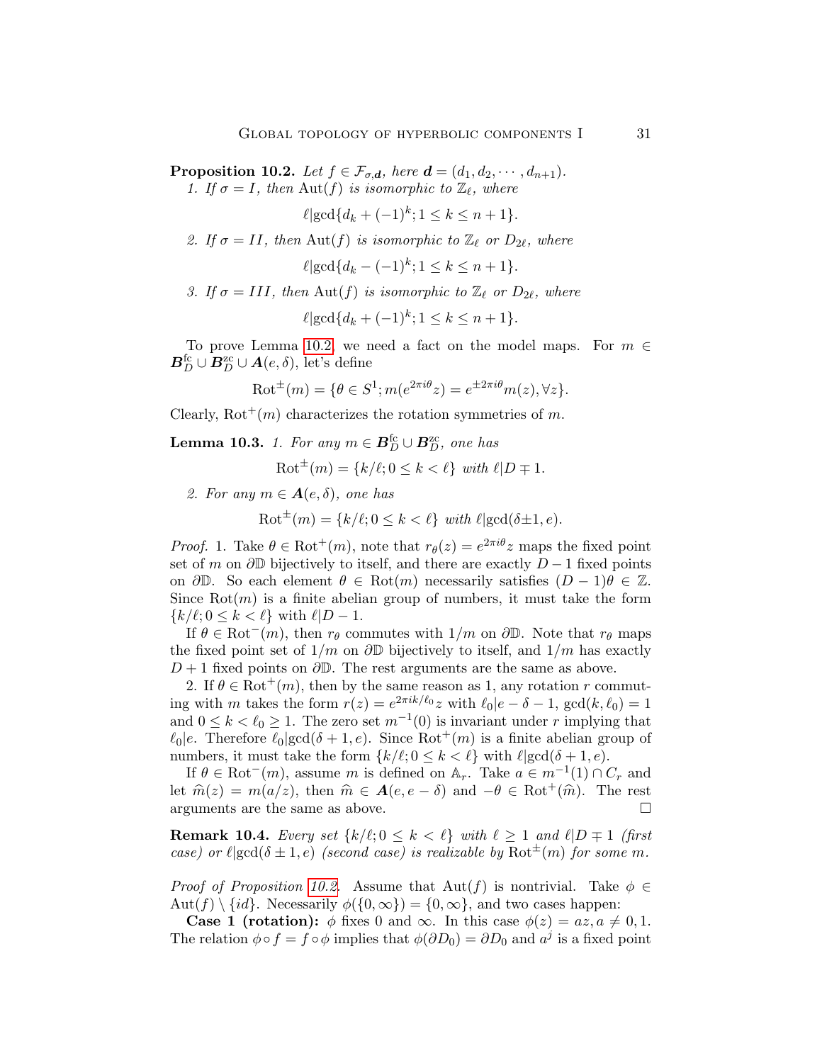**Proposition 10.2.** *Let $f \in \mathcal{F}_{\sigma,\boldsymbol{d}}$, here $\boldsymbol{d} = (d_1, d_2, \cdots, d_{n+1})$.*

*1. If $\sigma = I$, then $\mathrm{Aut}(f)$ is isomorphic to $\mathbb{Z}_\ell$, where*

$$\ell | \gcd\{d_k + (-1)^k; 1 \le k \le n+1\}.$$

*2. If $\sigma = II$, then $\mathrm{Aut}(f)$ is isomorphic to $\mathbb{Z}_\ell$ or $D_{2\ell}$, where*

$$\ell | \gcd\{d_k - (-1)^k; 1 \le k \le n+1\}.$$

*3. If $\sigma = III$, then $\mathrm{Aut}(f)$ is isomorphic to $\mathbb{Z}_\ell$ or $D_{2\ell}$, where*

$$\ell | \gcd\{d_k + (-1)^k; 1 \le k \le n+1\}.$$

To prove Lemma 10.2, we need a fact on the model maps. For $m \in \boldsymbol{B}_D^{\mathrm{fc}} \cup \boldsymbol{B}_D^{\mathrm{zc}} \cup \boldsymbol{A}(e, \delta)$, let's define

$$\mathrm{Rot}^{\pm}(m) = \{\theta \in S^1; m(e^{2\pi i\theta} z) = e^{\pm 2\pi i\theta} m(z), \forall z\}.$$

Clearly, $\mathrm{Rot}^+(m)$ characterizes the rotation symmetries of $m$.

**Lemma 10.3.** *1. For any $m \in \boldsymbol{B}_D^{\mathrm{fc}} \cup \boldsymbol{B}_D^{\mathrm{zc}}$, one has*

$$\mathrm{Rot}^{\pm}(m) = \{k/\ell; 0 \le k < \ell\} \text{ with } \ell | D \mp 1.$$

*2. For any $m \in \boldsymbol{A}(e, \delta)$, one has*

$$\mathrm{Rot}^{\pm}(m) = \{k/\ell; 0 \le k < \ell\} \text{ with } \ell | \gcd(\delta \pm 1, e).$$

*Proof.* 1. Take $\theta \in \mathrm{Rot}^+(m)$, note that $r_\theta(z) = e^{2\pi i\theta} z$ maps the fixed point set of $m$ on $\partial\mathbb{D}$ bijectively to itself, and there are exactly $D-1$ fixed points on $\partial\mathbb{D}$. So each element $\theta \in \mathrm{Rot}(m)$ necessarily satisfies $(D-1)\theta \in \mathbb{Z}$. Since $\mathrm{Rot}(m)$ is a finite abelian group of numbers, it must take the form $\{k/\ell; 0 \le k < \ell\}$ with $\ell | D - 1$.

If $\theta \in \mathrm{Rot}^-(m)$, then $r_\theta$ commutes with $1/m$ on $\partial\mathbb{D}$. Note that $r_\theta$ maps the fixed point set of $1/m$ on $\partial\mathbb{D}$ bijectively to itself, and $1/m$ has exactly $D+1$ fixed points on $\partial\mathbb{D}$. The rest arguments are the same as above.

2. If $\theta \in \mathrm{Rot}^+(m)$, then by the same reason as 1, any rotation $r$ commuting with $m$ takes the form $r(z) = e^{2\pi i k/\ell_0} z$ with $\ell_0 | e - \delta - 1$, $\gcd(k, \ell_0) = 1$ and $0 \le k < \ell_0 \ge 1$. The zero set $m^{-1}(0)$ is invariant under $r$ implying that $\ell_0 | e$. Therefore $\ell_0 | \gcd(\delta + 1, e)$. Since $\mathrm{Rot}^+(m)$ is a finite abelian group of numbers, it must take the form $\{k/\ell; 0 \le k < \ell\}$ with $\ell | \gcd(\delta + 1, e)$.

If $\theta \in \mathrm{Rot}^-(m)$, assume $m$ is defined on $\mathbb{A}_r$. Take $a \in m^{-1}(1) \cap C_r$ and let $\widehat{m}(z) = m(a/z)$, then $\widehat{m} \in \boldsymbol{A}(e, e - \delta)$ and $-\theta \in \mathrm{Rot}^+(\widehat{m})$. The rest arguments are the same as above. $\square$

**Remark 10.4.** *Every set $\{k/\ell; 0 \le k < \ell\}$ with $\ell \ge 1$ and $\ell | D \mp 1$ (first case) or $\ell | \gcd(\delta \pm 1, e)$ (second case) is realizable by $\mathrm{Rot}^{\pm}(m)$ for some $m$.*

*Proof of Proposition 10.2.* Assume that $\mathrm{Aut}(f)$ is nontrivial. Take $\phi \in \mathrm{Aut}(f) \setminus \{id\}$. Necessarily $\phi(\{0, \infty\}) = \{0, \infty\}$, and two cases happen:

**Case 1 (rotation):** $\phi$ fixes $0$ and $\infty$. In this case $\phi(z) = az, a \ne 0, 1$. The relation $\phi \circ f = f \circ \phi$ implies that $\phi(\partial D_0) = \partial D_0$ and $a^j$ is a fixed point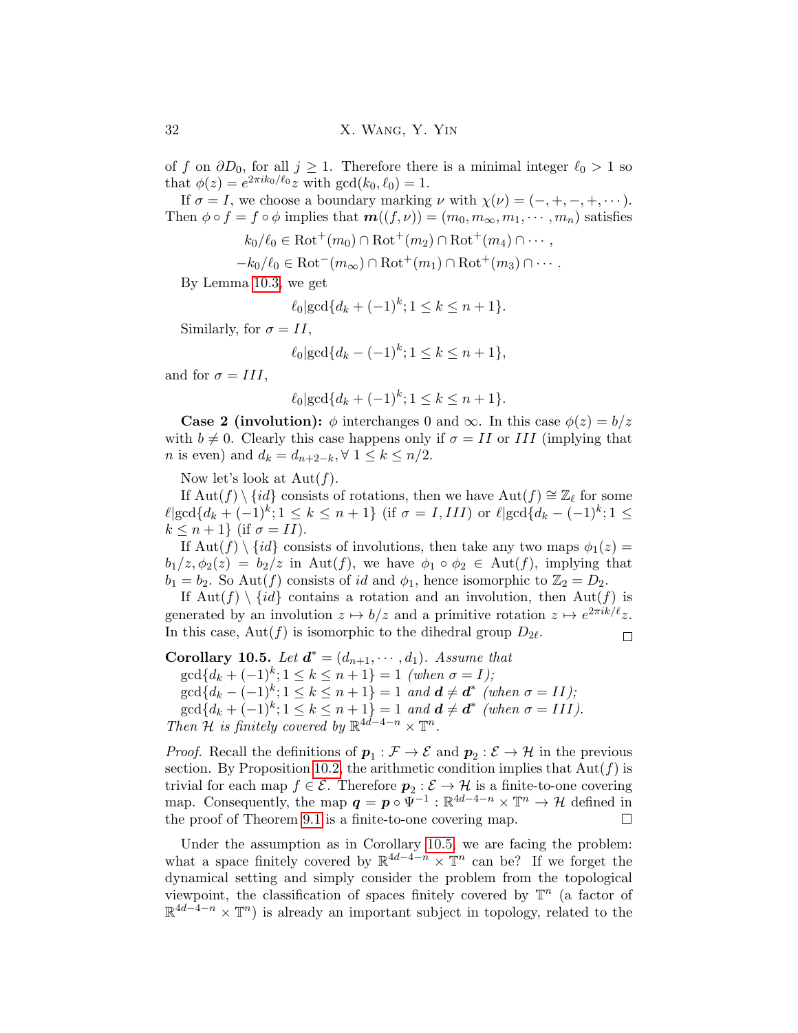of $f$ on $\partial D_0$, for all $j \geq 1$. Therefore there is a minimal integer $\ell_0 > 1$ so that $\phi(z) = e^{2\pi i k_0/\ell_0} z$ with $\gcd(k_0, \ell_0) = 1$.

If $\sigma = I$, we choose a boundary marking $\nu$ with $\chi(\nu) = (-, +, -, +, \cdots)$. Then $\phi \circ f = f \circ \phi$ implies that $\boldsymbol{m}((f, \nu)) = (m_0, m_\infty, m_1, \cdots, m_n)$ satisfies

$$k_0/\ell_0 \in \mathrm{Rot}^+(m_0) \cap \mathrm{Rot}^+(m_2) \cap \mathrm{Rot}^+(m_4) \cap \cdots,$$

$$-k_0/\ell_0 \in \mathrm{Rot}^-(m_\infty) \cap \mathrm{Rot}^+(m_1) \cap \mathrm{Rot}^+(m_3) \cap \cdots.$$

By Lemma 10.3, we get

$$\ell_0 | \gcd\{d_k + (-1)^k; 1 \leq k \leq n+1\}.$$

Similarly, for $\sigma = II$,

$$\ell_0 | \gcd\{d_k - (-1)^k; 1 \leq k \leq n+1\},$$

and for $\sigma = III$,

$$\ell_0 | \gcd\{d_k + (-1)^k; 1 \leq k \leq n+1\}.$$

**Case 2 (involution):** $\phi$ interchanges 0 and $\infty$. In this case $\phi(z) = b/z$ with $b \neq 0$. Clearly this case happens only if $\sigma = II$ or $III$ (implying that $n$ is even) and $d_k = d_{n+2-k}, \forall\ 1 \leq k \leq n/2$.

Now let's look at $\mathrm{Aut}(f)$.

If $\mathrm{Aut}(f) \setminus \{id\}$ consists of rotations, then we have $\mathrm{Aut}(f) \cong \mathbb{Z}_\ell$ for some $\ell | \gcd\{d_k + (-1)^k; 1 \leq k \leq n+1\}$ (if $\sigma = I, III$) or $\ell | \gcd\{d_k - (-1)^k; 1 \leq k \leq n+1\}$ (if $\sigma = II$).

If $\mathrm{Aut}(f) \setminus \{id\}$ consists of involutions, then take any two maps $\phi_1(z) = b_1/z, \phi_2(z) = b_2/z$ in $\mathrm{Aut}(f)$, we have $\phi_1 \circ \phi_2 \in \mathrm{Aut}(f)$, implying that $b_1 = b_2$. So $\mathrm{Aut}(f)$ consists of $id$ and $\phi_1$, hence isomorphic to $\mathbb{Z}_2 = D_2$.

If $\mathrm{Aut}(f) \setminus \{id\}$ contains a rotation and an involution, then $\mathrm{Aut}(f)$ is generated by an involution $z \mapsto b/z$ and a primitive rotation $z \mapsto e^{2\pi i k/\ell} z$. In this case, $\mathrm{Aut}(f)$ is isomorphic to the dihedral group $D_{2\ell}$. □

**Corollary 10.5.** *Let $\boldsymbol{d}^* = (d_{n+1}, \cdots, d_1)$. Assume that*
*$\gcd\{d_k + (-1)^k; 1 \leq k \leq n+1\} = 1$ (when $\sigma = I$);*
*$\gcd\{d_k - (-1)^k; 1 \leq k \leq n+1\} = 1$ and $\boldsymbol{d} \neq \boldsymbol{d}^*$ (when $\sigma = II$);*
*$\gcd\{d_k + (-1)^k; 1 \leq k \leq n+1\} = 1$ and $\boldsymbol{d} \neq \boldsymbol{d}^*$ (when $\sigma = III$).*
*Then $\mathcal{H}$ is finitely covered by $\mathbb{R}^{4d-4-n} \times \mathbb{T}^n$.*

*Proof.* Recall the definitions of $\boldsymbol{p}_1 : \mathcal{F} \to \mathcal{E}$ and $\boldsymbol{p}_2 : \mathcal{E} \to \mathcal{H}$ in the previous section. By Proposition 10.2, the arithmetic condition implies that $\mathrm{Aut}(f)$ is trivial for each map $f \in \mathcal{E}$. Therefore $\boldsymbol{p}_2 : \mathcal{E} \to \mathcal{H}$ is a finite-to-one covering map. Consequently, the map $\boldsymbol{q} = \boldsymbol{p} \circ \Psi^{-1} : \mathbb{R}^{4d-4-n} \times \mathbb{T}^n \to \mathcal{H}$ defined in the proof of Theorem 9.1 is a finite-to-one covering map. □

Under the assumption as in Corollary 10.5, we are facing the problem: what a space finitely covered by $\mathbb{R}^{4d-4-n} \times \mathbb{T}^n$ can be? If we forget the dynamical setting and simply consider the problem from the topological viewpoint, the classification of spaces finitely covered by $\mathbb{T}^n$ (a factor of $\mathbb{R}^{4d-4-n} \times \mathbb{T}^n$) is already an important subject in topology, related to the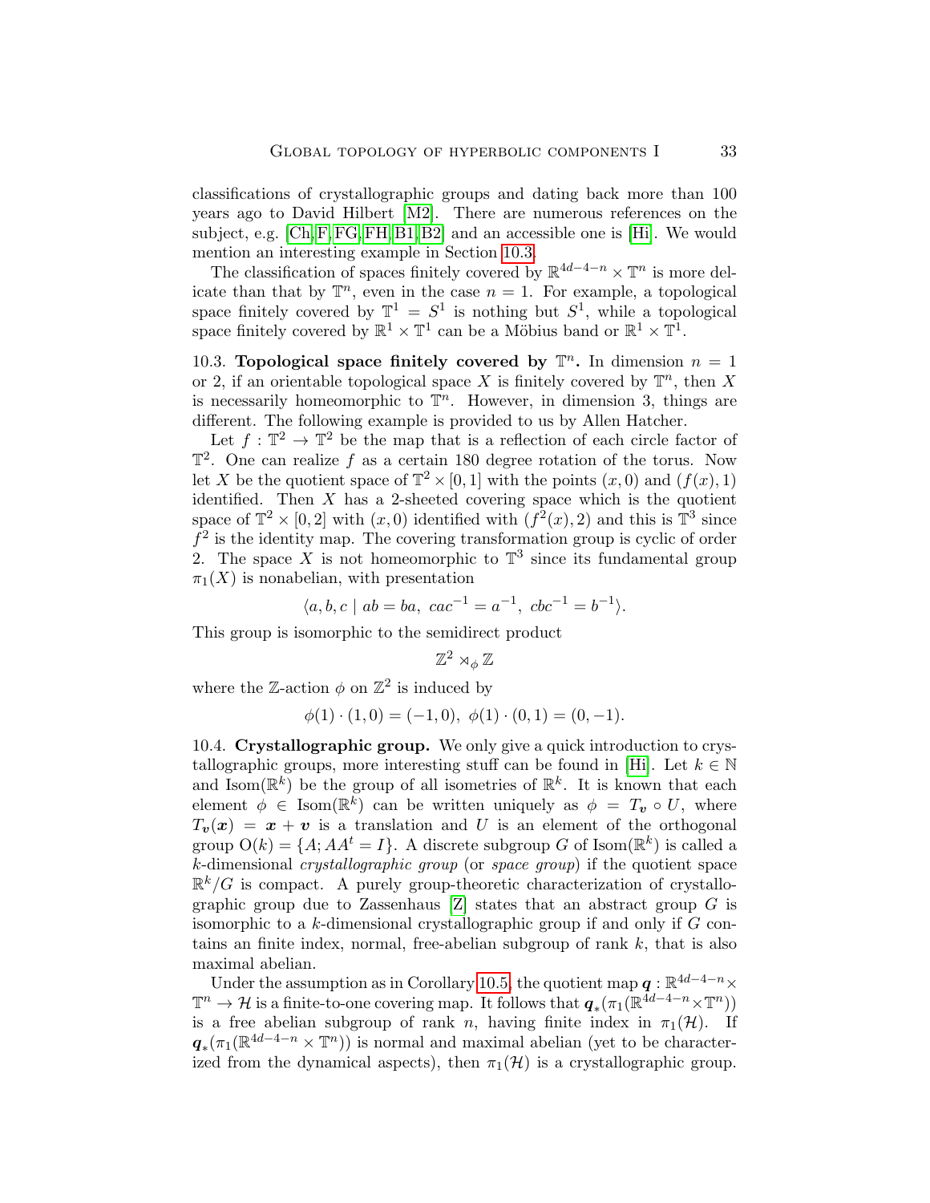classifications of crystallographic groups and dating back more than 100 years ago to David Hilbert [M2]. There are numerous references on the subject, e.g. [Ch, F, FG, FH, B1, B2] and an accessible one is [Hi]. We would mention an interesting example in Section 10.3.

The classification of spaces finitely covered by $\mathbb{R}^{4d-4-n} \times \mathbb{T}^n$ is more delicate than that by $\mathbb{T}^n$, even in the case $n = 1$. For example, a topological space finitely covered by $\mathbb{T}^1 = S^1$ is nothing but $S^1$, while a topological space finitely covered by $\mathbb{R}^1 \times \mathbb{T}^1$ can be a Möbius band or $\mathbb{R}^1 \times \mathbb{T}^1$.

10.3. **Topological space finitely covered by $\mathbb{T}^n$.** In dimension $n = 1$ or 2, if an orientable topological space $X$ is finitely covered by $\mathbb{T}^n$, then $X$ is necessarily homeomorphic to $\mathbb{T}^n$. However, in dimension 3, things are different. The following example is provided to us by Allen Hatcher.

Let $f : \mathbb{T}^2 \to \mathbb{T}^2$ be the map that is a reflection of each circle factor of $\mathbb{T}^2$. One can realize $f$ as a certain 180 degree rotation of the torus. Now let $X$ be the quotient space of $\mathbb{T}^2 \times [0, 1]$ with the points $(x, 0)$ and $(f(x), 1)$ identified. Then $X$ has a 2-sheeted covering space which is the quotient space of $\mathbb{T}^2 \times [0, 2]$ with $(x, 0)$ identified with $(f^2(x), 2)$ and this is $\mathbb{T}^3$ since $f^2$ is the identity map. The covering transformation group is cyclic of order 2. The space $X$ is not homeomorphic to $\mathbb{T}^3$ since its fundamental group $\pi_1(X)$ is nonabelian, with presentation

$$\langle a, b, c \mid ab = ba,\ cac^{-1} = a^{-1},\ cbc^{-1} = b^{-1} \rangle.$$

This group is isomorphic to the semidirect product

$$\mathbb{Z}^2 \rtimes_\phi \mathbb{Z}$$

where the $\mathbb{Z}$-action $\phi$ on $\mathbb{Z}^2$ is induced by

$$\phi(1) \cdot (1, 0) = (-1, 0),\ \phi(1) \cdot (0, 1) = (0, -1).$$

10.4. **Crystallographic group.** We only give a quick introduction to crystallographic groups, more interesting stuff can be found in [Hi]. Let $k \in \mathbb{N}$ and $\mathrm{Isom}(\mathbb{R}^k)$ be the group of all isometries of $\mathbb{R}^k$. It is known that each element $\phi \in \mathrm{Isom}(\mathbb{R}^k)$ can be written uniquely as $\phi = T_{\boldsymbol{v}} \circ U$, where $T_{\boldsymbol{v}}(\boldsymbol{x}) = \boldsymbol{x} + \boldsymbol{v}$ is a translation and $U$ is an element of the orthogonal group $\mathrm{O}(k) = \{A; AA^t = I\}$. A discrete subgroup $G$ of $\mathrm{Isom}(\mathbb{R}^k)$ is called a $k$-dimensional *crystallographic group* (or *space group*) if the quotient space $\mathbb{R}^k/G$ is compact. A purely group-theoretic characterization of crystallographic group due to Zassenhaus [Z] states that an abstract group $G$ is isomorphic to a $k$-dimensional crystallographic group if and only if $G$ contains an finite index, normal, free-abelian subgroup of rank $k$, that is also maximal abelian.

Under the assumption as in Corollary 10.5, the quotient map $\boldsymbol{q} : \mathbb{R}^{4d-4-n} \times \mathbb{T}^n \to \mathcal{H}$ is a finite-to-one covering map. It follows that $\boldsymbol{q}_*(\pi_1(\mathbb{R}^{4d-4-n} \times \mathbb{T}^n))$ is a free abelian subgroup of rank $n$, having finite index in $\pi_1(\mathcal{H})$. If $\boldsymbol{q}_*(\pi_1(\mathbb{R}^{4d-4-n} \times \mathbb{T}^n))$ is normal and maximal abelian (yet to be characterized from the dynamical aspects), then $\pi_1(\mathcal{H})$ is a crystallographic group.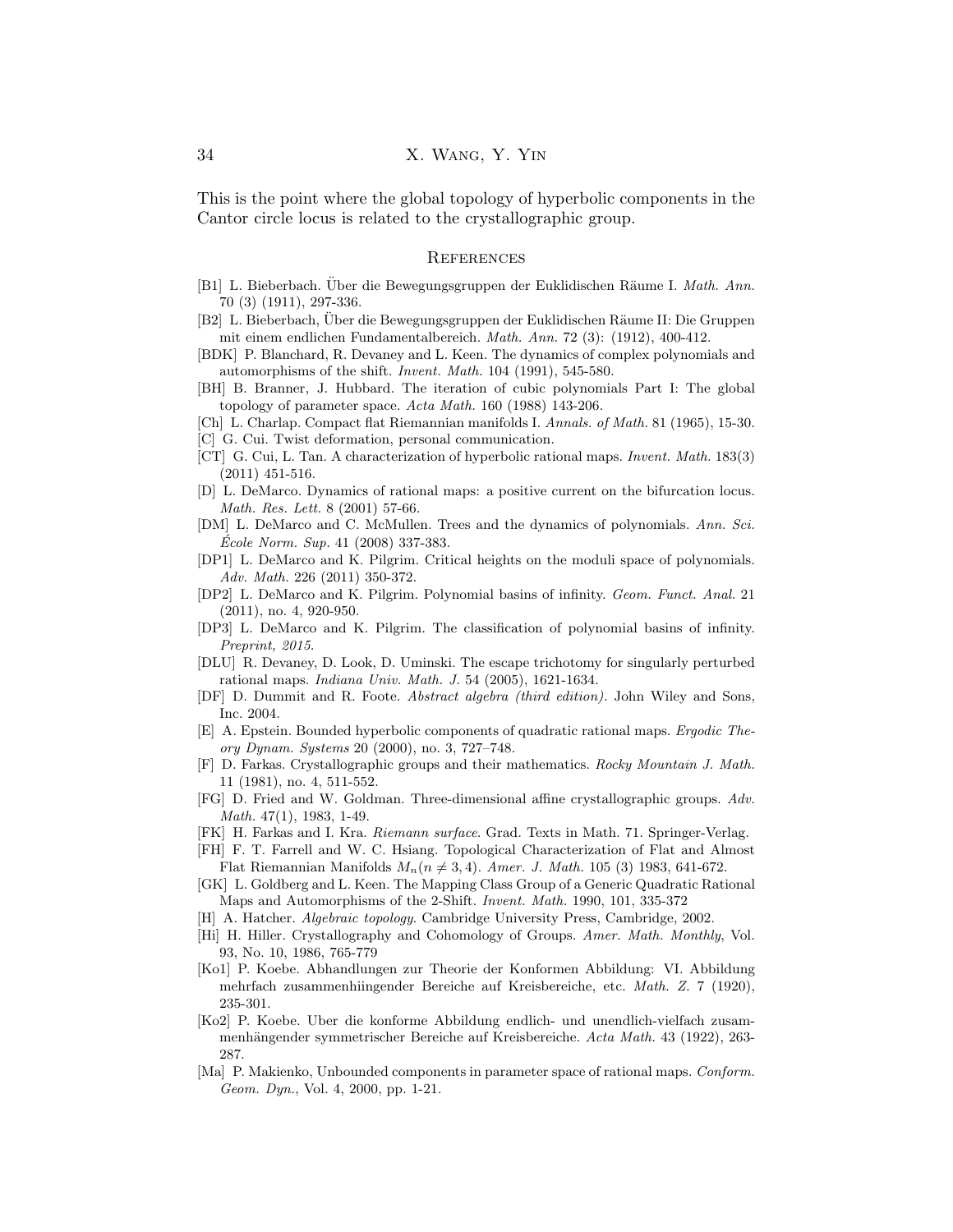This is the point where the global topology of hyperbolic components in the Cantor circle locus is related to the crystallographic group.

## References

[B1] L. Bieberbach. Über die Bewegungsgruppen der Euklidischen Räume I. *Math. Ann.* 70 (3) (1911), 297-336.

[B2] L. Bieberbach, Über die Bewegungsgruppen der Euklidischen Räume II: Die Gruppen mit einem endlichen Fundamentalbereich. *Math. Ann.* 72 (3): (1912), 400-412.

[BDK] P. Blanchard, R. Devaney and L. Keen. The dynamics of complex polynomials and automorphisms of the shift. *Invent. Math.* 104 (1991), 545-580.

[BH] B. Branner, J. Hubbard. The iteration of cubic polynomials Part I: The global topology of parameter space. *Acta Math.* 160 (1988) 143-206.

[Ch] L. Charlap. Compact flat Riemannian manifolds I. *Annals. of Math.* 81 (1965), 15-30.

[C] G. Cui. Twist deformation, personal communication.

[CT] G. Cui, L. Tan. A characterization of hyperbolic rational maps. *Invent. Math.* 183(3) (2011) 451-516.

[D] L. DeMarco. Dynamics of rational maps: a positive current on the bifurcation locus. *Math. Res. Lett.* 8 (2001) 57-66.

[DM] L. DeMarco and C. McMullen. Trees and the dynamics of polynomials. *Ann. Sci. École Norm. Sup.* 41 (2008) 337-383.

[DP1] L. DeMarco and K. Pilgrim. Critical heights on the moduli space of polynomials. *Adv. Math.* 226 (2011) 350-372.

[DP2] L. DeMarco and K. Pilgrim. Polynomial basins of infinity. *Geom. Funct. Anal.* 21 (2011), no. 4, 920-950.

[DP3] L. DeMarco and K. Pilgrim. The classification of polynomial basins of infinity. *Preprint, 2015.*

[DLU] R. Devaney, D. Look, D. Uminski. The escape trichotomy for singularly perturbed rational maps. *Indiana Univ. Math. J.* 54 (2005), 1621-1634.

[DF] D. Dummit and R. Foote. *Abstract algebra (third edition)*. John Wiley and Sons, Inc. 2004.

[E] A. Epstein. Bounded hyperbolic components of quadratic rational maps. *Ergodic Theory Dynam. Systems* 20 (2000), no. 3, 727–748.

[F] D. Farkas. Crystallographic groups and their mathematics. *Rocky Mountain J. Math.* 11 (1981), no. 4, 511-552.

[FG] D. Fried and W. Goldman. Three-dimensional affine crystallographic groups. *Adv. Math.* 47(1), 1983, 1-49.

[FK] H. Farkas and I. Kra. *Riemann surface*. Grad. Texts in Math. 71. Springer-Verlag.

[FH] F. T. Farrell and W. C. Hsiang. Topological Characterization of Flat and Almost Flat Riemannian Manifolds $M_n (n \neq 3, 4)$. *Amer. J. Math.* 105 (3) 1983, 641-672.

[GK] L. Goldberg and L. Keen. The Mapping Class Group of a Generic Quadratic Rational Maps and Automorphisms of the 2-Shift. *Invent. Math.* 1990, 101, 335-372

[H] A. Hatcher. *Algebraic topology*. Cambridge University Press, Cambridge, 2002.

[Hi] H. Hiller. Crystallography and Cohomology of Groups. *Amer. Math. Monthly*, Vol. 93, No. 10, 1986, 765-779

[Ko1] P. Koebe. Abhandlungen zur Theorie der Konformen Abbildung: VI. Abbildung mehrfach zusammenhiingender Bereiche auf Kreisbereiche, etc. *Math. Z.* 7 (1920), 235-301.

[Ko2] P. Koebe. Uber die konforme Abbildung endlich- und unendlich-vielfach zusammenhängender symmetrischer Bereiche auf Kreisbereiche. *Acta Math.* 43 (1922), 263-287.

[Ma] P. Makienko, Unbounded components in parameter space of rational maps. *Conform. Geom. Dyn.*, Vol. 4, 2000, pp. 1-21.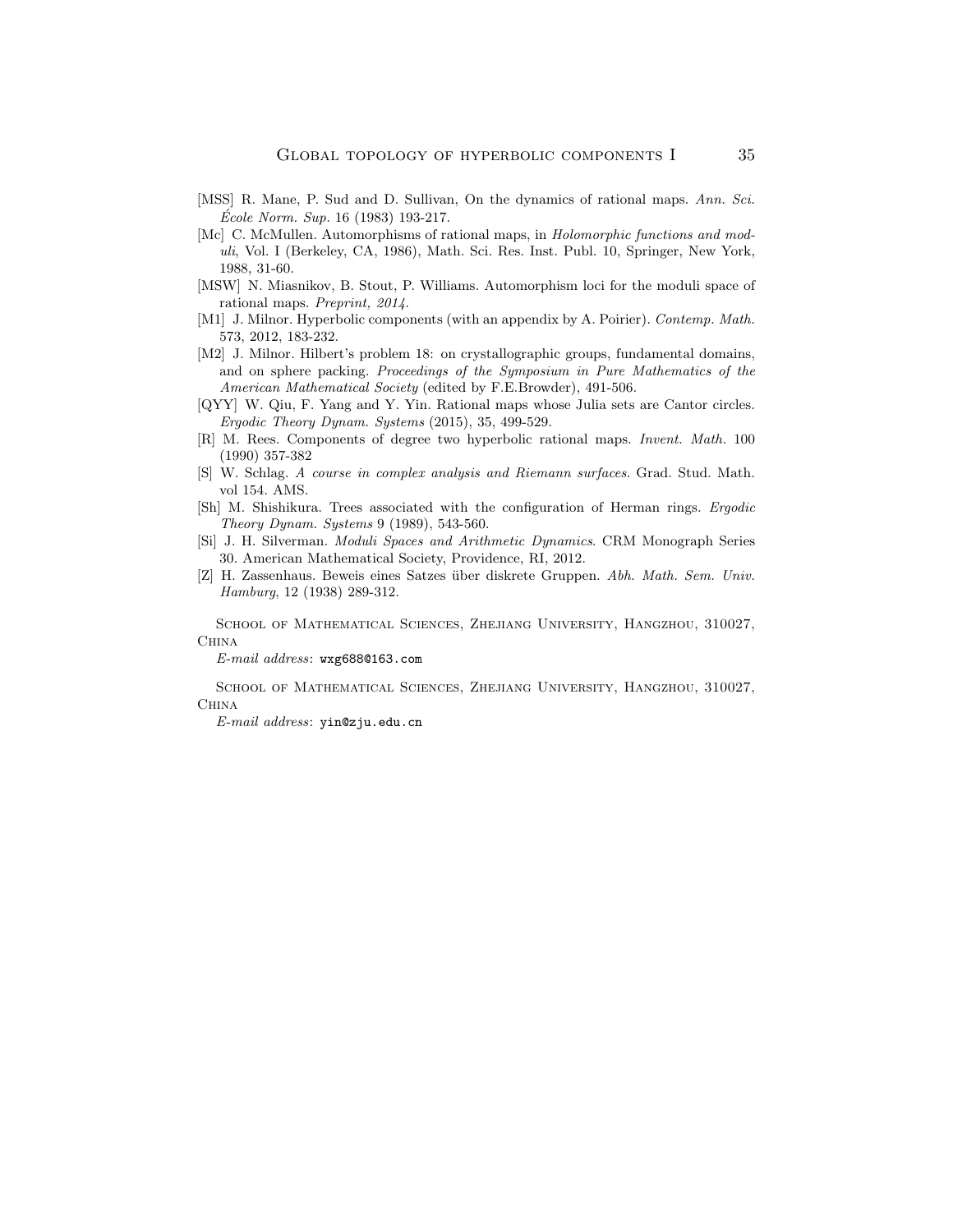[MSS] R. Mane, P. Sud and D. Sullivan, On the dynamics of rational maps. *Ann. Sci. École Norm. Sup.* 16 (1983) 193-217.

[Mc] C. McMullen. Automorphisms of rational maps, in *Holomorphic functions and moduli*, Vol. I (Berkeley, CA, 1986), Math. Sci. Res. Inst. Publ. 10, Springer, New York, 1988, 31-60.

[MSW] N. Miasnikov, B. Stout, P. Williams. Automorphism loci for the moduli space of rational maps. *Preprint, 2014*.

[M1] J. Milnor. Hyperbolic components (with an appendix by A. Poirier). *Contemp. Math.* 573, 2012, 183-232.

[M2] J. Milnor. Hilbert's problem 18: on crystallographic groups, fundamental domains, and on sphere packing. *Proceedings of the Symposium in Pure Mathematics of the American Mathematical Society* (edited by F.E.Browder), 491-506.

[QYY] W. Qiu, F. Yang and Y. Yin. Rational maps whose Julia sets are Cantor circles. *Ergodic Theory Dynam. Systems* (2015), 35, 499-529.

[R] M. Rees. Components of degree two hyperbolic rational maps. *Invent. Math.* 100 (1990) 357-382

[S] W. Schlag. *A course in complex analysis and Riemann surfaces*. Grad. Stud. Math. vol 154. AMS.

[Sh] M. Shishikura. Trees associated with the configuration of Herman rings. *Ergodic Theory Dynam. Systems* 9 (1989), 543-560.

[Si] J. H. Silverman. *Moduli Spaces and Arithmetic Dynamics*. CRM Monograph Series 30. American Mathematical Society, Providence, RI, 2012.

[Z] H. Zassenhaus. Beweis eines Satzes über diskrete Gruppen. *Abh. Math. Sem. Univ. Hamburg*, 12 (1938) 289-312.

School of Mathematical Sciences, Zhejiang University, Hangzhou, 310027, China

*E-mail address*: wxg688@163.com

School of Mathematical Sciences, Zhejiang University, Hangzhou, 310027, China

*E-mail address*: yin@zju.edu.cn